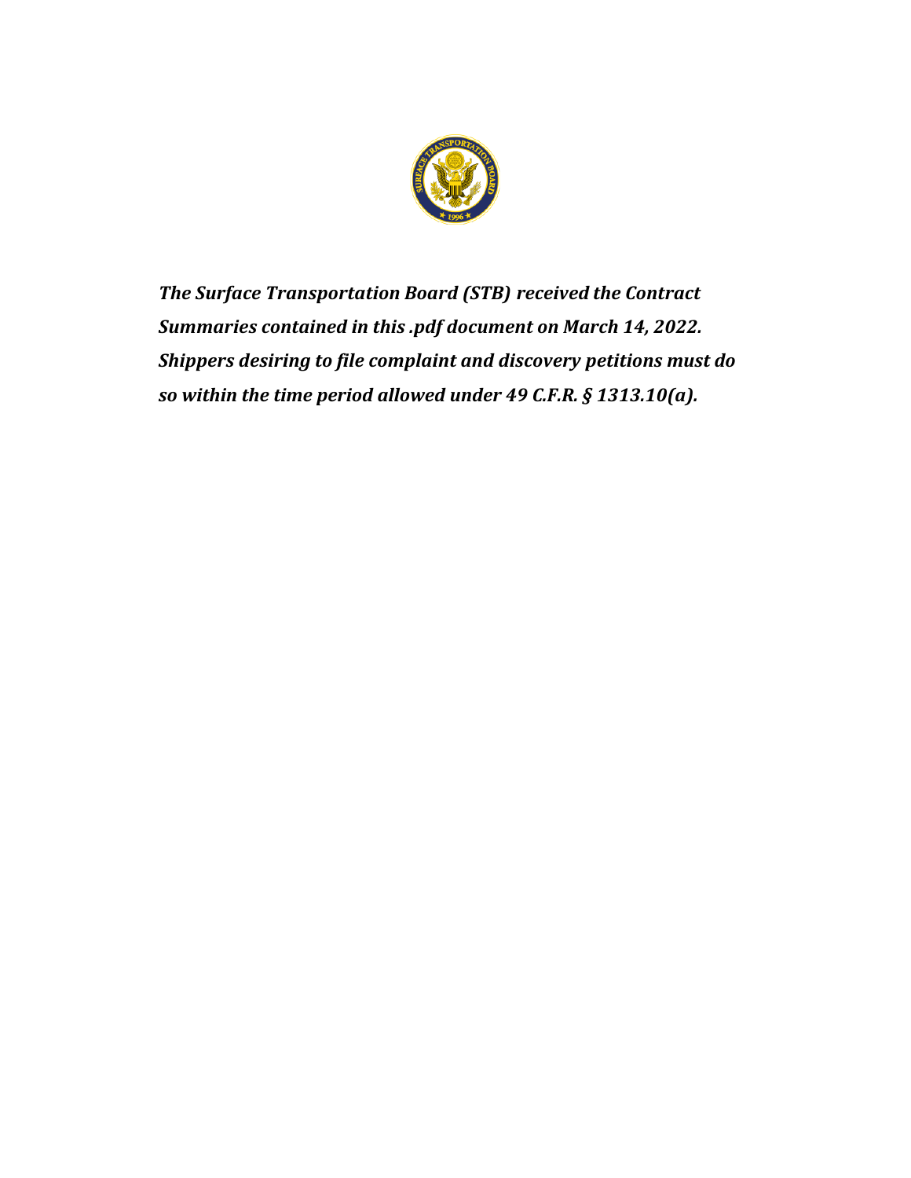***The Surface Transportation Board (STB) received the Contract Summaries contained in this .pdf document on March 14, 2022. Shippers desiring to file complaint and discovery petitions must do so within the time period allowed under 49 C.F.R. § 1313.10(a).***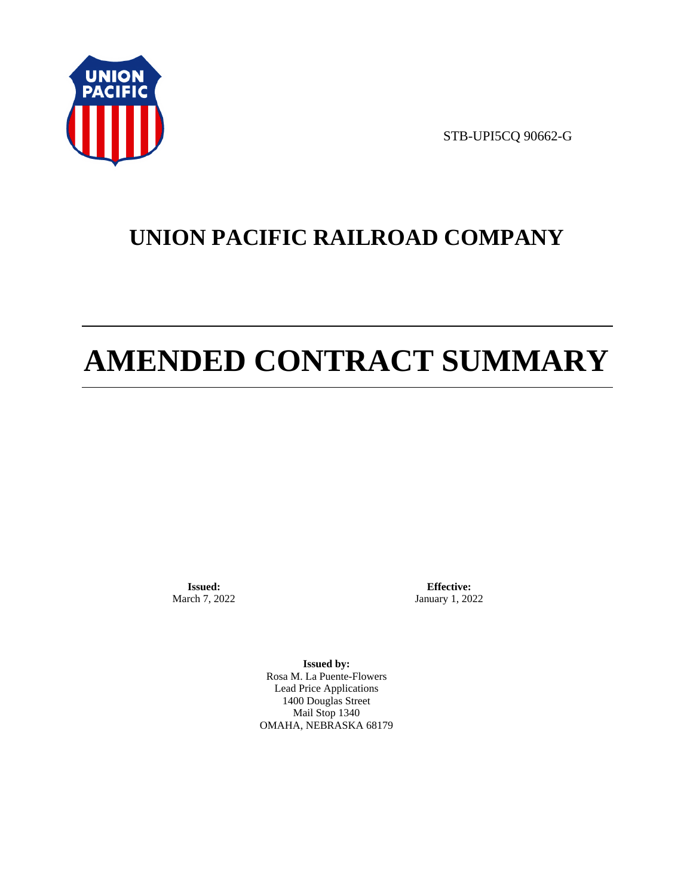STB-UPI5CQ 90662-G

# UNION PACIFIC RAILROAD COMPANY

# AMENDED CONTRACT SUMMARY

**Issued:**
March 7, 2022

**Effective:**
January 1, 2022

**Issued by:**
Rosa M. La Puente-Flowers
Lead Price Applications
1400 Douglas Street
Mail Stop 1340
OMAHA, NEBRASKA 68179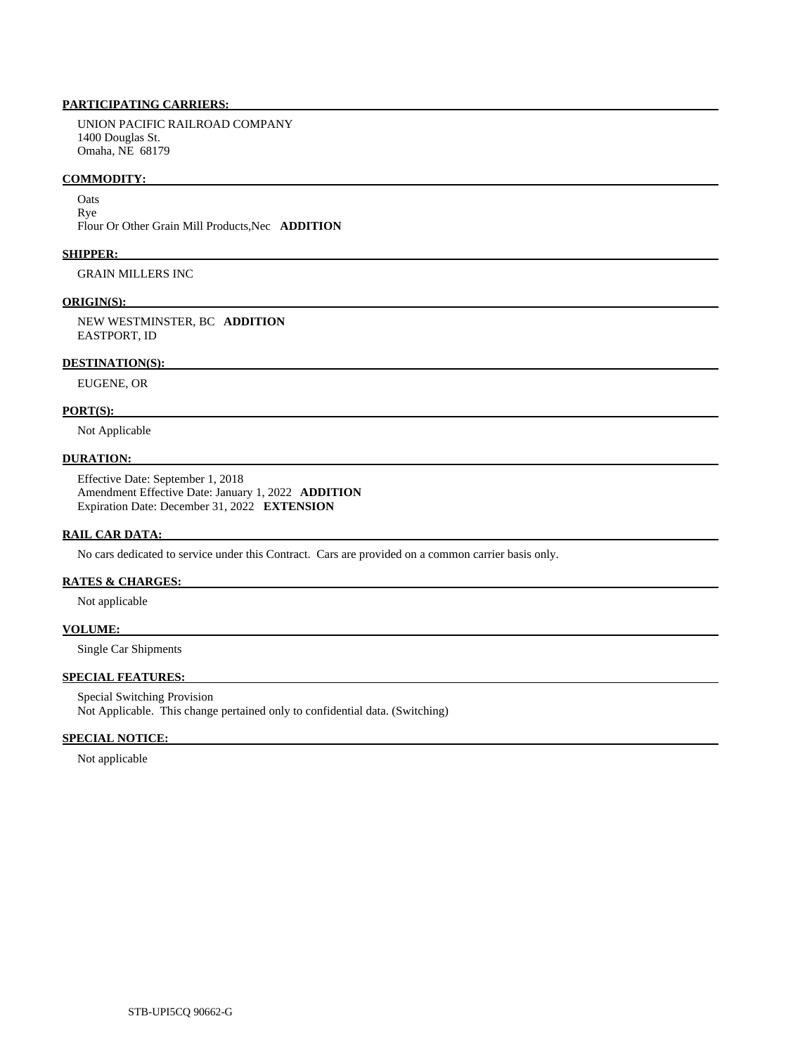**PARTICIPATING CARRIERS:**

UNION PACIFIC RAILROAD COMPANY
1400 Douglas St.
Omaha, NE 68179

**COMMODITY:**

Oats
Rye
Flour Or Other Grain Mill Products,Nec **ADDITION**

**SHIPPER:**

GRAIN MILLERS INC

**ORIGIN(S):**

NEW WESTMINSTER, BC **ADDITION**
EASTPORT, ID

**DESTINATION(S):**

EUGENE, OR

**PORT(S):**

Not Applicable

**DURATION:**

Effective Date: September 1, 2018
Amendment Effective Date: January 1, 2022 **ADDITION**
Expiration Date: December 31, 2022 **EXTENSION**

**RAIL CAR DATA:**

No cars dedicated to service under this Contract. Cars are provided on a common carrier basis only.

**RATES & CHARGES:**

Not applicable

**VOLUME:**

Single Car Shipments

**SPECIAL FEATURES:**

Special Switching Provision
Not Applicable. This change pertained only to confidential data. (Switching)

**SPECIAL NOTICE:**

Not applicable

STB-UPI5CQ 90662-G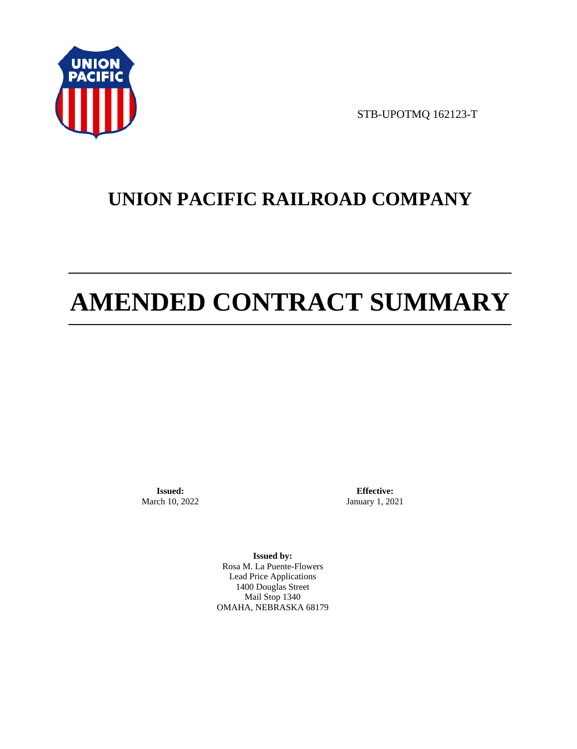STB-UPOTMQ 162123-T

# UNION PACIFIC RAILROAD COMPANY

# AMENDED CONTRACT SUMMARY

**Issued:**
March 10, 2022

**Effective:**
January 1, 2021

**Issued by:**
Rosa M. La Puente-Flowers
Lead Price Applications
1400 Douglas Street
Mail Stop 1340
OMAHA, NEBRASKA 68179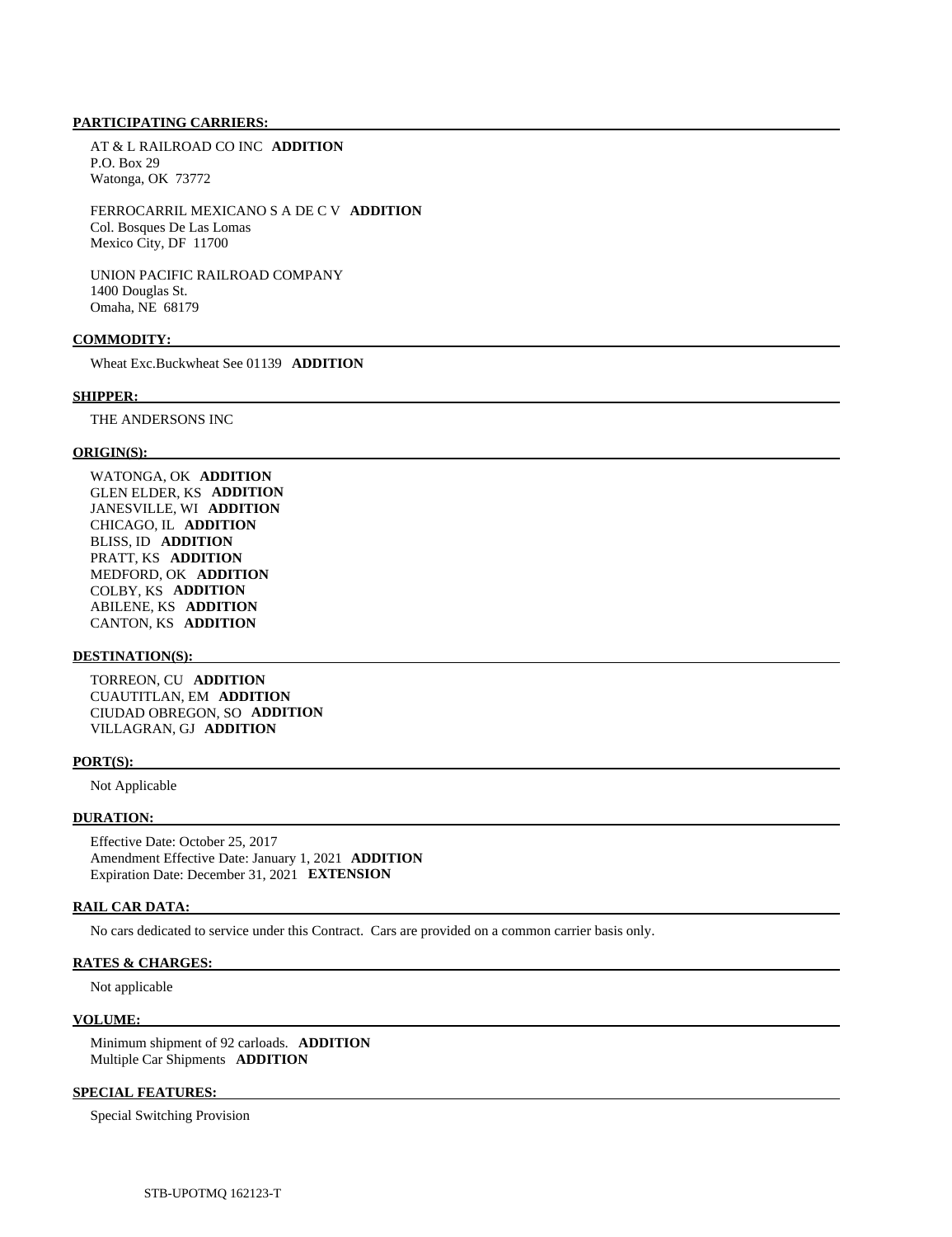**PARTICIPATING CARRIERS:**

AT & L RAILROAD CO INC **ADDITION**
P.O. Box 29
Watonga, OK 73772

FERROCARRIL MEXICANO S A DE C V **ADDITION**
Col. Bosques De Las Lomas
Mexico City, DF 11700

UNION PACIFIC RAILROAD COMPANY
1400 Douglas St.
Omaha, NE 68179

**COMMODITY:**

Wheat Exc.Buckwheat See 01139 **ADDITION**

**SHIPPER:**

THE ANDERSONS INC

**ORIGIN(S):**

WATONGA, OK **ADDITION**
GLEN ELDER, KS **ADDITION**
JANESVILLE, WI **ADDITION**
CHICAGO, IL **ADDITION**
BLISS, ID **ADDITION**
PRATT, KS **ADDITION**
MEDFORD, OK **ADDITION**
COLBY, KS **ADDITION**
ABILENE, KS **ADDITION**
CANTON, KS **ADDITION**

**DESTINATION(S):**

TORREON, CU **ADDITION**
CUAUTITLAN, EM **ADDITION**
CIUDAD OBREGON, SO **ADDITION**
VILLAGRAN, GJ **ADDITION**

**PORT(S):**

Not Applicable

**DURATION:**

Effective Date: October 25, 2017
Amendment Effective Date: January 1, 2021 **ADDITION**
Expiration Date: December 31, 2021 **EXTENSION**

**RAIL CAR DATA:**

No cars dedicated to service under this Contract. Cars are provided on a common carrier basis only.

**RATES & CHARGES:**

Not applicable

**VOLUME:**

Minimum shipment of 92 carloads. **ADDITION**
Multiple Car Shipments **ADDITION**

**SPECIAL FEATURES:**

Special Switching Provision

STB-UPOTMQ 162123-T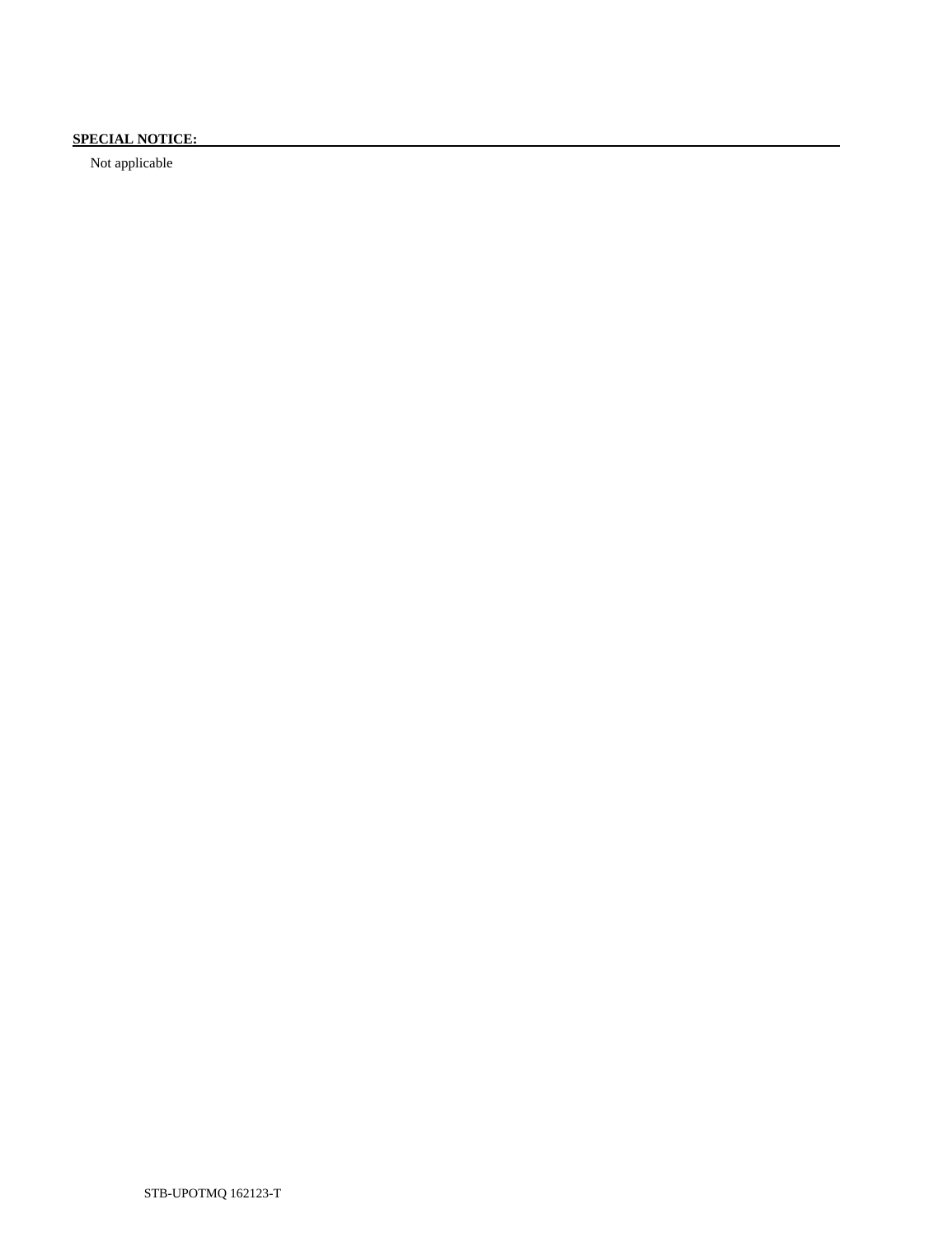**SPECIAL NOTICE:**

Not applicable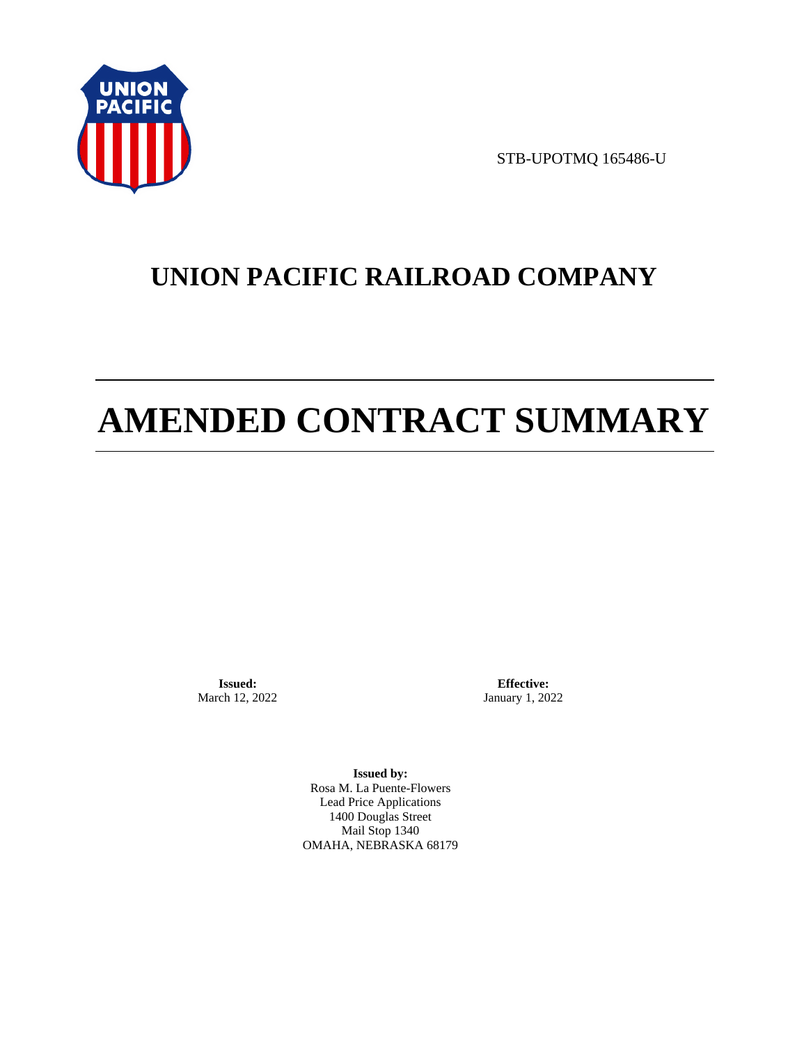STB-UPOTMQ 165486-U

# UNION PACIFIC RAILROAD COMPANY

# AMENDED CONTRACT SUMMARY

**Issued:**
March 12, 2022

**Effective:**
January 1, 2022

**Issued by:**
Rosa M. La Puente-Flowers
Lead Price Applications
1400 Douglas Street
Mail Stop 1340
OMAHA, NEBRASKA 68179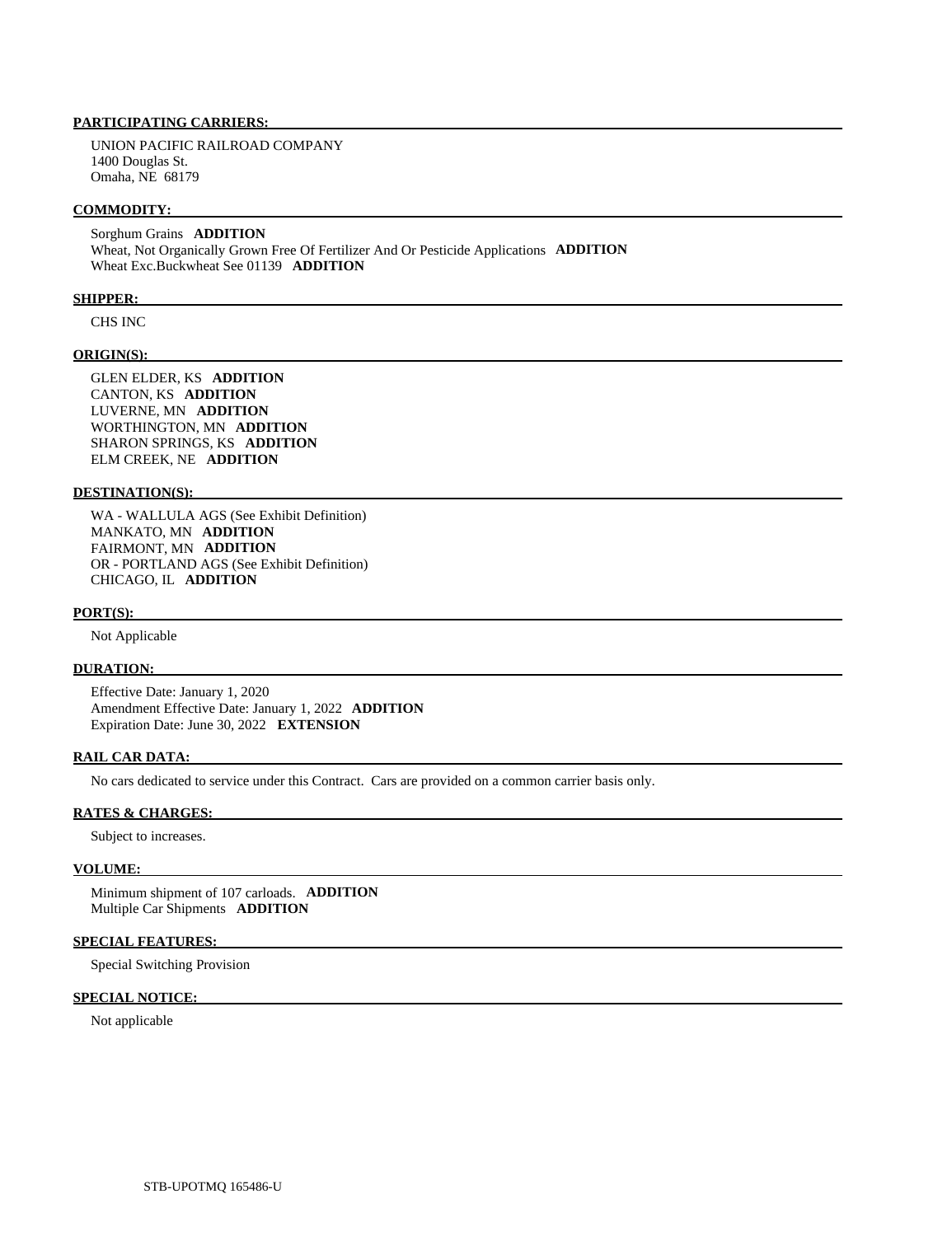**PARTICIPATING CARRIERS:**

UNION PACIFIC RAILROAD COMPANY
1400 Douglas St.
Omaha, NE 68179

**COMMODITY:**

Sorghum Grains **ADDITION**
Wheat, Not Organically Grown Free Of Fertilizer And Or Pesticide Applications **ADDITION**
Wheat Exc.Buckwheat See 01139 **ADDITION**

**SHIPPER:**

CHS INC

**ORIGIN(S):**

GLEN ELDER, KS **ADDITION**
CANTON, KS **ADDITION**
LUVERNE, MN **ADDITION**
WORTHINGTON, MN **ADDITION**
SHARON SPRINGS, KS **ADDITION**
ELM CREEK, NE **ADDITION**

**DESTINATION(S):**

WA - WALLULA AGS (See Exhibit Definition)
MANKATO, MN **ADDITION**
FAIRMONT, MN **ADDITION**
OR - PORTLAND AGS (See Exhibit Definition)
CHICAGO, IL **ADDITION**

**PORT(S):**

Not Applicable

**DURATION:**

Effective Date: January 1, 2020
Amendment Effective Date: January 1, 2022 **ADDITION**
Expiration Date: June 30, 2022 **EXTENSION**

**RAIL CAR DATA:**

No cars dedicated to service under this Contract. Cars are provided on a common carrier basis only.

**RATES & CHARGES:**

Subject to increases.

**VOLUME:**

Minimum shipment of 107 carloads. **ADDITION**
Multiple Car Shipments **ADDITION**

**SPECIAL FEATURES:**

Special Switching Provision

**SPECIAL NOTICE:**

Not applicable

STB-UPOTMQ 165486-U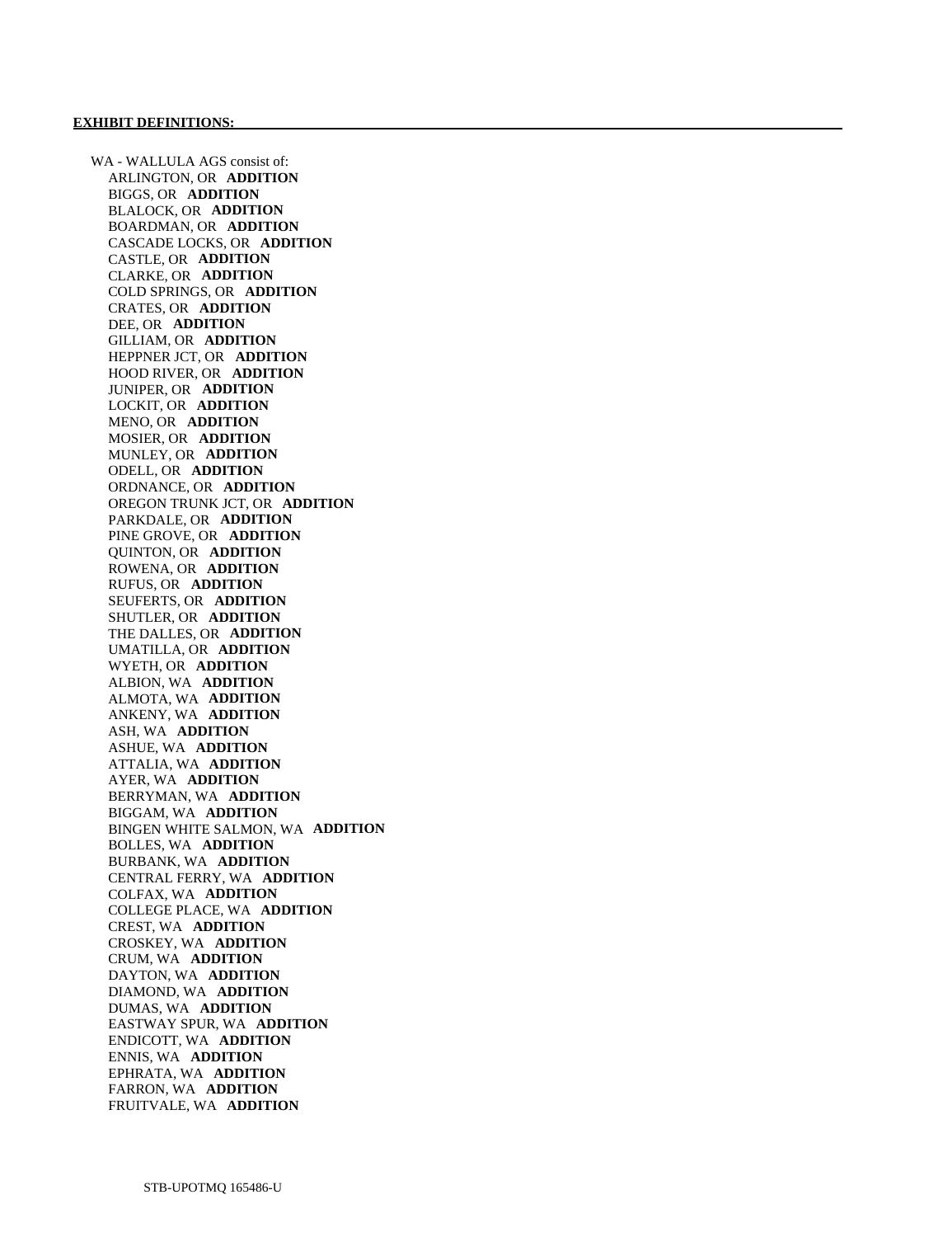**EXHIBIT DEFINITIONS:**

WA - WALLULA AGS consist of:

ARLINGTON, OR **ADDITION**
BIGGS, OR **ADDITION**
BLALOCK, OR **ADDITION**
BOARDMAN, OR **ADDITION**
CASCADE LOCKS, OR **ADDITION**
CASTLE, OR **ADDITION**
CLARKE, OR **ADDITION**
COLD SPRINGS, OR **ADDITION**
CRATES, OR **ADDITION**
DEE, OR **ADDITION**
GILLIAM, OR **ADDITION**
HEPPNER JCT, OR **ADDITION**
HOOD RIVER, OR **ADDITION**
JUNIPER, OR **ADDITION**
LOCKIT, OR **ADDITION**
MENO, OR **ADDITION**
MOSIER, OR **ADDITION**
MUNLEY, OR **ADDITION**
ODELL, OR **ADDITION**
ORDNANCE, OR **ADDITION**
OREGON TRUNK JCT, OR **ADDITION**
PARKDALE, OR **ADDITION**
PINE GROVE, OR **ADDITION**
QUINTON, OR **ADDITION**
ROWENA, OR **ADDITION**
RUFUS, OR **ADDITION**
SEUFERTS, OR **ADDITION**
SHUTLER, OR **ADDITION**
THE DALLES, OR **ADDITION**
UMATILLA, OR **ADDITION**
WYETH, OR **ADDITION**
ALBION, WA **ADDITION**
ALMOTA, WA **ADDITION**
ANKENY, WA **ADDITION**
ASH, WA **ADDITION**
ASHUE, WA **ADDITION**
ATTALIA, WA **ADDITION**
AYER, WA **ADDITION**
BERRYMAN, WA **ADDITION**
BIGGAM, WA **ADDITION**
BINGEN WHITE SALMON, WA **ADDITION**
BOLLES, WA **ADDITION**
BURBANK, WA **ADDITION**
CENTRAL FERRY, WA **ADDITION**
COLFAX, WA **ADDITION**
COLLEGE PLACE, WA **ADDITION**
CREST, WA **ADDITION**
CROSKEY, WA **ADDITION**
CRUM, WA **ADDITION**
DAYTON, WA **ADDITION**
DIAMOND, WA **ADDITION**
DUMAS, WA **ADDITION**
EASTWAY SPUR, WA **ADDITION**
ENDICOTT, WA **ADDITION**
ENNIS, WA **ADDITION**
EPHRATA, WA **ADDITION**
FARRON, WA **ADDITION**
FRUITVALE, WA **ADDITION**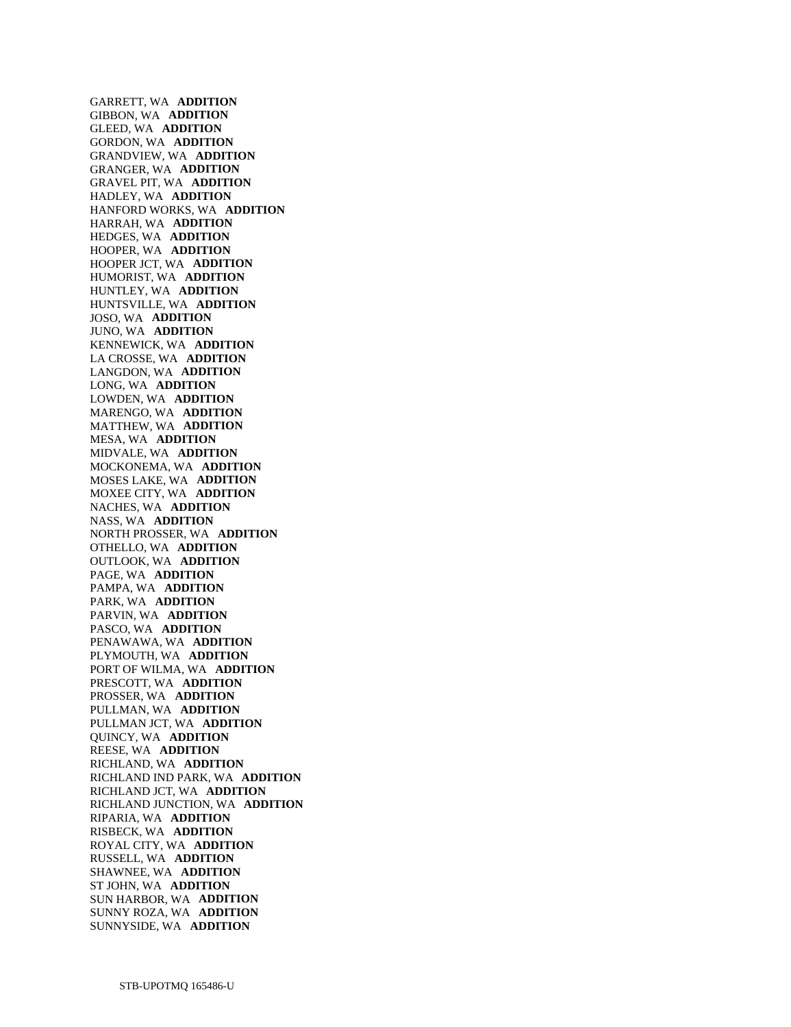GARRETT, WA **ADDITION**
GIBBON, WA **ADDITION**
GLEED, WA **ADDITION**
GORDON, WA **ADDITION**
GRANDVIEW, WA **ADDITION**
GRANGER, WA **ADDITION**
GRAVEL PIT, WA **ADDITION**
HADLEY, WA **ADDITION**
HANFORD WORKS, WA **ADDITION**
HARRAH, WA **ADDITION**
HEDGES, WA **ADDITION**
HOOPER, WA **ADDITION**
HOOPER JCT, WA **ADDITION**
HUMORIST, WA **ADDITION**
HUNTLEY, WA **ADDITION**
HUNTSVILLE, WA **ADDITION**
JOSO, WA **ADDITION**
JUNO, WA **ADDITION**
KENNEWICK, WA **ADDITION**
LA CROSSE, WA **ADDITION**
LANGDON, WA **ADDITION**
LONG, WA **ADDITION**
LOWDEN, WA **ADDITION**
MARENGO, WA **ADDITION**
MATTHEW, WA **ADDITION**
MESA, WA **ADDITION**
MIDVALE, WA **ADDITION**
MOCKONEMA, WA **ADDITION**
MOSES LAKE, WA **ADDITION**
MOXEE CITY, WA **ADDITION**
NACHES, WA **ADDITION**
NASS, WA **ADDITION**
NORTH PROSSER, WA **ADDITION**
OTHELLO, WA **ADDITION**
OUTLOOK, WA **ADDITION**
PAGE, WA **ADDITION**
PAMPA, WA **ADDITION**
PARK, WA **ADDITION**
PARVIN, WA **ADDITION**
PASCO, WA **ADDITION**
PENAWAWA, WA **ADDITION**
PLYMOUTH, WA **ADDITION**
PORT OF WILMA, WA **ADDITION**
PRESCOTT, WA **ADDITION**
PROSSER, WA **ADDITION**
PULLMAN, WA **ADDITION**
PULLMAN JCT, WA **ADDITION**
QUINCY, WA **ADDITION**
REESE, WA **ADDITION**
RICHLAND, WA **ADDITION**
RICHLAND IND PARK, WA **ADDITION**
RICHLAND JCT, WA **ADDITION**
RICHLAND JUNCTION, WA **ADDITION**
RIPARIA, WA **ADDITION**
RISBECK, WA **ADDITION**
ROYAL CITY, WA **ADDITION**
RUSSELL, WA **ADDITION**
SHAWNEE, WA **ADDITION**
ST JOHN, WA **ADDITION**
SUN HARBOR, WA **ADDITION**
SUNNY ROZA, WA **ADDITION**
SUNNYSIDE, WA **ADDITION**

STB-UPOTMQ 165486-U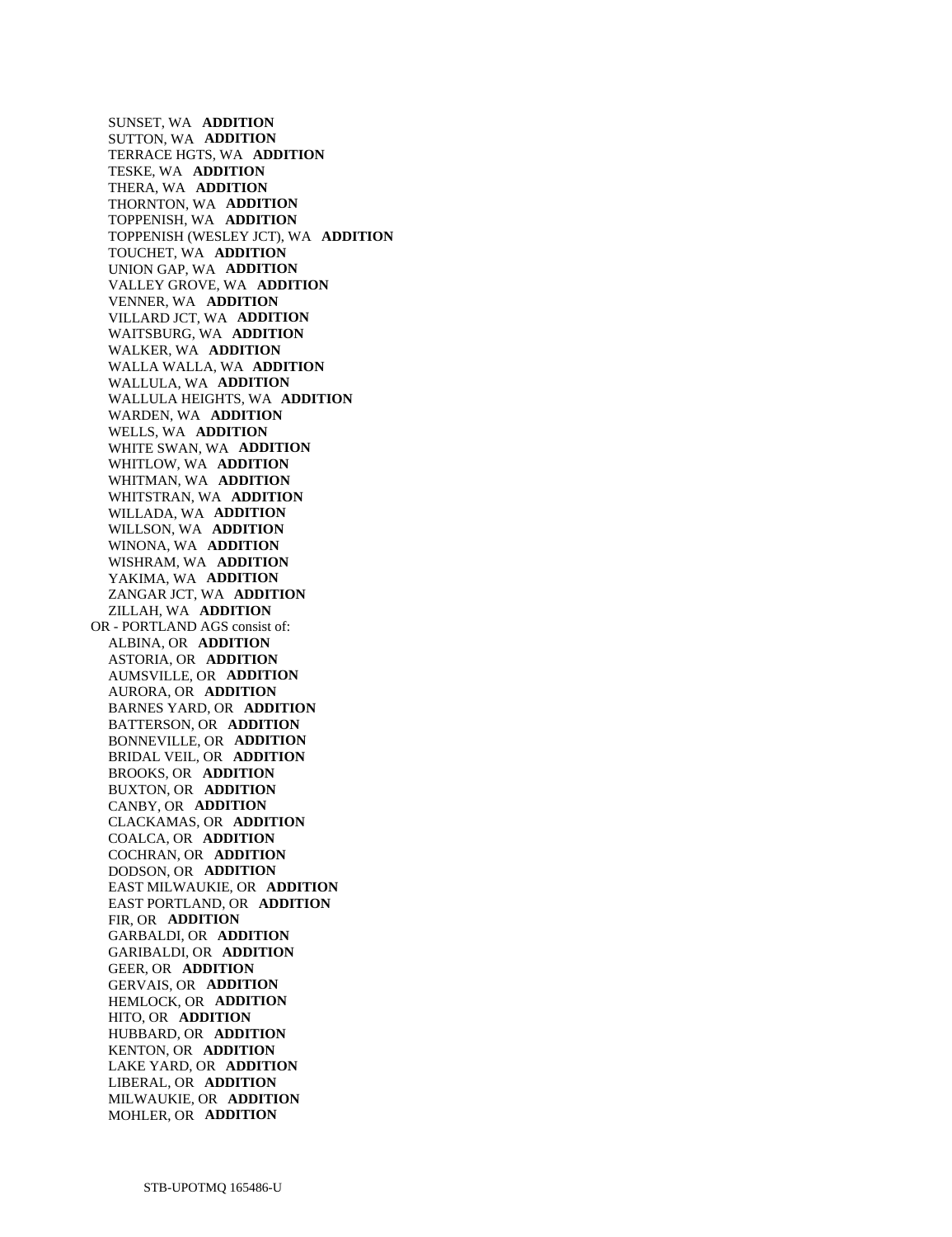SUNSET, WA **ADDITION**
SUTTON, WA **ADDITION**
TERRACE HGTS, WA **ADDITION**
TESKE, WA **ADDITION**
THERA, WA **ADDITION**
THORNTON, WA **ADDITION**
TOPPENISH, WA **ADDITION**
TOPPENISH (WESLEY JCT), WA **ADDITION**
TOUCHET, WA **ADDITION**
UNION GAP, WA **ADDITION**
VALLEY GROVE, WA **ADDITION**
VENNER, WA **ADDITION**
VILLARD JCT, WA **ADDITION**
WAITSBURG, WA **ADDITION**
WALKER, WA **ADDITION**
WALLA WALLA, WA **ADDITION**
WALLULA, WA **ADDITION**
WALLULA HEIGHTS, WA **ADDITION**
WARDEN, WA **ADDITION**
WELLS, WA **ADDITION**
WHITE SWAN, WA **ADDITION**
WHITLOW, WA **ADDITION**
WHITMAN, WA **ADDITION**
WHITSTRAN, WA **ADDITION**
WILLADA, WA **ADDITION**
WILLSON, WA **ADDITION**
WINONA, WA **ADDITION**
WISHRAM, WA **ADDITION**
YAKIMA, WA **ADDITION**
ZANGAR JCT, WA **ADDITION**
ZILLAH, WA **ADDITION**

OR - PORTLAND AGS consist of:
ALBINA, OR **ADDITION**
ASTORIA, OR **ADDITION**
AUMSVILLE, OR **ADDITION**
AURORA, OR **ADDITION**
BARNES YARD, OR **ADDITION**
BATTERSON, OR **ADDITION**
BONNEVILLE, OR **ADDITION**
BRIDAL VEIL, OR **ADDITION**
BROOKS, OR **ADDITION**
BUXTON, OR **ADDITION**
CANBY, OR **ADDITION**
CLACKAMAS, OR **ADDITION**
COALCA, OR **ADDITION**
COCHRAN, OR **ADDITION**
DODSON, OR **ADDITION**
EAST MILWAUKIE, OR **ADDITION**
EAST PORTLAND, OR **ADDITION**
FIR, OR **ADDITION**
GARBALDI, OR **ADDITION**
GARIBALDI, OR **ADDITION**
GEER, OR **ADDITION**
GERVAIS, OR **ADDITION**
HEMLOCK, OR **ADDITION**
HITO, OR **ADDITION**
HUBBARD, OR **ADDITION**
KENTON, OR **ADDITION**
LAKE YARD, OR **ADDITION**
LIBERAL, OR **ADDITION**
MILWAUKIE, OR **ADDITION**
MOHLER, OR **ADDITION**

STB-UPOTMQ 165486-U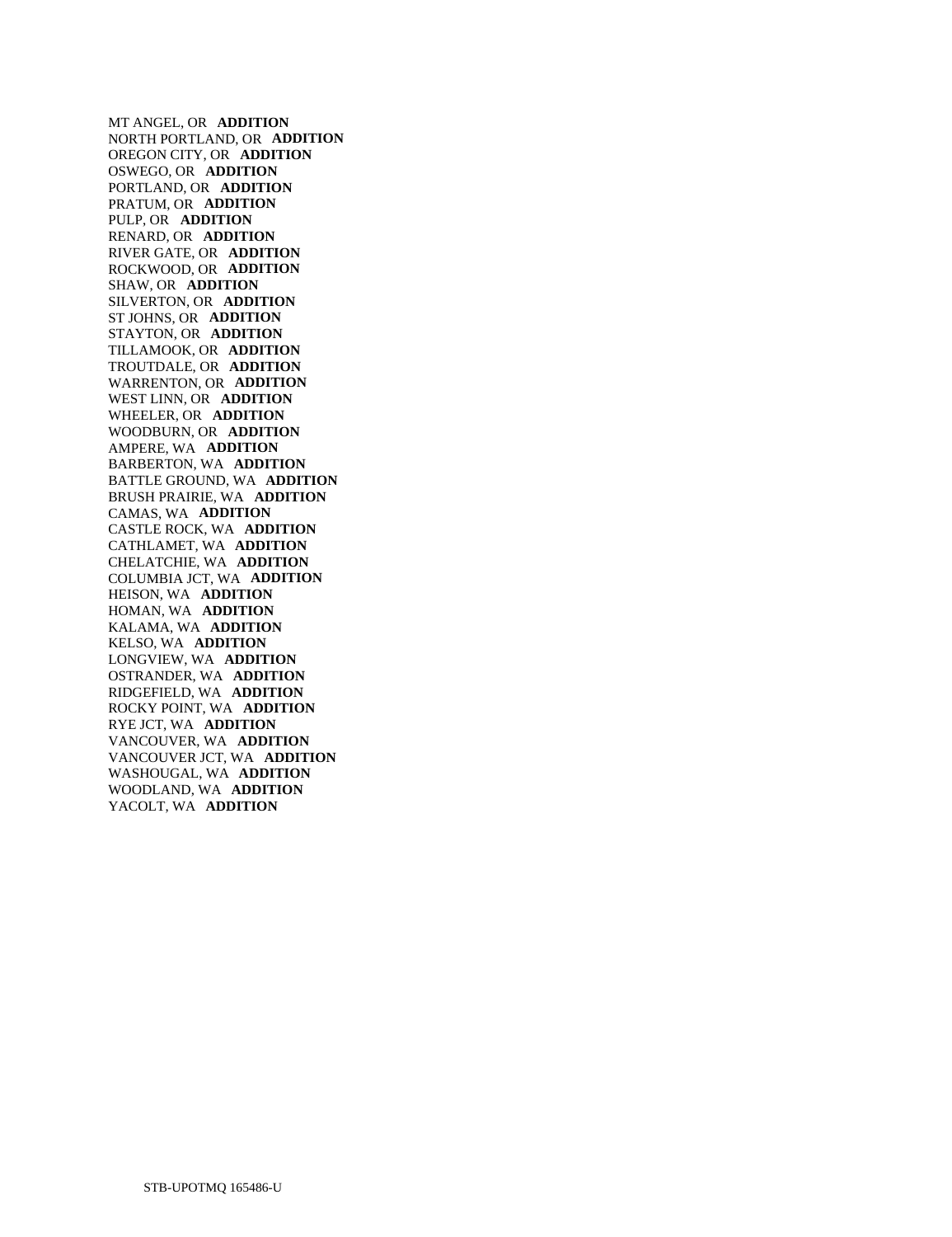MT ANGEL, OR **ADDITION**  
NORTH PORTLAND, OR **ADDITION**  
OREGON CITY, OR **ADDITION**  
OSWEGO, OR **ADDITION**  
PORTLAND, OR **ADDITION**  
PRATUM, OR **ADDITION**  
PULP, OR **ADDITION**  
RENARD, OR **ADDITION**  
RIVER GATE, OR **ADDITION**  
ROCKWOOD, OR **ADDITION**  
SHAW, OR **ADDITION**  
SILVERTON, OR **ADDITION**  
ST JOHNS, OR **ADDITION**  
STAYTON, OR **ADDITION**  
TILLAMOOK, OR **ADDITION**  
TROUTDALE, OR **ADDITION**  
WARRENTON, OR **ADDITION**  
WEST LINN, OR **ADDITION**  
WHEELER, OR **ADDITION**  
WOODBURN, OR **ADDITION**  
AMPERE, WA **ADDITION**  
BARBERTON, WA **ADDITION**  
BATTLE GROUND, WA **ADDITION**  
BRUSH PRAIRIE, WA **ADDITION**  
CAMAS, WA **ADDITION**  
CASTLE ROCK, WA **ADDITION**  
CATHLAMET, WA **ADDITION**  
CHELATCHIE, WA **ADDITION**  
COLUMBIA JCT, WA **ADDITION**  
HEISON, WA **ADDITION**  
HOMAN, WA **ADDITION**  
KALAMA, WA **ADDITION**  
KELSO, WA **ADDITION**  
LONGVIEW, WA **ADDITION**  
OSTRANDER, WA **ADDITION**  
RIDGEFIELD, WA **ADDITION**  
ROCKY POINT, WA **ADDITION**  
RYE JCT, WA **ADDITION**  
VANCOUVER, WA **ADDITION**  
VANCOUVER JCT, WA **ADDITION**  
WASHOUGAL, WA **ADDITION**  
WOODLAND, WA **ADDITION**  
YACOLT, WA **ADDITION**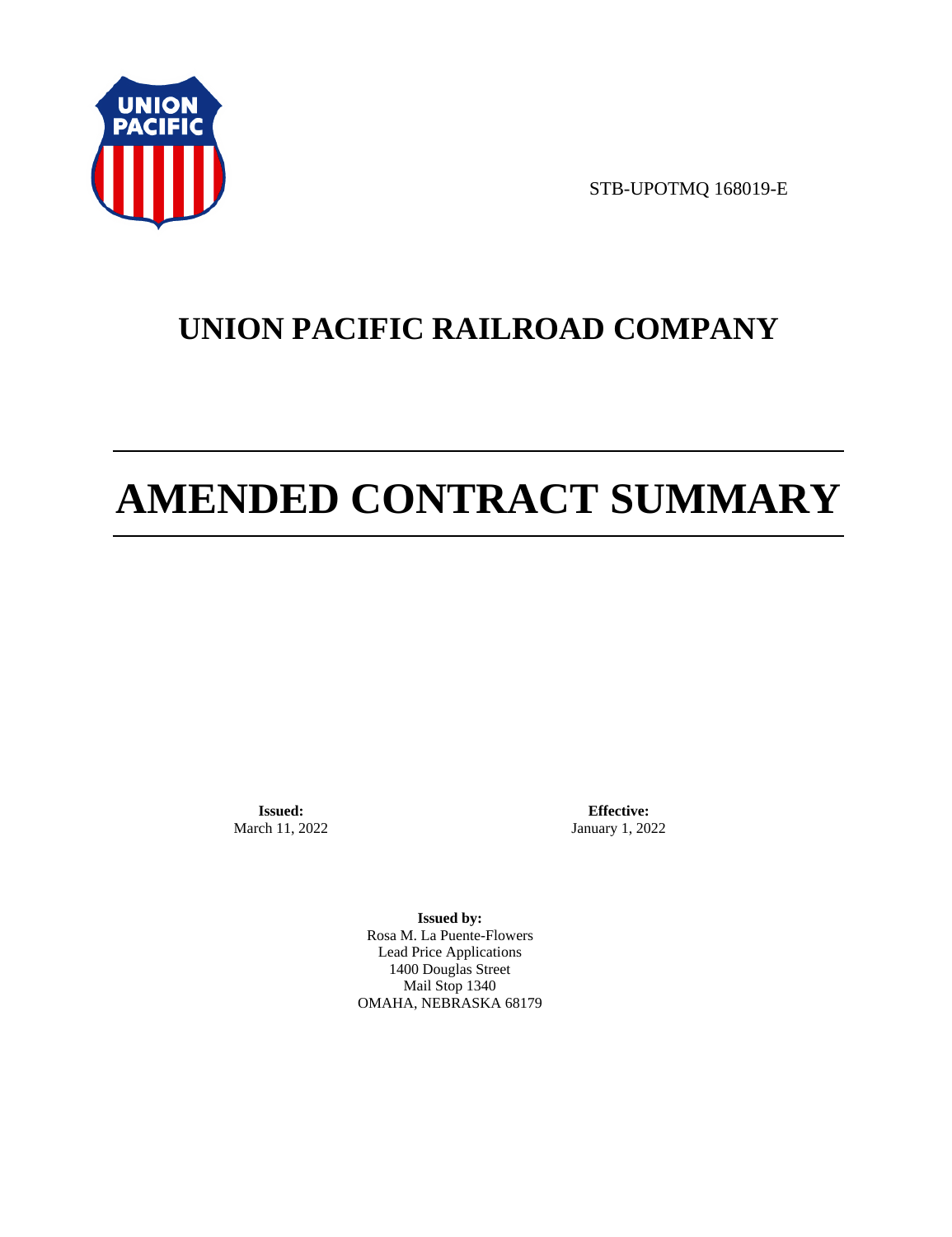STB-UPOTMQ 168019-E

# UNION PACIFIC RAILROAD COMPANY

# AMENDED CONTRACT SUMMARY

**Issued:**
March 11, 2022

**Effective:**
January 1, 2022

**Issued by:**
Rosa M. La Puente-Flowers
Lead Price Applications
1400 Douglas Street
Mail Stop 1340
OMAHA, NEBRASKA 68179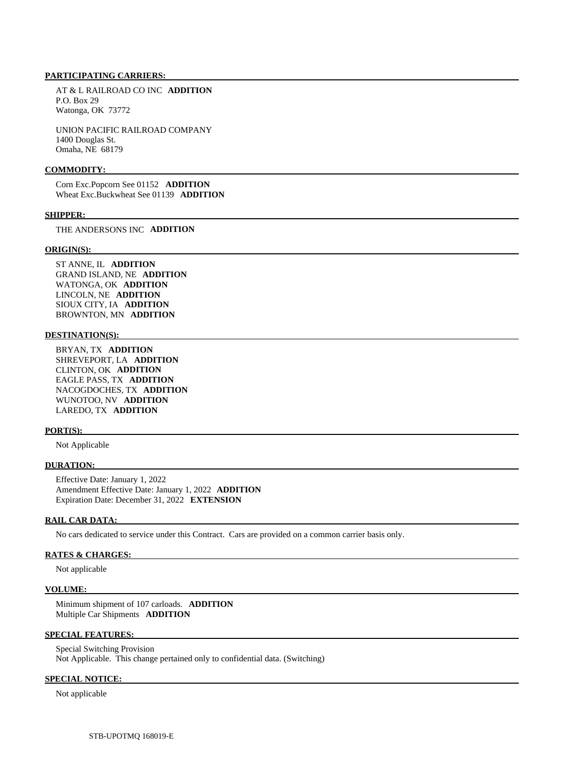**PARTICIPATING CARRIERS:**

AT & L RAILROAD CO INC **ADDITION**
P.O. Box 29
Watonga, OK 73772

UNION PACIFIC RAILROAD COMPANY
1400 Douglas St.
Omaha, NE 68179

**COMMODITY:**

Corn Exc.Popcorn See 01152 **ADDITION**
Wheat Exc.Buckwheat See 01139 **ADDITION**

**SHIPPER:**

THE ANDERSONS INC **ADDITION**

**ORIGIN(S):**

ST ANNE, IL **ADDITION**
GRAND ISLAND, NE **ADDITION**
WATONGA, OK **ADDITION**
LINCOLN, NE **ADDITION**
SIOUX CITY, IA **ADDITION**
BROWNTON, MN **ADDITION**

**DESTINATION(S):**

BRYAN, TX **ADDITION**
SHREVEPORT, LA **ADDITION**
CLINTON, OK **ADDITION**
EAGLE PASS, TX **ADDITION**
NACOGDOCHES, TX **ADDITION**
WUNOTOO, NV **ADDITION**
LAREDO, TX **ADDITION**

**PORT(S):**

Not Applicable

**DURATION:**

Effective Date: January 1, 2022
Amendment Effective Date: January 1, 2022 **ADDITION**
Expiration Date: December 31, 2022 **EXTENSION**

**RAIL CAR DATA:**

No cars dedicated to service under this Contract. Cars are provided on a common carrier basis only.

**RATES & CHARGES:**

Not applicable

**VOLUME:**

Minimum shipment of 107 carloads. **ADDITION**
Multiple Car Shipments **ADDITION**

**SPECIAL FEATURES:**

Special Switching Provision
Not Applicable. This change pertained only to confidential data. (Switching)

**SPECIAL NOTICE:**

Not applicable

STB-UPOTMQ 168019-E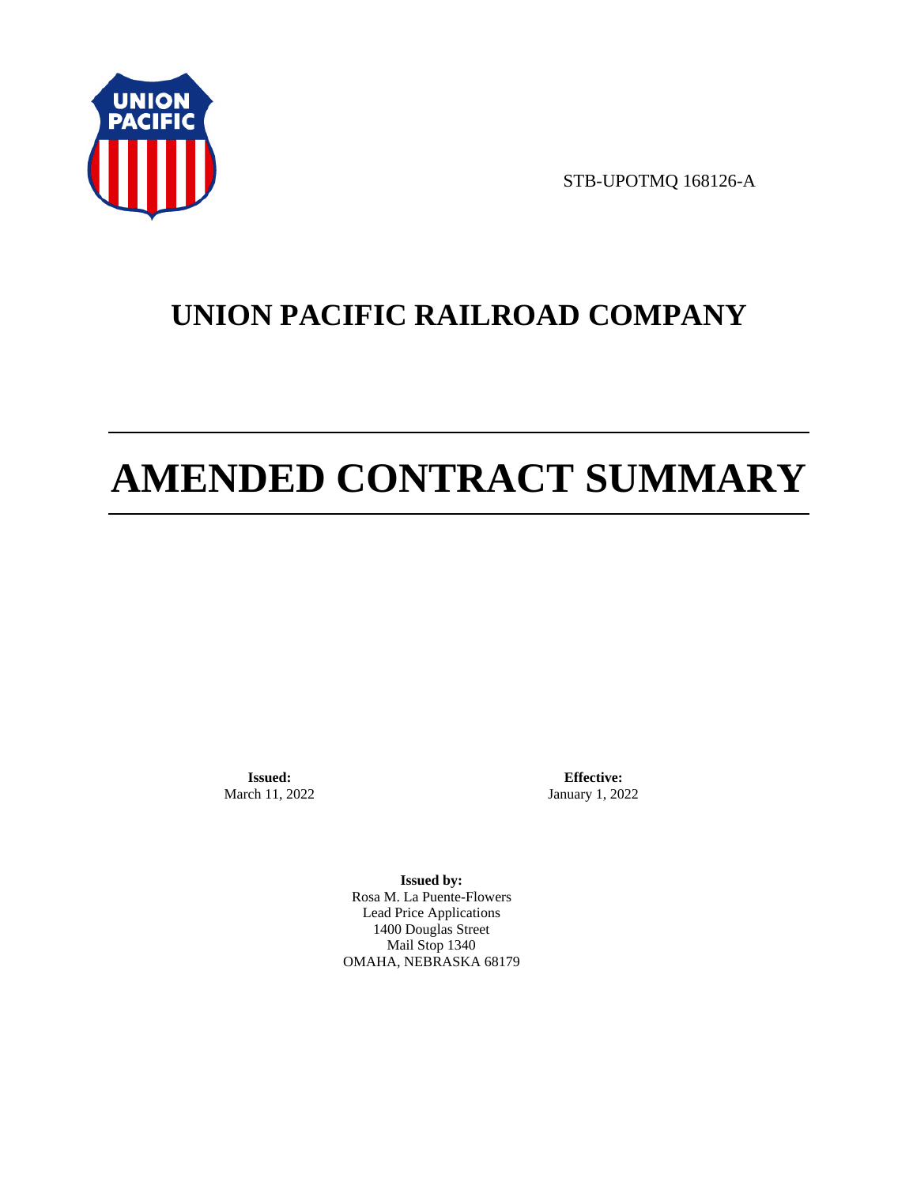STB-UPOTMQ 168126-A

# UNION PACIFIC RAILROAD COMPANY

# AMENDED CONTRACT SUMMARY

**Issued:**
March 11, 2022

**Effective:**
January 1, 2022

**Issued by:**
Rosa M. La Puente-Flowers
Lead Price Applications
1400 Douglas Street
Mail Stop 1340
OMAHA, NEBRASKA 68179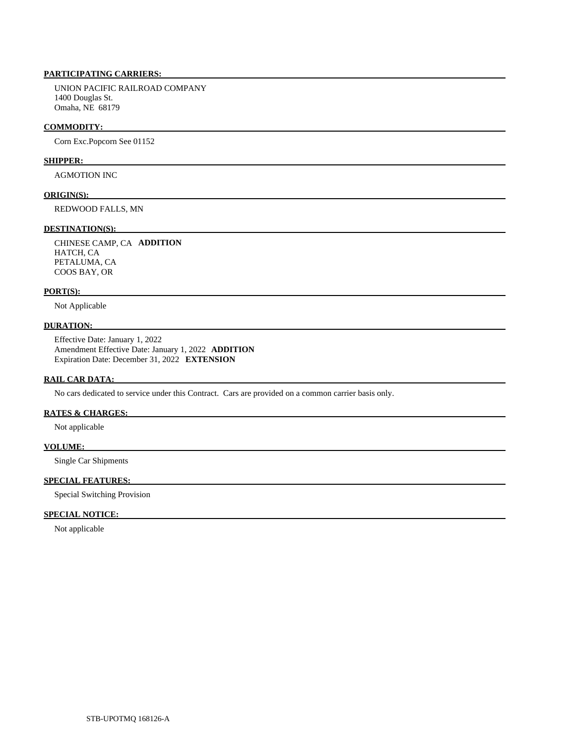**PARTICIPATING CARRIERS:**

UNION PACIFIC RAILROAD COMPANY
1400 Douglas St.
Omaha, NE 68179

**COMMODITY:**

Corn Exc.Popcorn See 01152

**SHIPPER:**

AGMOTION INC

**ORIGIN(S):**

REDWOOD FALLS, MN

**DESTINATION(S):**

CHINESE CAMP, CA **ADDITION**
HATCH, CA
PETALUMA, CA
COOS BAY, OR

**PORT(S):**

Not Applicable

**DURATION:**

Effective Date: January 1, 2022
Amendment Effective Date: January 1, 2022 **ADDITION**
Expiration Date: December 31, 2022 **EXTENSION**

**RAIL CAR DATA:**

No cars dedicated to service under this Contract. Cars are provided on a common carrier basis only.

**RATES & CHARGES:**

Not applicable

**VOLUME:**

Single Car Shipments

**SPECIAL FEATURES:**

Special Switching Provision

**SPECIAL NOTICE:**

Not applicable

STB-UPOTMQ 168126-A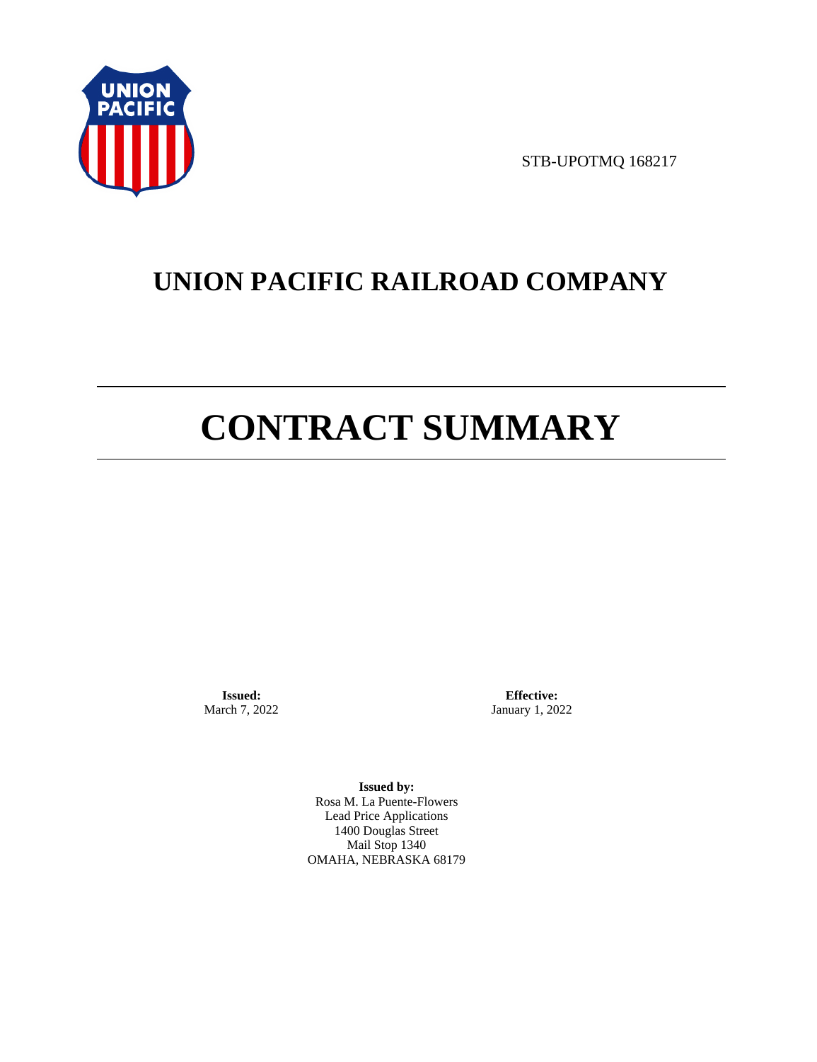STB-UPOTMQ 168217

# UNION PACIFIC RAILROAD COMPANY

# CONTRACT SUMMARY

**Issued:**
March 7, 2022

**Effective:**
January 1, 2022

**Issued by:**
Rosa M. La Puente-Flowers
Lead Price Applications
1400 Douglas Street
Mail Stop 1340
OMAHA, NEBRASKA 68179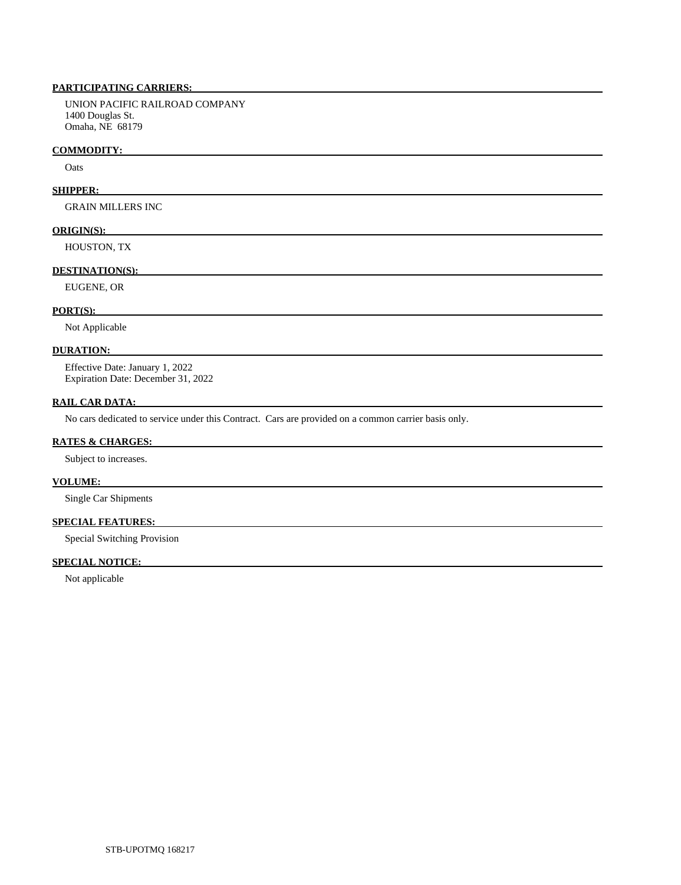**PARTICIPATING CARRIERS:**

UNION PACIFIC RAILROAD COMPANY
1400 Douglas St.
Omaha, NE 68179

**COMMODITY:**

Oats

**SHIPPER:**

GRAIN MILLERS INC

**ORIGIN(S):**

HOUSTON, TX

**DESTINATION(S):**

EUGENE, OR

**PORT(S):**

Not Applicable

**DURATION:**

Effective Date: January 1, 2022
Expiration Date: December 31, 2022

**RAIL CAR DATA:**

No cars dedicated to service under this Contract. Cars are provided on a common carrier basis only.

**RATES & CHARGES:**

Subject to increases.

**VOLUME:**

Single Car Shipments

**SPECIAL FEATURES:**

Special Switching Provision

**SPECIAL NOTICE:**

Not applicable

STB-UPOTMQ 168217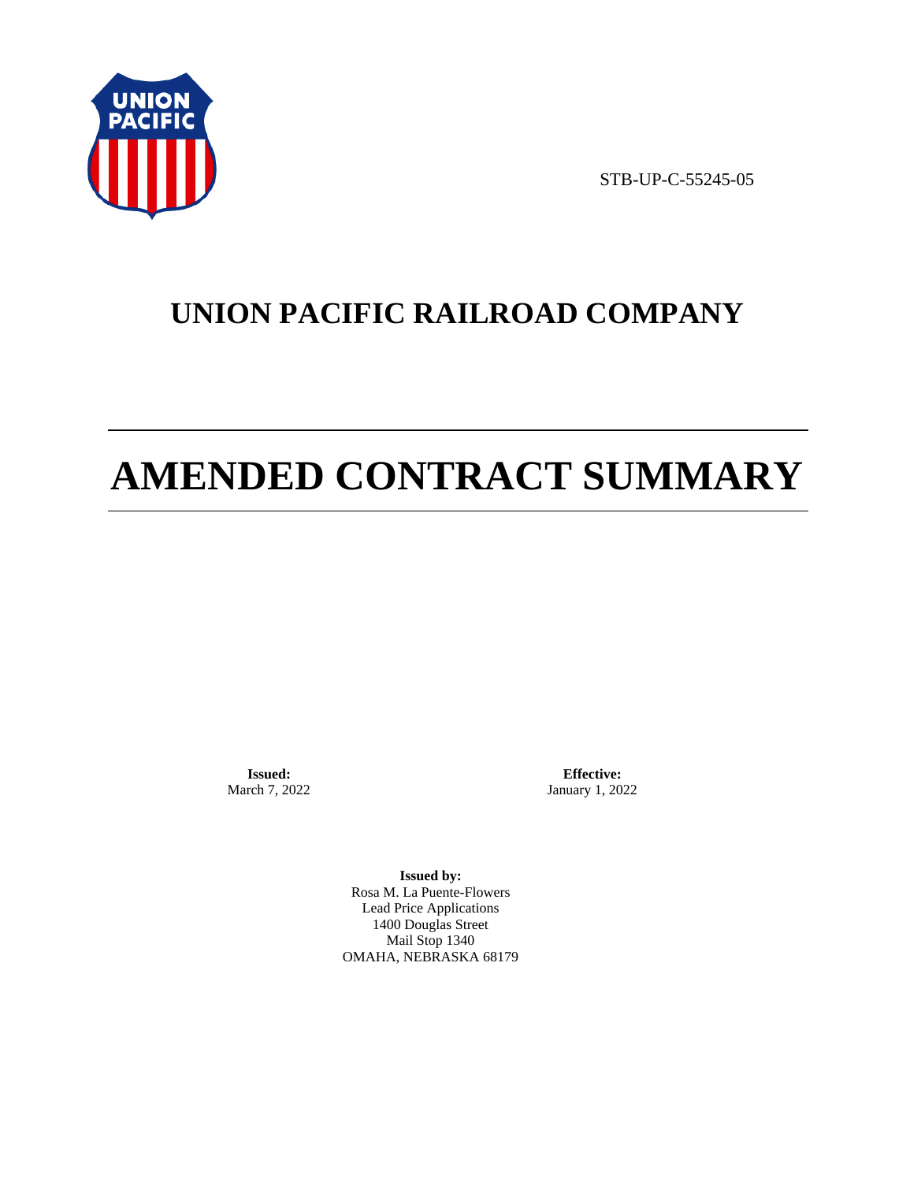STB-UP-C-55245-05

# UNION PACIFIC RAILROAD COMPANY

# AMENDED CONTRACT SUMMARY

**Issued:**
March 7, 2022

**Effective:**
January 1, 2022

**Issued by:**
Rosa M. La Puente-Flowers
Lead Price Applications
1400 Douglas Street
Mail Stop 1340
OMAHA, NEBRASKA 68179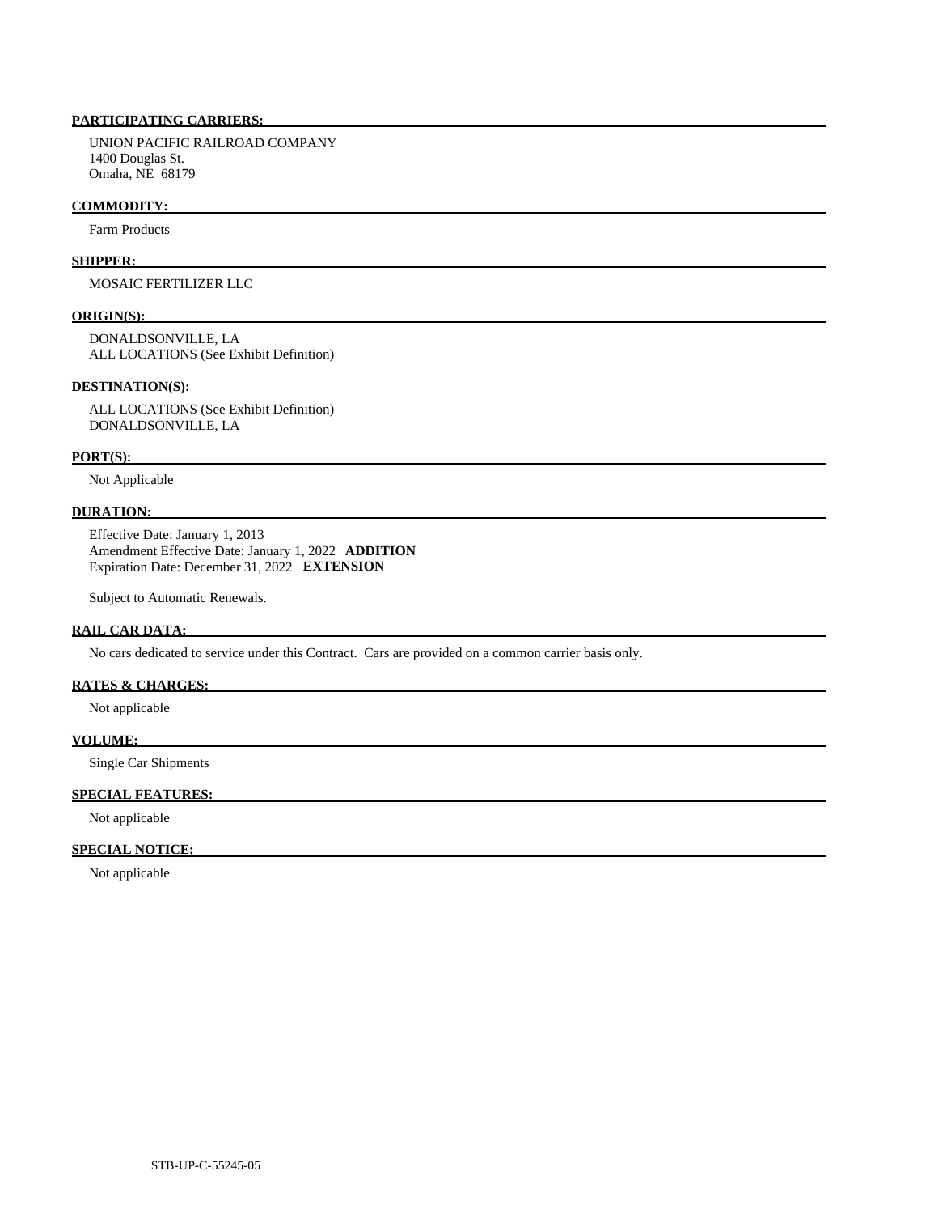**PARTICIPATING CARRIERS:**

UNION PACIFIC RAILROAD COMPANY
1400 Douglas St.
Omaha, NE 68179

**COMMODITY:**

Farm Products

**SHIPPER:**

MOSAIC FERTILIZER LLC

**ORIGIN(S):**

DONALDSONVILLE, LA
ALL LOCATIONS (See Exhibit Definition)

**DESTINATION(S):**

ALL LOCATIONS (See Exhibit Definition)
DONALDSONVILLE, LA

**PORT(S):**

Not Applicable

**DURATION:**

Effective Date: January 1, 2013
Amendment Effective Date: January 1, 2022 **ADDITION**
Expiration Date: December 31, 2022 **EXTENSION**

Subject to Automatic Renewals.

**RAIL CAR DATA:**

No cars dedicated to service under this Contract. Cars are provided on a common carrier basis only.

**RATES & CHARGES:**

Not applicable

**VOLUME:**

Single Car Shipments

**SPECIAL FEATURES:**

Not applicable

**SPECIAL NOTICE:**

Not applicable

STB-UP-C-55245-05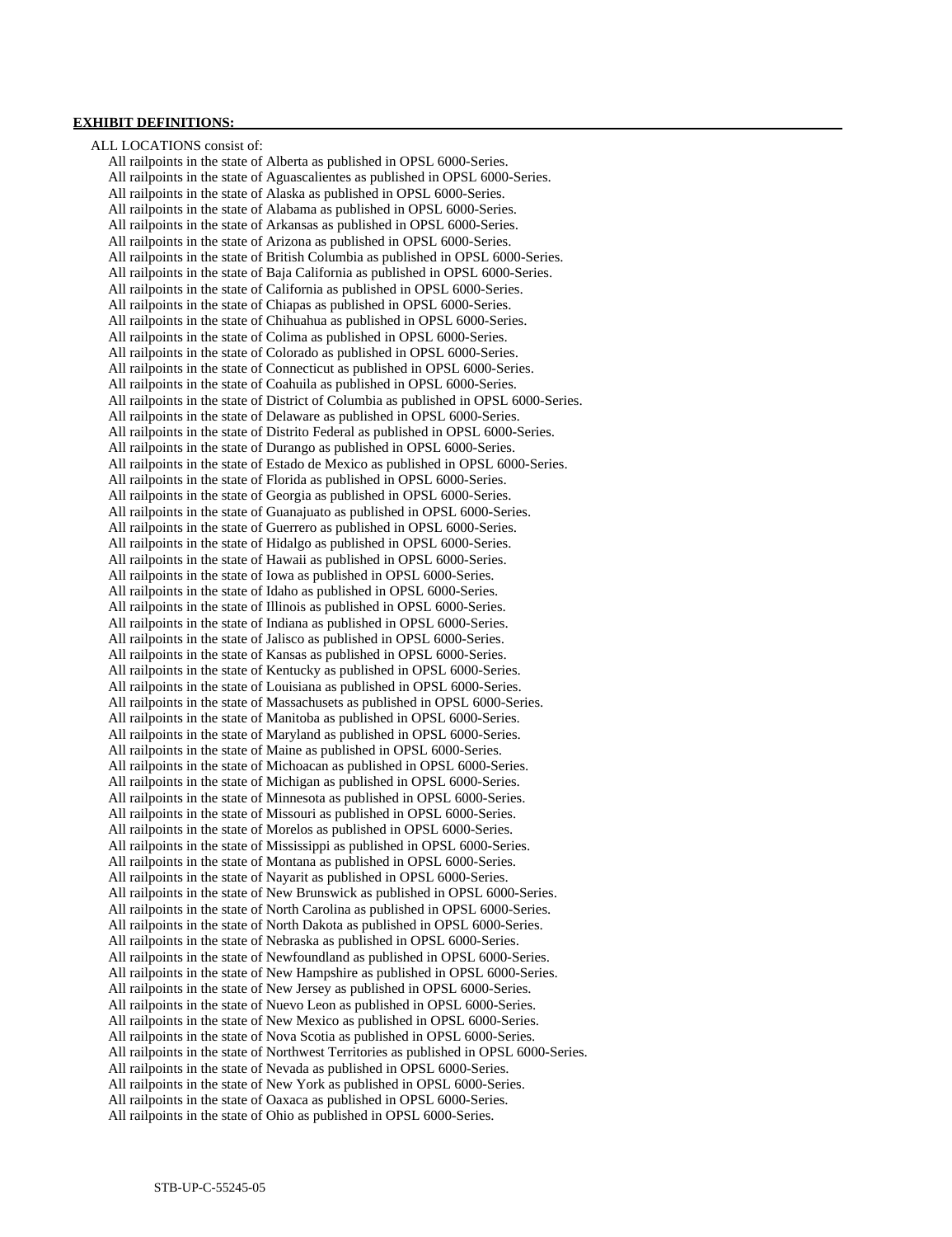**EXHIBIT DEFINITIONS:**

ALL LOCATIONS consist of:

All railpoints in the state of Alberta as published in OPSL 6000-Series.
All railpoints in the state of Aguascalientes as published in OPSL 6000-Series.
All railpoints in the state of Alaska as published in OPSL 6000-Series.
All railpoints in the state of Alabama as published in OPSL 6000-Series.
All railpoints in the state of Arkansas as published in OPSL 6000-Series.
All railpoints in the state of Arizona as published in OPSL 6000-Series.
All railpoints in the state of British Columbia as published in OPSL 6000-Series.
All railpoints in the state of Baja California as published in OPSL 6000-Series.
All railpoints in the state of California as published in OPSL 6000-Series.
All railpoints in the state of Chiapas as published in OPSL 6000-Series.
All railpoints in the state of Chihuahua as published in OPSL 6000-Series.
All railpoints in the state of Colima as published in OPSL 6000-Series.
All railpoints in the state of Colorado as published in OPSL 6000-Series.
All railpoints in the state of Connecticut as published in OPSL 6000-Series.
All railpoints in the state of Coahuila as published in OPSL 6000-Series.
All railpoints in the state of District of Columbia as published in OPSL 6000-Series.
All railpoints in the state of Delaware as published in OPSL 6000-Series.
All railpoints in the state of Distrito Federal as published in OPSL 6000-Series.
All railpoints in the state of Durango as published in OPSL 6000-Series.
All railpoints in the state of Estado de Mexico as published in OPSL 6000-Series.
All railpoints in the state of Florida as published in OPSL 6000-Series.
All railpoints in the state of Georgia as published in OPSL 6000-Series.
All railpoints in the state of Guanajuato as published in OPSL 6000-Series.
All railpoints in the state of Guerrero as published in OPSL 6000-Series.
All railpoints in the state of Hidalgo as published in OPSL 6000-Series.
All railpoints in the state of Hawaii as published in OPSL 6000-Series.
All railpoints in the state of Iowa as published in OPSL 6000-Series.
All railpoints in the state of Idaho as published in OPSL 6000-Series.
All railpoints in the state of Illinois as published in OPSL 6000-Series.
All railpoints in the state of Indiana as published in OPSL 6000-Series.
All railpoints in the state of Jalisco as published in OPSL 6000-Series.
All railpoints in the state of Kansas as published in OPSL 6000-Series.
All railpoints in the state of Kentucky as published in OPSL 6000-Series.
All railpoints in the state of Louisiana as published in OPSL 6000-Series.
All railpoints in the state of Massachusets as published in OPSL 6000-Series.
All railpoints in the state of Manitoba as published in OPSL 6000-Series.
All railpoints in the state of Maryland as published in OPSL 6000-Series.
All railpoints in the state of Maine as published in OPSL 6000-Series.
All railpoints in the state of Michoacan as published in OPSL 6000-Series.
All railpoints in the state of Michigan as published in OPSL 6000-Series.
All railpoints in the state of Minnesota as published in OPSL 6000-Series.
All railpoints in the state of Missouri as published in OPSL 6000-Series.
All railpoints in the state of Morelos as published in OPSL 6000-Series.
All railpoints in the state of Mississippi as published in OPSL 6000-Series.
All railpoints in the state of Montana as published in OPSL 6000-Series.
All railpoints in the state of Nayarit as published in OPSL 6000-Series.
All railpoints in the state of New Brunswick as published in OPSL 6000-Series.
All railpoints in the state of North Carolina as published in OPSL 6000-Series.
All railpoints in the state of North Dakota as published in OPSL 6000-Series.
All railpoints in the state of Nebraska as published in OPSL 6000-Series.
All railpoints in the state of Newfoundland as published in OPSL 6000-Series.
All railpoints in the state of New Hampshire as published in OPSL 6000-Series.
All railpoints in the state of New Jersey as published in OPSL 6000-Series.
All railpoints in the state of Nuevo Leon as published in OPSL 6000-Series.
All railpoints in the state of New Mexico as published in OPSL 6000-Series.
All railpoints in the state of Nova Scotia as published in OPSL 6000-Series.
All railpoints in the state of Northwest Territories as published in OPSL 6000-Series.
All railpoints in the state of Nevada as published in OPSL 6000-Series.
All railpoints in the state of New York as published in OPSL 6000-Series.
All railpoints in the state of Oaxaca as published in OPSL 6000-Series.
All railpoints in the state of Ohio as published in OPSL 6000-Series.

STB-UP-C-55245-05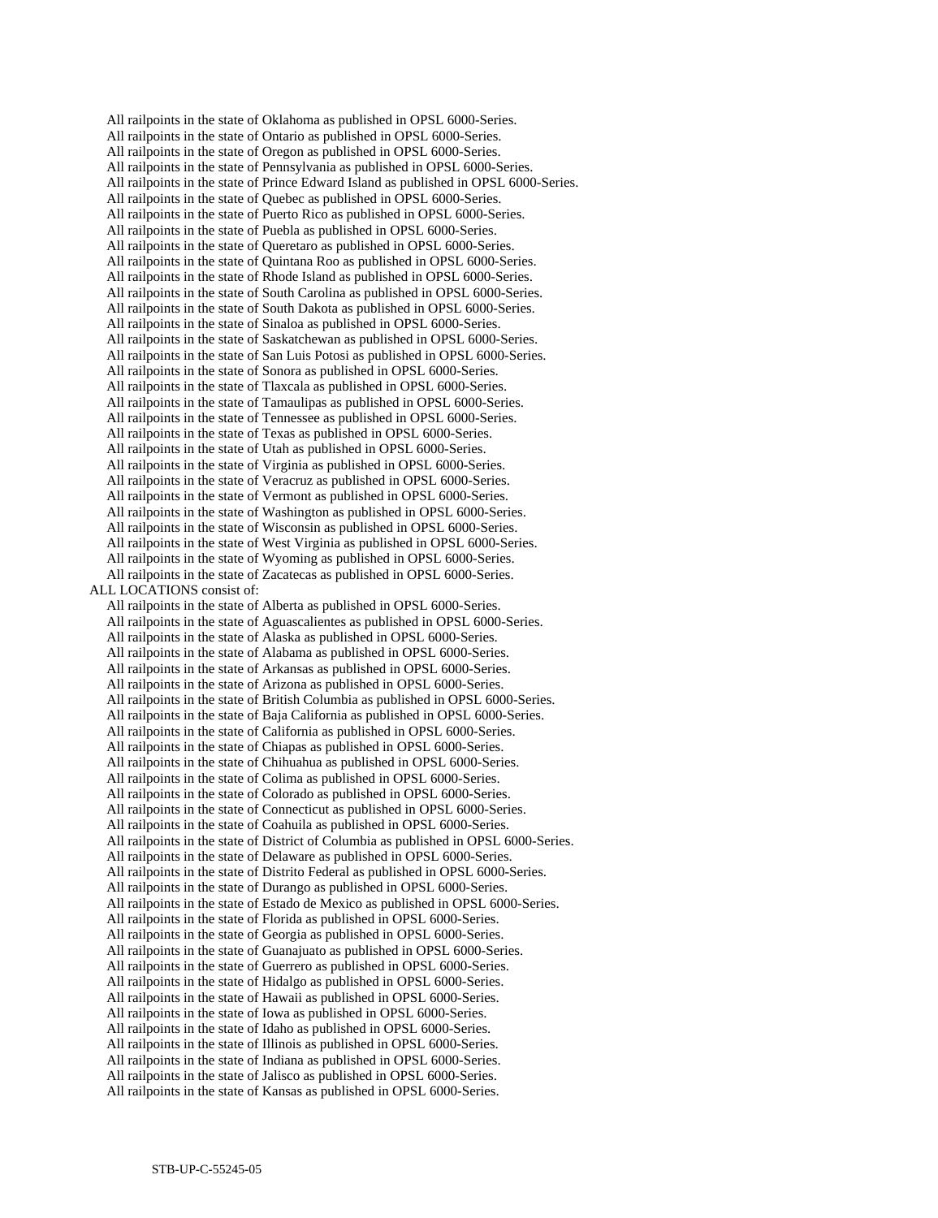All railpoints in the state of Oklahoma as published in OPSL 6000-Series.
All railpoints in the state of Ontario as published in OPSL 6000-Series.
All railpoints in the state of Oregon as published in OPSL 6000-Series.
All railpoints in the state of Pennsylvania as published in OPSL 6000-Series.
All railpoints in the state of Prince Edward Island as published in OPSL 6000-Series.
All railpoints in the state of Quebec as published in OPSL 6000-Series.
All railpoints in the state of Puerto Rico as published in OPSL 6000-Series.
All railpoints in the state of Puebla as published in OPSL 6000-Series.
All railpoints in the state of Queretaro as published in OPSL 6000-Series.
All railpoints in the state of Quintana Roo as published in OPSL 6000-Series.
All railpoints in the state of Rhode Island as published in OPSL 6000-Series.
All railpoints in the state of South Carolina as published in OPSL 6000-Series.
All railpoints in the state of South Dakota as published in OPSL 6000-Series.
All railpoints in the state of Sinaloa as published in OPSL 6000-Series.
All railpoints in the state of Saskatchewan as published in OPSL 6000-Series.
All railpoints in the state of San Luis Potosi as published in OPSL 6000-Series.
All railpoints in the state of Sonora as published in OPSL 6000-Series.
All railpoints in the state of Tlaxcala as published in OPSL 6000-Series.
All railpoints in the state of Tamaulipas as published in OPSL 6000-Series.
All railpoints in the state of Tennessee as published in OPSL 6000-Series.
All railpoints in the state of Texas as published in OPSL 6000-Series.
All railpoints in the state of Utah as published in OPSL 6000-Series.
All railpoints in the state of Virginia as published in OPSL 6000-Series.
All railpoints in the state of Veracruz as published in OPSL 6000-Series.
All railpoints in the state of Vermont as published in OPSL 6000-Series.
All railpoints in the state of Washington as published in OPSL 6000-Series.
All railpoints in the state of Wisconsin as published in OPSL 6000-Series.
All railpoints in the state of West Virginia as published in OPSL 6000-Series.
All railpoints in the state of Wyoming as published in OPSL 6000-Series.
All railpoints in the state of Zacatecas as published in OPSL 6000-Series.

ALL LOCATIONS consist of:

All railpoints in the state of Alberta as published in OPSL 6000-Series.
All railpoints in the state of Aguascalientes as published in OPSL 6000-Series.
All railpoints in the state of Alaska as published in OPSL 6000-Series.
All railpoints in the state of Alabama as published in OPSL 6000-Series.
All railpoints in the state of Arkansas as published in OPSL 6000-Series.
All railpoints in the state of Arizona as published in OPSL 6000-Series.
All railpoints in the state of British Columbia as published in OPSL 6000-Series.
All railpoints in the state of Baja California as published in OPSL 6000-Series.
All railpoints in the state of California as published in OPSL 6000-Series.
All railpoints in the state of Chiapas as published in OPSL 6000-Series.
All railpoints in the state of Chihuahua as published in OPSL 6000-Series.
All railpoints in the state of Colima as published in OPSL 6000-Series.
All railpoints in the state of Colorado as published in OPSL 6000-Series.
All railpoints in the state of Connecticut as published in OPSL 6000-Series.
All railpoints in the state of Coahuila as published in OPSL 6000-Series.
All railpoints in the state of District of Columbia as published in OPSL 6000-Series.
All railpoints in the state of Delaware as published in OPSL 6000-Series.
All railpoints in the state of Distrito Federal as published in OPSL 6000-Series.
All railpoints in the state of Durango as published in OPSL 6000-Series.
All railpoints in the state of Estado de Mexico as published in OPSL 6000-Series.
All railpoints in the state of Florida as published in OPSL 6000-Series.
All railpoints in the state of Georgia as published in OPSL 6000-Series.
All railpoints in the state of Guanajuato as published in OPSL 6000-Series.
All railpoints in the state of Guerrero as published in OPSL 6000-Series.
All railpoints in the state of Hidalgo as published in OPSL 6000-Series.
All railpoints in the state of Hawaii as published in OPSL 6000-Series.
All railpoints in the state of Iowa as published in OPSL 6000-Series.
All railpoints in the state of Idaho as published in OPSL 6000-Series.
All railpoints in the state of Illinois as published in OPSL 6000-Series.
All railpoints in the state of Indiana as published in OPSL 6000-Series.
All railpoints in the state of Jalisco as published in OPSL 6000-Series.
All railpoints in the state of Kansas as published in OPSL 6000-Series.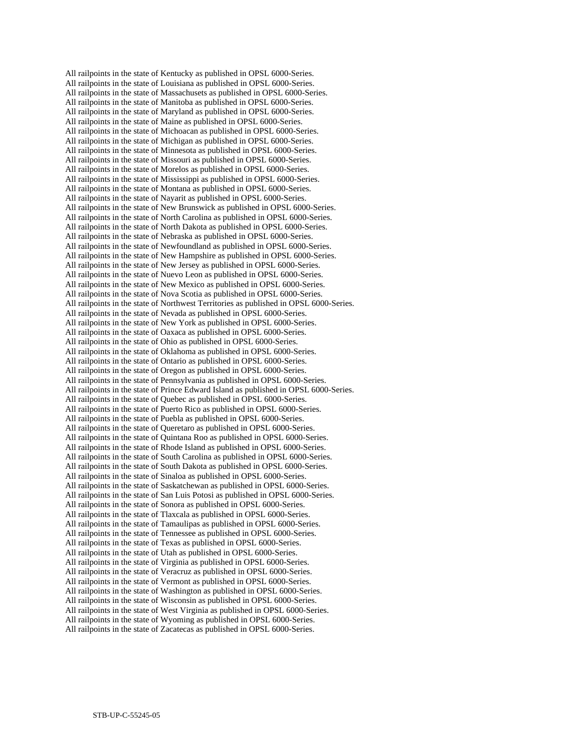All railpoints in the state of Kentucky as published in OPSL 6000-Series.
All railpoints in the state of Louisiana as published in OPSL 6000-Series.
All railpoints in the state of Massachusets as published in OPSL 6000-Series.
All railpoints in the state of Manitoba as published in OPSL 6000-Series.
All railpoints in the state of Maryland as published in OPSL 6000-Series.
All railpoints in the state of Maine as published in OPSL 6000-Series.
All railpoints in the state of Michoacan as published in OPSL 6000-Series.
All railpoints in the state of Michigan as published in OPSL 6000-Series.
All railpoints in the state of Minnesota as published in OPSL 6000-Series.
All railpoints in the state of Missouri as published in OPSL 6000-Series.
All railpoints in the state of Morelos as published in OPSL 6000-Series.
All railpoints in the state of Mississippi as published in OPSL 6000-Series.
All railpoints in the state of Montana as published in OPSL 6000-Series.
All railpoints in the state of Nayarit as published in OPSL 6000-Series.
All railpoints in the state of New Brunswick as published in OPSL 6000-Series.
All railpoints in the state of North Carolina as published in OPSL 6000-Series.
All railpoints in the state of North Dakota as published in OPSL 6000-Series.
All railpoints in the state of Nebraska as published in OPSL 6000-Series.
All railpoints in the state of Newfoundland as published in OPSL 6000-Series.
All railpoints in the state of New Hampshire as published in OPSL 6000-Series.
All railpoints in the state of New Jersey as published in OPSL 6000-Series.
All railpoints in the state of Nuevo Leon as published in OPSL 6000-Series.
All railpoints in the state of New Mexico as published in OPSL 6000-Series.
All railpoints in the state of Nova Scotia as published in OPSL 6000-Series.
All railpoints in the state of Northwest Territories as published in OPSL 6000-Series.
All railpoints in the state of Nevada as published in OPSL 6000-Series.
All railpoints in the state of New York as published in OPSL 6000-Series.
All railpoints in the state of Oaxaca as published in OPSL 6000-Series.
All railpoints in the state of Ohio as published in OPSL 6000-Series.
All railpoints in the state of Oklahoma as published in OPSL 6000-Series.
All railpoints in the state of Ontario as published in OPSL 6000-Series.
All railpoints in the state of Oregon as published in OPSL 6000-Series.
All railpoints in the state of Pennsylvania as published in OPSL 6000-Series.
All railpoints in the state of Prince Edward Island as published in OPSL 6000-Series.
All railpoints in the state of Quebec as published in OPSL 6000-Series.
All railpoints in the state of Puerto Rico as published in OPSL 6000-Series.
All railpoints in the state of Puebla as published in OPSL 6000-Series.
All railpoints in the state of Queretaro as published in OPSL 6000-Series.
All railpoints in the state of Quintana Roo as published in OPSL 6000-Series.
All railpoints in the state of Rhode Island as published in OPSL 6000-Series.
All railpoints in the state of South Carolina as published in OPSL 6000-Series.
All railpoints in the state of South Dakota as published in OPSL 6000-Series.
All railpoints in the state of Sinaloa as published in OPSL 6000-Series.
All railpoints in the state of Saskatchewan as published in OPSL 6000-Series.
All railpoints in the state of San Luis Potosi as published in OPSL 6000-Series.
All railpoints in the state of Sonora as published in OPSL 6000-Series.
All railpoints in the state of Tlaxcala as published in OPSL 6000-Series.
All railpoints in the state of Tamaulipas as published in OPSL 6000-Series.
All railpoints in the state of Tennessee as published in OPSL 6000-Series.
All railpoints in the state of Texas as published in OPSL 6000-Series.
All railpoints in the state of Utah as published in OPSL 6000-Series.
All railpoints in the state of Virginia as published in OPSL 6000-Series.
All railpoints in the state of Veracruz as published in OPSL 6000-Series.
All railpoints in the state of Vermont as published in OPSL 6000-Series.
All railpoints in the state of Washington as published in OPSL 6000-Series.
All railpoints in the state of Wisconsin as published in OPSL 6000-Series.
All railpoints in the state of West Virginia as published in OPSL 6000-Series.
All railpoints in the state of Wyoming as published in OPSL 6000-Series.
All railpoints in the state of Zacatecas as published in OPSL 6000-Series.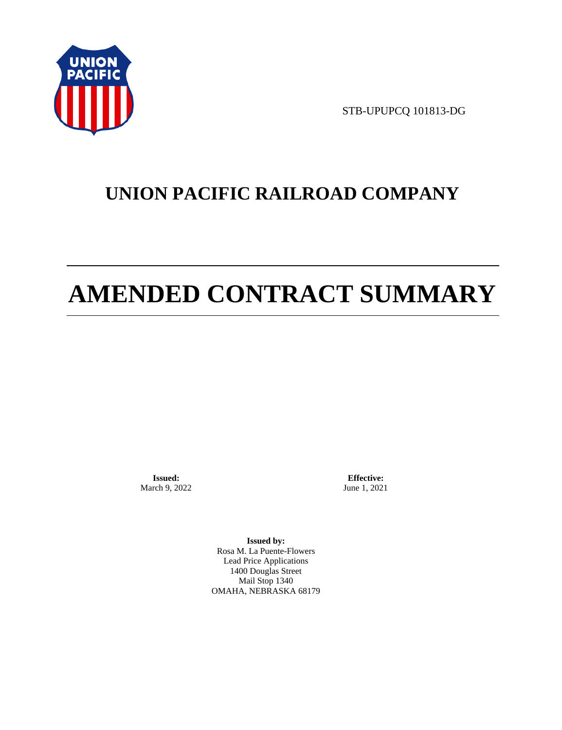STB-UPUPCQ 101813-DG

# UNION PACIFIC RAILROAD COMPANY

# AMENDED CONTRACT SUMMARY

**Issued:**
March 9, 2022

**Effective:**
June 1, 2021

**Issued by:**
Rosa M. La Puente-Flowers
Lead Price Applications
1400 Douglas Street
Mail Stop 1340
OMAHA, NEBRASKA 68179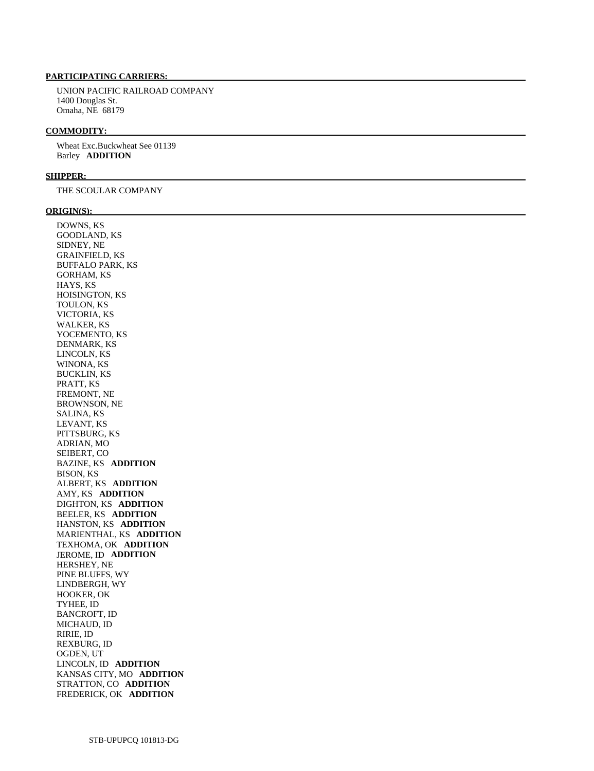**PARTICIPATING CARRIERS:**

UNION PACIFIC RAILROAD COMPANY
1400 Douglas St.
Omaha, NE 68179

**COMMODITY:**

Wheat Exc.Buckwheat See 01139
Barley **ADDITION**

**SHIPPER:**

THE SCOULAR COMPANY

**ORIGIN(S):**

DOWNS, KS
GOODLAND, KS
SIDNEY, NE
GRAINFIELD, KS
BUFFALO PARK, KS
GORHAM, KS
HAYS, KS
HOISINGTON, KS
TOULON, KS
VICTORIA, KS
WALKER, KS
YOCEMENTO, KS
DENMARK, KS
LINCOLN, KS
WINONA, KS
BUCKLIN, KS
PRATT, KS
FREMONT, NE
BROWNSON, NE
SALINA, KS
LEVANT, KS
PITTSBURG, KS
ADRIAN, MO
SEIBERT, CO
BAZINE, KS **ADDITION**
BISON, KS
ALBERT, KS **ADDITION**
AMY, KS **ADDITION**
DIGHTON, KS **ADDITION**
BEELER, KS **ADDITION**
HANSTON, KS **ADDITION**
MARIENTHAL, KS **ADDITION**
TEXHOMA, OK **ADDITION**
JEROME, ID **ADDITION**
HERSHEY, NE
PINE BLUFFS, WY
LINDBERGH, WY
HOOKER, OK
TYHEE, ID
BANCROFT, ID
MICHAUD, ID
RIRIE, ID
REXBURG, ID
OGDEN, UT
LINCOLN, ID **ADDITION**
KANSAS CITY, MO **ADDITION**
STRATTON, CO **ADDITION**
FREDERICK, OK **ADDITION**

STB-UPUPCQ 101813-DG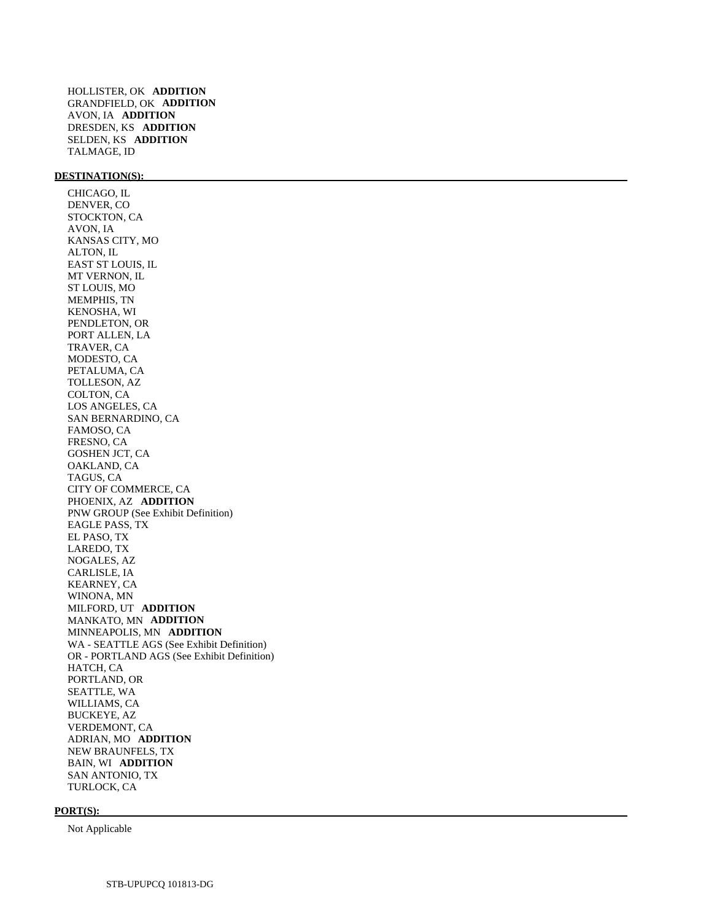HOLLISTER, OK **ADDITION**
GRANDFIELD, OK **ADDITION**
AVON, IA **ADDITION**
DRESDEN, KS **ADDITION**
SELDEN, KS **ADDITION**
TALMAGE, ID

**DESTINATION(S):**

CHICAGO, IL
DENVER, CO
STOCKTON, CA
AVON, IA
KANSAS CITY, MO
ALTON, IL
EAST ST LOUIS, IL
MT VERNON, IL
ST LOUIS, MO
MEMPHIS, TN
KENOSHA, WI
PENDLETON, OR
PORT ALLEN, LA
TRAVER, CA
MODESTO, CA
PETALUMA, CA
TOLLESON, AZ
COLTON, CA
LOS ANGELES, CA
SAN BERNARDINO, CA
FAMOSO, CA
FRESNO, CA
GOSHEN JCT, CA
OAKLAND, CA
TAGUS, CA
CITY OF COMMERCE, CA
PHOENIX, AZ **ADDITION**
PNW GROUP (See Exhibit Definition)
EAGLE PASS, TX
EL PASO, TX
LAREDO, TX
NOGALES, AZ
CARLISLE, IA
KEARNEY, CA
WINONA, MN
MILFORD, UT **ADDITION**
MANKATO, MN **ADDITION**
MINNEAPOLIS, MN **ADDITION**
WA - SEATTLE AGS (See Exhibit Definition)
OR - PORTLAND AGS (See Exhibit Definition)
HATCH, CA
PORTLAND, OR
SEATTLE, WA
WILLIAMS, CA
BUCKEYE, AZ
VERDEMONT, CA
ADRIAN, MO **ADDITION**
NEW BRAUNFELS, TX
BAIN, WI **ADDITION**
SAN ANTONIO, TX
TURLOCK, CA

**PORT(S):**

Not Applicable

STB-UPUPCQ 101813-DG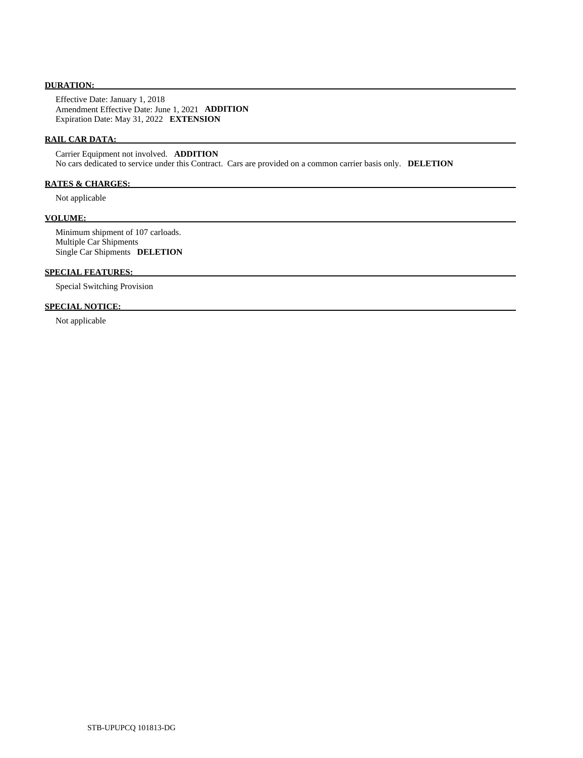**DURATION:**

Effective Date: January 1, 2018
Amendment Effective Date: June 1, 2021 **ADDITION**
Expiration Date: May 31, 2022 **EXTENSION**

**RAIL CAR DATA:**

Carrier Equipment not involved. **ADDITION**
No cars dedicated to service under this Contract. Cars are provided on a common carrier basis only. **DELETION**

**RATES & CHARGES:**

Not applicable

**VOLUME:**

Minimum shipment of 107 carloads.
Multiple Car Shipments
Single Car Shipments **DELETION**

**SPECIAL FEATURES:**

Special Switching Provision

**SPECIAL NOTICE:**

Not applicable

STB-UPUPCQ 101813-DG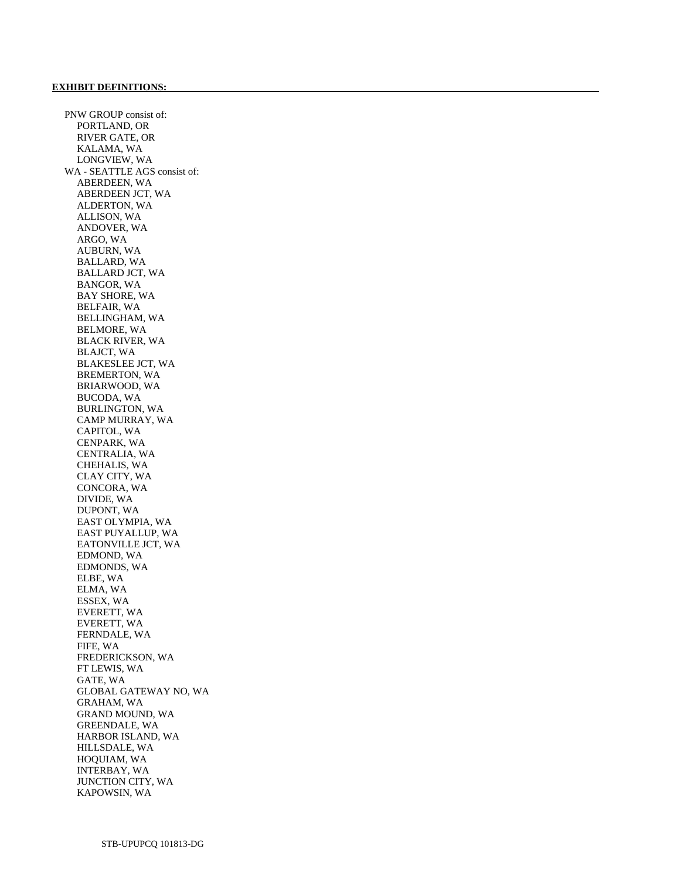**EXHIBIT DEFINITIONS:**

PNW GROUP consist of:
- PORTLAND, OR
- RIVER GATE, OR
- KALAMA, WA
- LONGVIEW, WA

WA - SEATTLE AGS consist of:
- ABERDEEN, WA
- ABERDEEN JCT, WA
- ALDERTON, WA
- ALLISON, WA
- ANDOVER, WA
- ARGO, WA
- AUBURN, WA
- BALLARD, WA
- BALLARD JCT, WA
- BANGOR, WA
- BAY SHORE, WA
- BELFAIR, WA
- BELLINGHAM, WA
- BELMORE, WA
- BLACK RIVER, WA
- BLAJCT, WA
- BLAKESLEE JCT, WA
- BREMERTON, WA
- BRIARWOOD, WA
- BUCODA, WA
- BURLINGTON, WA
- CAMP MURRAY, WA
- CAPITOL, WA
- CENPARK, WA
- CENTRALIA, WA
- CHEHALIS, WA
- CLAY CITY, WA
- CONCORA, WA
- DIVIDE, WA
- DUPONT, WA
- EAST OLYMPIA, WA
- EAST PUYALLUP, WA
- EATONVILLE JCT, WA
- EDMOND, WA
- EDMONDS, WA
- ELBE, WA
- ELMA, WA
- ESSEX, WA
- EVERETT, WA
- EVERETT, WA
- FERNDALE, WA
- FIFE, WA
- FREDERICKSON, WA
- FT LEWIS, WA
- GATE, WA
- GLOBAL GATEWAY NO, WA
- GRAHAM, WA
- GRAND MOUND, WA
- GREENDALE, WA
- HARBOR ISLAND, WA
- HILLSDALE, WA
- HOQUIAM, WA
- INTERBAY, WA
- JUNCTION CITY, WA
- KAPOWSIN, WA

STB-UPUPCQ 101813-DG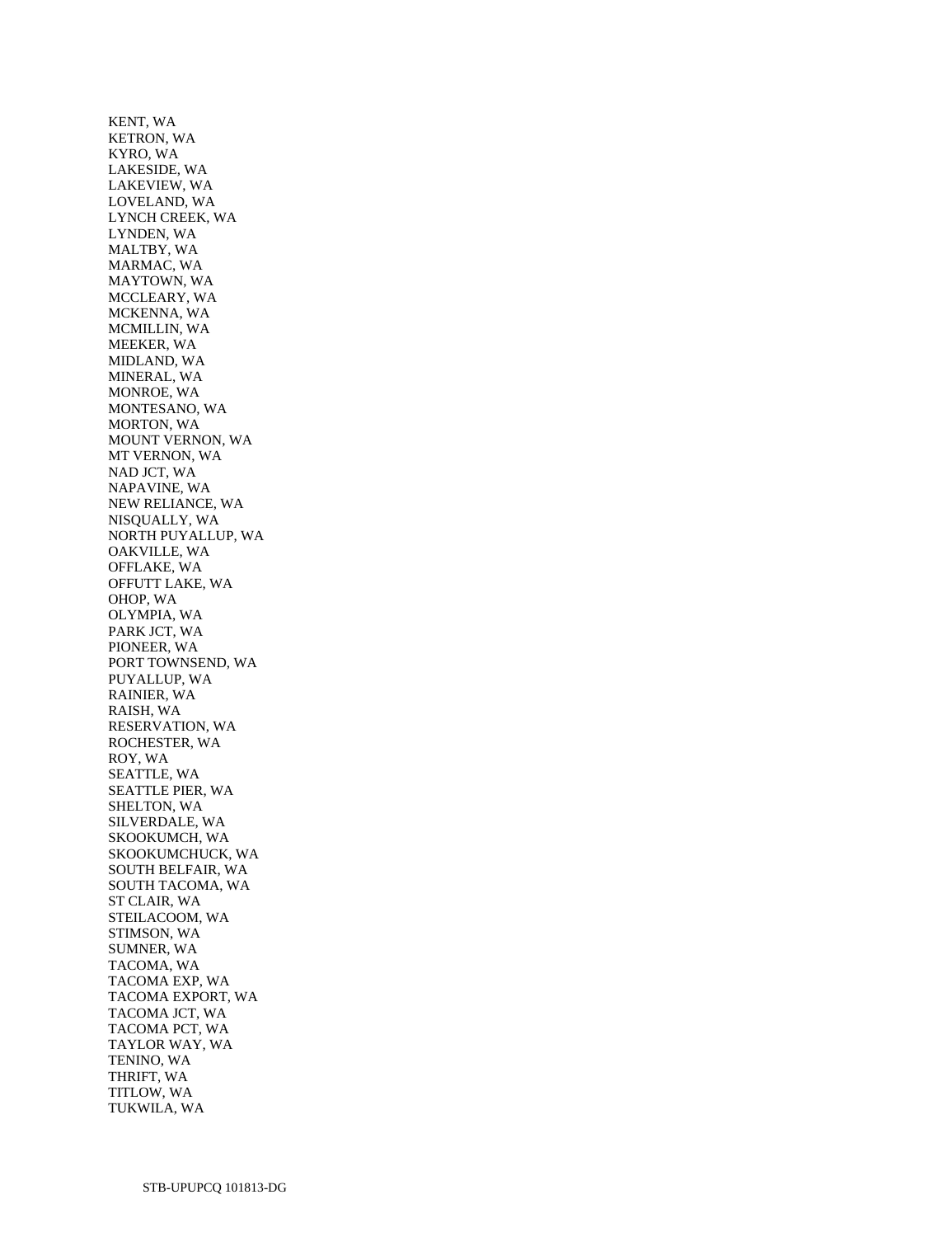KENT, WA
KETRON, WA
KYRO, WA
LAKESIDE, WA
LAKEVIEW, WA
LOVELAND, WA
LYNCH CREEK, WA
LYNDEN, WA
MALTBY, WA
MARMAC, WA
MAYTOWN, WA
MCCLEARY, WA
MCKENNA, WA
MCMILLIN, WA
MEEKER, WA
MIDLAND, WA
MINERAL, WA
MONROE, WA
MONTESANO, WA
MORTON, WA
MOUNT VERNON, WA
MT VERNON, WA
NAD JCT, WA
NAPAVINE, WA
NEW RELIANCE, WA
NISQUALLY, WA
NORTH PUYALLUP, WA
OAKVILLE, WA
OFFLAKE, WA
OFFUTT LAKE, WA
OHOP, WA
OLYMPIA, WA
PARK JCT, WA
PIONEER, WA
PORT TOWNSEND, WA
PUYALLUP, WA
RAINIER, WA
RAISH, WA
RESERVATION, WA
ROCHESTER, WA
ROY, WA
SEATTLE, WA
SEATTLE PIER, WA
SHELTON, WA
SILVERDALE, WA
SKOOKUMCH, WA
SKOOKUMCHUCK, WA
SOUTH BELFAIR, WA
SOUTH TACOMA, WA
ST CLAIR, WA
STEILACOOM, WA
STIMSON, WA
SUMNER, WA
TACOMA, WA
TACOMA EXP, WA
TACOMA EXPORT, WA
TACOMA JCT, WA
TACOMA PCT, WA
TAYLOR WAY, WA
TENINO, WA
THRIFT, WA
TITLOW, WA
TUKWILA, WA

STB-UPUPCQ 101813-DG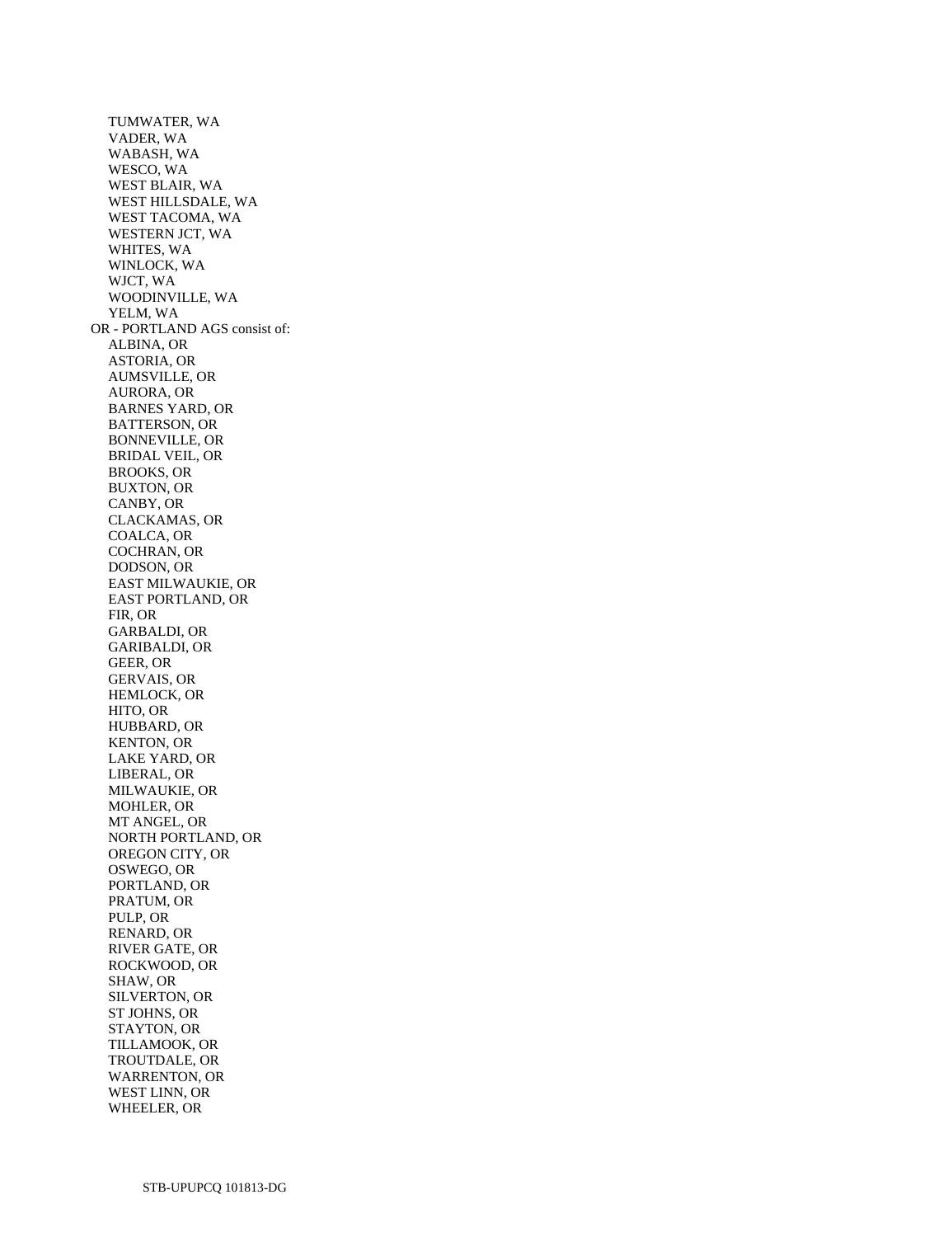TUMWATER, WA
VADER, WA
WABASH, WA
WESCO, WA
WEST BLAIR, WA
WEST HILLSDALE, WA
WEST TACOMA, WA
WESTERN JCT, WA
WHITES, WA
WINLOCK, WA
WJCT, WA
WOODINVILLE, WA
YELM, WA

OR - PORTLAND AGS consist of:

ALBINA, OR
ASTORIA, OR
AUMSVILLE, OR
AURORA, OR
BARNES YARD, OR
BATTERSON, OR
BONNEVILLE, OR
BRIDAL VEIL, OR
BROOKS, OR
BUXTON, OR
CANBY, OR
CLACKAMAS, OR
COALCA, OR
COCHRAN, OR
DODSON, OR
EAST MILWAUKIE, OR
EAST PORTLAND, OR
FIR, OR
GARBALDI, OR
GARIBALDI, OR
GEER, OR
GERVAIS, OR
HEMLOCK, OR
HITO, OR
HUBBARD, OR
KENTON, OR
LAKE YARD, OR
LIBERAL, OR
MILWAUKIE, OR
MOHLER, OR
MT ANGEL, OR
NORTH PORTLAND, OR
OREGON CITY, OR
OSWEGO, OR
PORTLAND, OR
PRATUM, OR
PULP, OR
RENARD, OR
RIVER GATE, OR
ROCKWOOD, OR
SHAW, OR
SILVERTON, OR
ST JOHNS, OR
STAYTON, OR
TILLAMOOK, OR
TROUTDALE, OR
WARRENTON, OR
WEST LINN, OR
WHEELER, OR

STB-UPUPCQ 101813-DG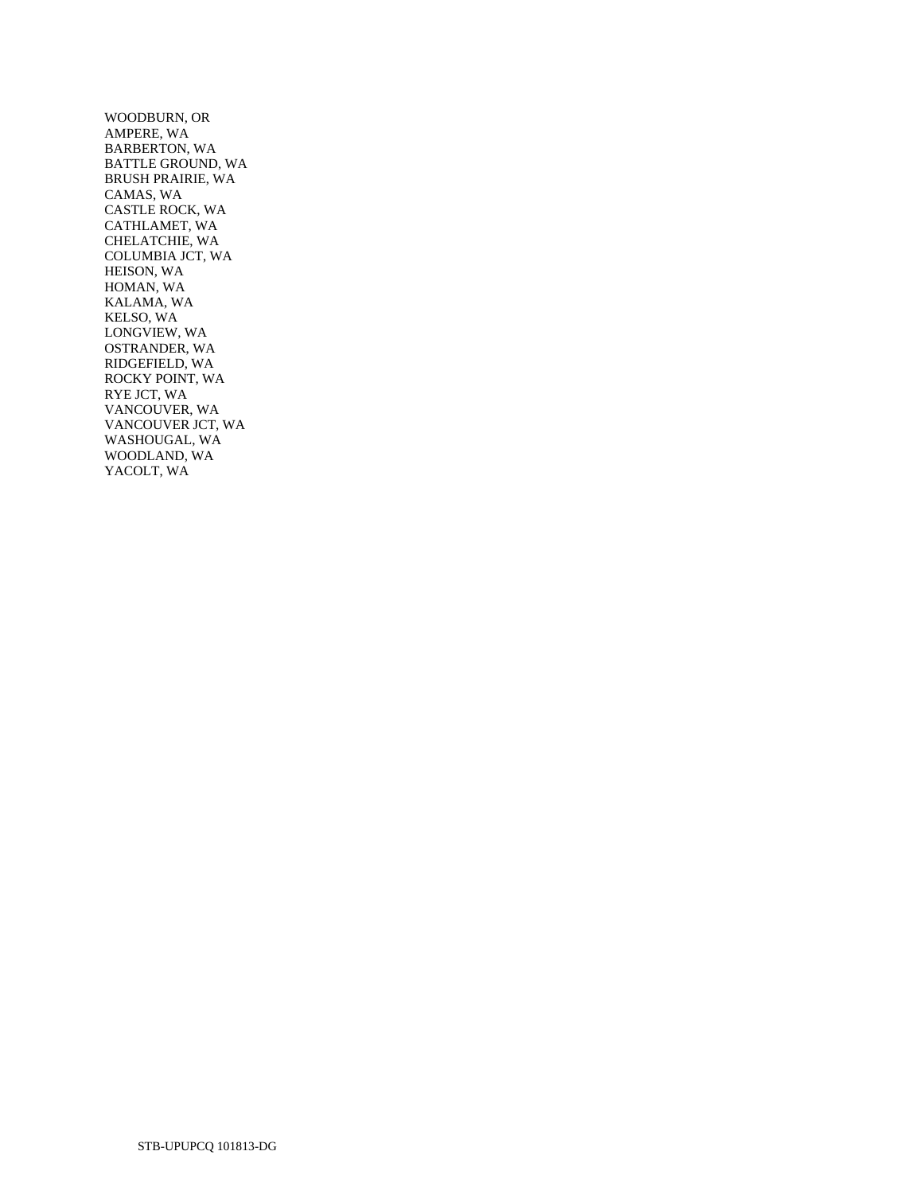WOODBURN, OR
AMPERE, WA
BARBERTON, WA
BATTLE GROUND, WA
BRUSH PRAIRIE, WA
CAMAS, WA
CASTLE ROCK, WA
CATHLAMET, WA
CHELATCHIE, WA
COLUMBIA JCT, WA
HEISON, WA
HOMAN, WA
KALAMA, WA
KELSO, WA
LONGVIEW, WA
OSTRANDER, WA
RIDGEFIELD, WA
ROCKY POINT, WA
RYE JCT, WA
VANCOUVER, WA
VANCOUVER JCT, WA
WASHOUGAL, WA
WOODLAND, WA
YACOLT, WA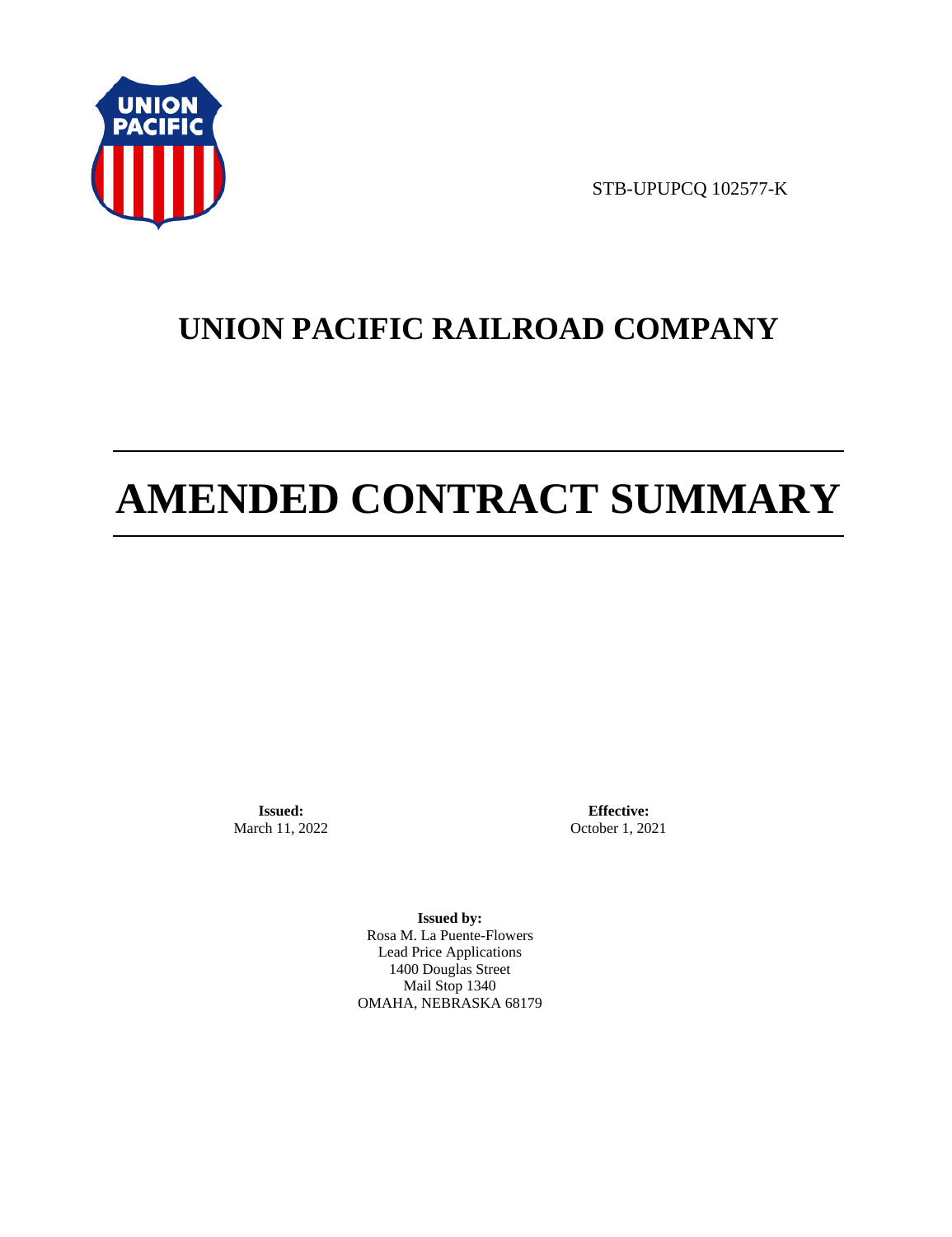STB-UPUPCQ 102577-K

# UNION PACIFIC RAILROAD COMPANY

# AMENDED CONTRACT SUMMARY

**Issued:**
March 11, 2022

**Effective:**
October 1, 2021

**Issued by:**
Rosa M. La Puente-Flowers
Lead Price Applications
1400 Douglas Street
Mail Stop 1340
OMAHA, NEBRASKA 68179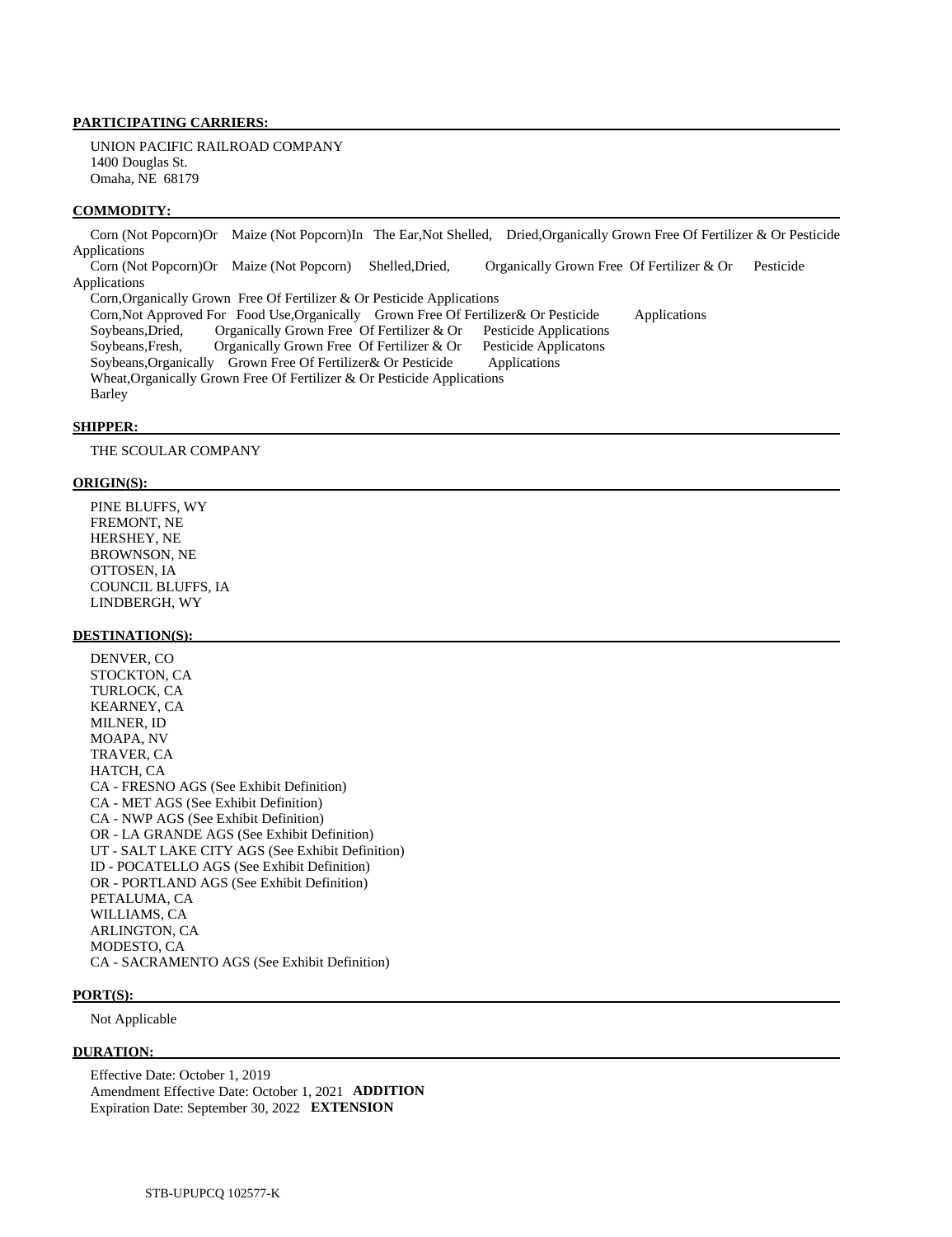**PARTICIPATING CARRIERS:**

UNION PACIFIC RAILROAD COMPANY
1400 Douglas St.
Omaha, NE 68179

**COMMODITY:**

Corn (Not Popcorn)Or Maize (Not Popcorn)In The Ear,Not Shelled, Dried,Organically Grown Free Of Fertilizer & Or Pesticide Applications
Corn (Not Popcorn)Or Maize (Not Popcorn) Shelled,Dried, Organically Grown Free Of Fertilizer & Or Pesticide Applications
Corn,Organically Grown Free Of Fertilizer & Or Pesticide Applications
Corn,Not Approved For Food Use,Organically Grown Free Of Fertilizer& Or Pesticide Applications
Soybeans,Dried, Organically Grown Free Of Fertilizer & Or Pesticide Applications
Soybeans,Fresh, Organically Grown Free Of Fertilizer & Or Pesticide Applicatons
Soybeans,Organically Grown Free Of Fertilizer& Or Pesticide Applications
Wheat,Organically Grown Free Of Fertilizer & Or Pesticide Applications
Barley

**SHIPPER:**

THE SCOULAR COMPANY

**ORIGIN(S):**

PINE BLUFFS, WY
FREMONT, NE
HERSHEY, NE
BROWNSON, NE
OTTOSEN, IA
COUNCIL BLUFFS, IA
LINDBERGH, WY

**DESTINATION(S):**

DENVER, CO
STOCKTON, CA
TURLOCK, CA
KEARNEY, CA
MILNER, ID
MOAPA, NV
TRAVER, CA
HATCH, CA
CA - FRESNO AGS (See Exhibit Definition)
CA - MET AGS (See Exhibit Definition)
CA - NWP AGS (See Exhibit Definition)
OR - LA GRANDE AGS (See Exhibit Definition)
UT - SALT LAKE CITY AGS (See Exhibit Definition)
ID - POCATELLO AGS (See Exhibit Definition)
OR - PORTLAND AGS (See Exhibit Definition)
PETALUMA, CA
WILLIAMS, CA
ARLINGTON, CA
MODESTO, CA
CA - SACRAMENTO AGS (See Exhibit Definition)

**PORT(S):**

Not Applicable

**DURATION:**

Effective Date: October 1, 2019
Amendment Effective Date: October 1, 2021 **ADDITION**
Expiration Date: September 30, 2022 **EXTENSION**

STB-UPUPCQ 102577-K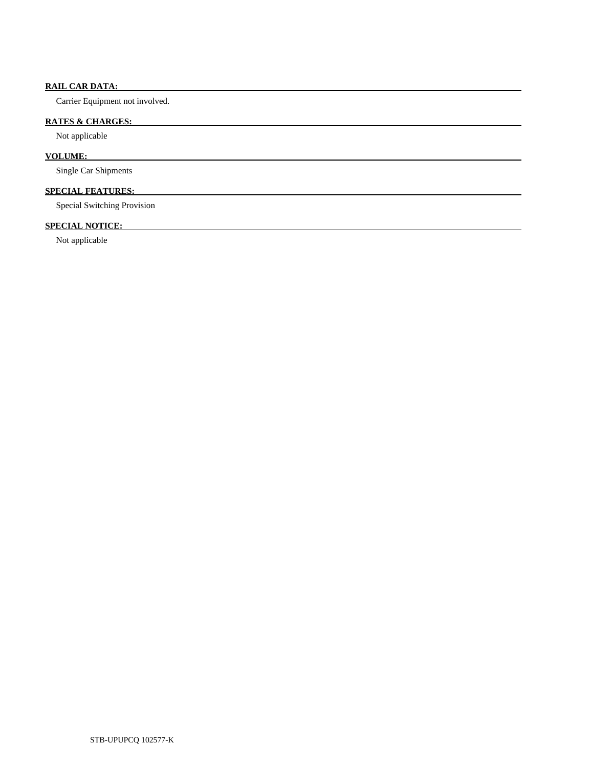**RAIL CAR DATA:**

Carrier Equipment not involved.

**RATES & CHARGES:**

Not applicable

**VOLUME:**

Single Car Shipments

**SPECIAL FEATURES:**

Special Switching Provision

**SPECIAL NOTICE:**

Not applicable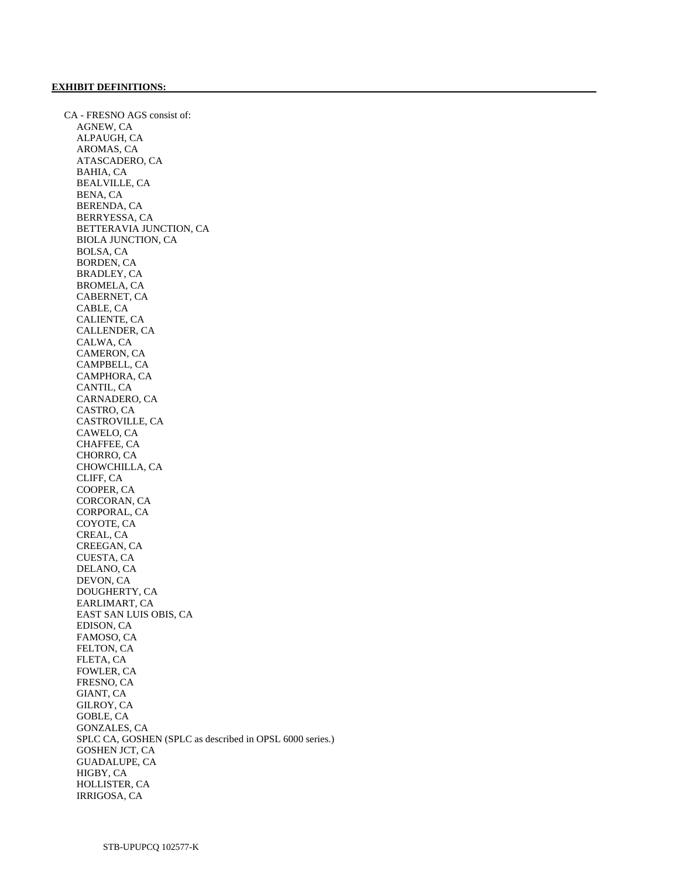**EXHIBIT DEFINITIONS:**

CA - FRESNO AGS consist of:

AGNEW, CA
ALPAUGH, CA
AROMAS, CA
ATASCADERO, CA
BAHIA, CA
BEALVILLE, CA
BENA, CA
BERENDA, CA
BERRYESSA, CA
BETTERAVIA JUNCTION, CA
BIOLA JUNCTION, CA
BOLSA, CA
BORDEN, CA
BRADLEY, CA
BROMELA, CA
CABERNET, CA
CABLE, CA
CALIENTE, CA
CALLENDER, CA
CALWA, CA
CAMERON, CA
CAMPBELL, CA
CAMPHORA, CA
CANTIL, CA
CARNADERO, CA
CASTRO, CA
CASTROVILLE, CA
CAWELO, CA
CHAFFEE, CA
CHORRO, CA
CHOWCHILLA, CA
CLIFF, CA
COOPER, CA
CORCORAN, CA
CORPORAL, CA
COYOTE, CA
CREAL, CA
CREEGAN, CA
CUESTA, CA
DELANO, CA
DEVON, CA
DOUGHERTY, CA
EARLIMART, CA
EAST SAN LUIS OBIS, CA
EDISON, CA
FAMOSO, CA
FELTON, CA
FLETA, CA
FOWLER, CA
FRESNO, CA
GIANT, CA
GILROY, CA
GOBLE, CA
GONZALES, CA
SPLC CA, GOSHEN (SPLC as described in OPSL 6000 series.)
GOSHEN JCT, CA
GUADALUPE, CA
HIGBY, CA
HOLLISTER, CA
IRRIGOSA, CA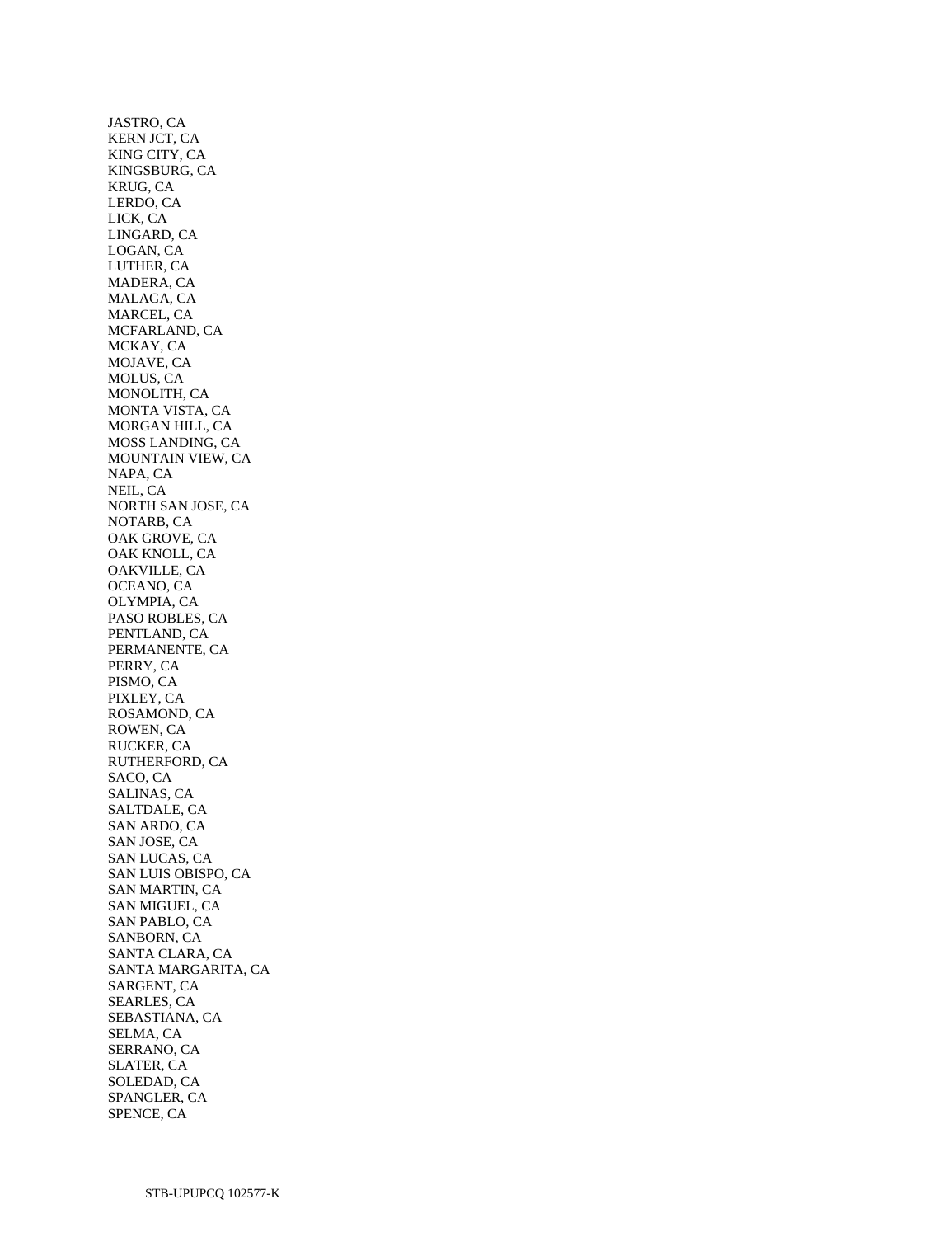JASTRO, CA
KERN JCT, CA
KING CITY, CA
KINGSBURG, CA
KRUG, CA
LERDO, CA
LICK, CA
LINGARD, CA
LOGAN, CA
LUTHER, CA
MADERA, CA
MALAGA, CA
MARCEL, CA
MCFARLAND, CA
MCKAY, CA
MOJAVE, CA
MOLUS, CA
MONOLITH, CA
MONTA VISTA, CA
MORGAN HILL, CA
MOSS LANDING, CA
MOUNTAIN VIEW, CA
NAPA, CA
NEIL, CA
NORTH SAN JOSE, CA
NOTARB, CA
OAK GROVE, CA
OAK KNOLL, CA
OAKVILLE, CA
OCEANO, CA
OLYMPIA, CA
PASO ROBLES, CA
PENTLAND, CA
PERMANENTE, CA
PERRY, CA
PISMO, CA
PIXLEY, CA
ROSAMOND, CA
ROWEN, CA
RUCKER, CA
RUTHERFORD, CA
SACO, CA
SALINAS, CA
SALTDALE, CA
SAN ARDO, CA
SAN JOSE, CA
SAN LUCAS, CA
SAN LUIS OBISPO, CA
SAN MARTIN, CA
SAN MIGUEL, CA
SAN PABLO, CA
SANBORN, CA
SANTA CLARA, CA
SANTA MARGARITA, CA
SARGENT, CA
SEARLES, CA
SEBASTIANA, CA
SELMA, CA
SERRANO, CA
SLATER, CA
SOLEDAD, CA
SPANGLER, CA
SPENCE, CA

STB-UPUPCQ 102577-K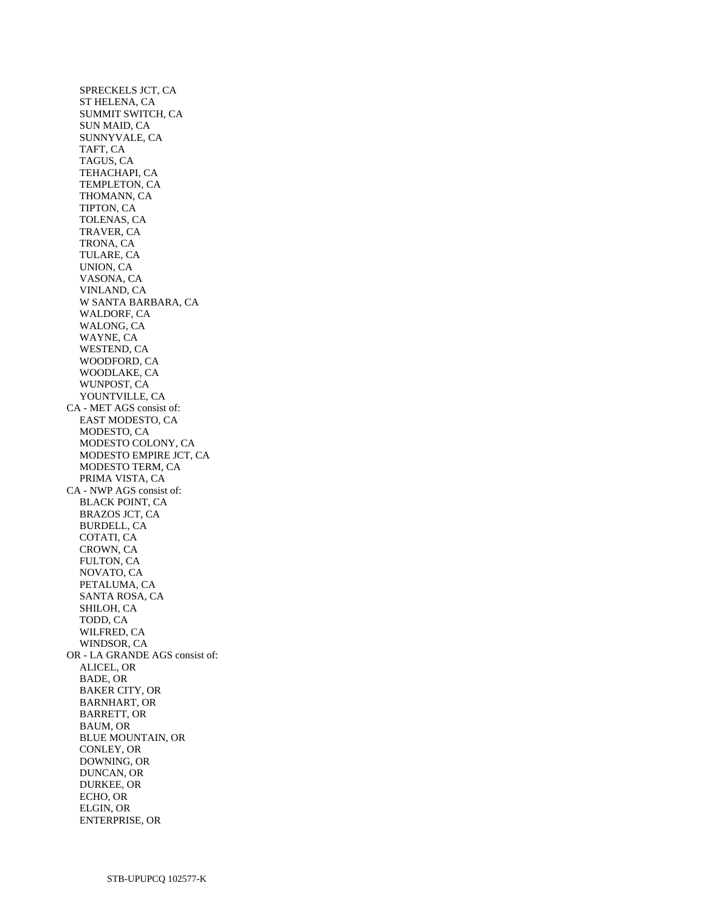SPRECKELS JCT, CA
  ST HELENA, CA
  SUMMIT SWITCH, CA
  SUN MAID, CA
  SUNNYVALE, CA
  TAFT, CA
  TAGUS, CA
  TEHACHAPI, CA
  TEMPLETON, CA
  THOMANN, CA
  TIPTON, CA
  TOLENAS, CA
  TRAVER, CA
  TRONA, CA
  TULARE, CA
  UNION, CA
  VASONA, CA
  VINLAND, CA
  W SANTA BARBARA, CA
  WALDORF, CA
  WALONG, CA
  WAYNE, CA
  WESTEND, CA
  WOODFORD, CA
  WOODLAKE, CA
  WUNPOST, CA
  YOUNTVILLE, CA

CA - MET AGS consist of:
  EAST MODESTO, CA
  MODESTO, CA
  MODESTO COLONY, CA
  MODESTO EMPIRE JCT, CA
  MODESTO TERM, CA
  PRIMA VISTA, CA

CA - NWP AGS consist of:
  BLACK POINT, CA
  BRAZOS JCT, CA
  BURDELL, CA
  COTATI, CA
  CROWN, CA
  FULTON, CA
  NOVATO, CA
  PETALUMA, CA
  SANTA ROSA, CA
  SHILOH, CA
  TODD, CA
  WILFRED, CA
  WINDSOR, CA

OR - LA GRANDE AGS consist of:
  ALICEL, OR
  BADE, OR
  BAKER CITY, OR
  BARNHART, OR
  BARRETT, OR
  BAUM, OR
  BLUE MOUNTAIN, OR
  CONLEY, OR
  DOWNING, OR
  DUNCAN, OR
  DURKEE, OR
  ECHO, OR
  ELGIN, OR
  ENTERPRISE, OR

STB-UPUPCQ 102577-K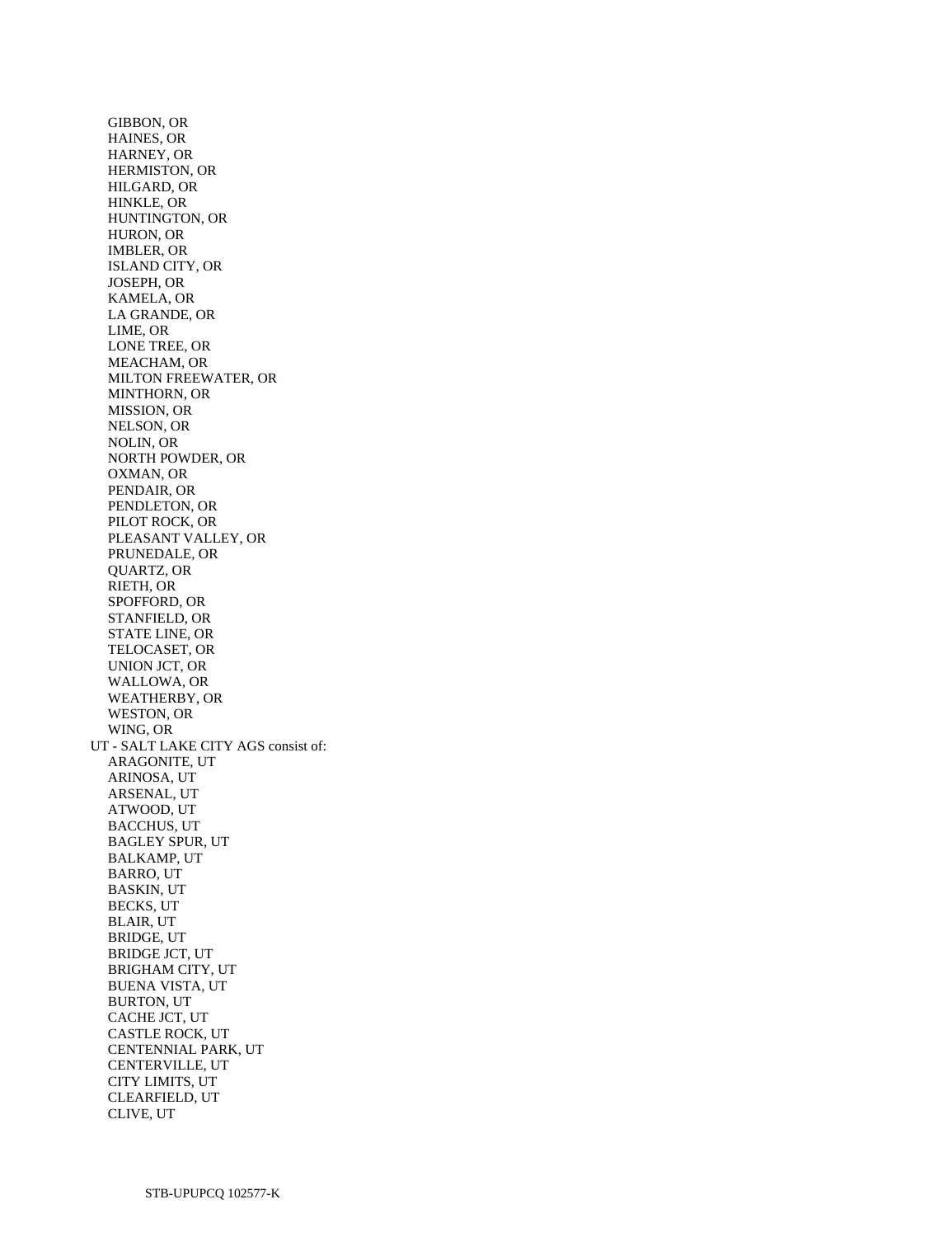GIBBON, OR
HAINES, OR
HARNEY, OR
HERMISTON, OR
HILGARD, OR
HINKLE, OR
HUNTINGTON, OR
HURON, OR
IMBLER, OR
ISLAND CITY, OR
JOSEPH, OR
KAMELA, OR
LA GRANDE, OR
LIME, OR
LONE TREE, OR
MEACHAM, OR
MILTON FREEWATER, OR
MINTHORN, OR
MISSION, OR
NELSON, OR
NOLIN, OR
NORTH POWDER, OR
OXMAN, OR
PENDAIR, OR
PENDLETON, OR
PILOT ROCK, OR
PLEASANT VALLEY, OR
PRUNEDALE, OR
QUARTZ, OR
RIETH, OR
SPOFFORD, OR
STANFIELD, OR
STATE LINE, OR
TELOCASET, OR
UNION JCT, OR
WALLOWA, OR
WEATHERBY, OR
WESTON, OR
WING, OR

UT - SALT LAKE CITY AGS consist of:

ARAGONITE, UT
ARINOSA, UT
ARSENAL, UT
ATWOOD, UT
BACCHUS, UT
BAGLEY SPUR, UT
BALKAMP, UT
BARRO, UT
BASKIN, UT
BECKS, UT
BLAIR, UT
BRIDGE, UT
BRIDGE JCT, UT
BRIGHAM CITY, UT
BUENA VISTA, UT
BURTON, UT
CACHE JCT, UT
CASTLE ROCK, UT
CENTENNIAL PARK, UT
CENTERVILLE, UT
CITY LIMITS, UT
CLEARFIELD, UT
CLIVE, UT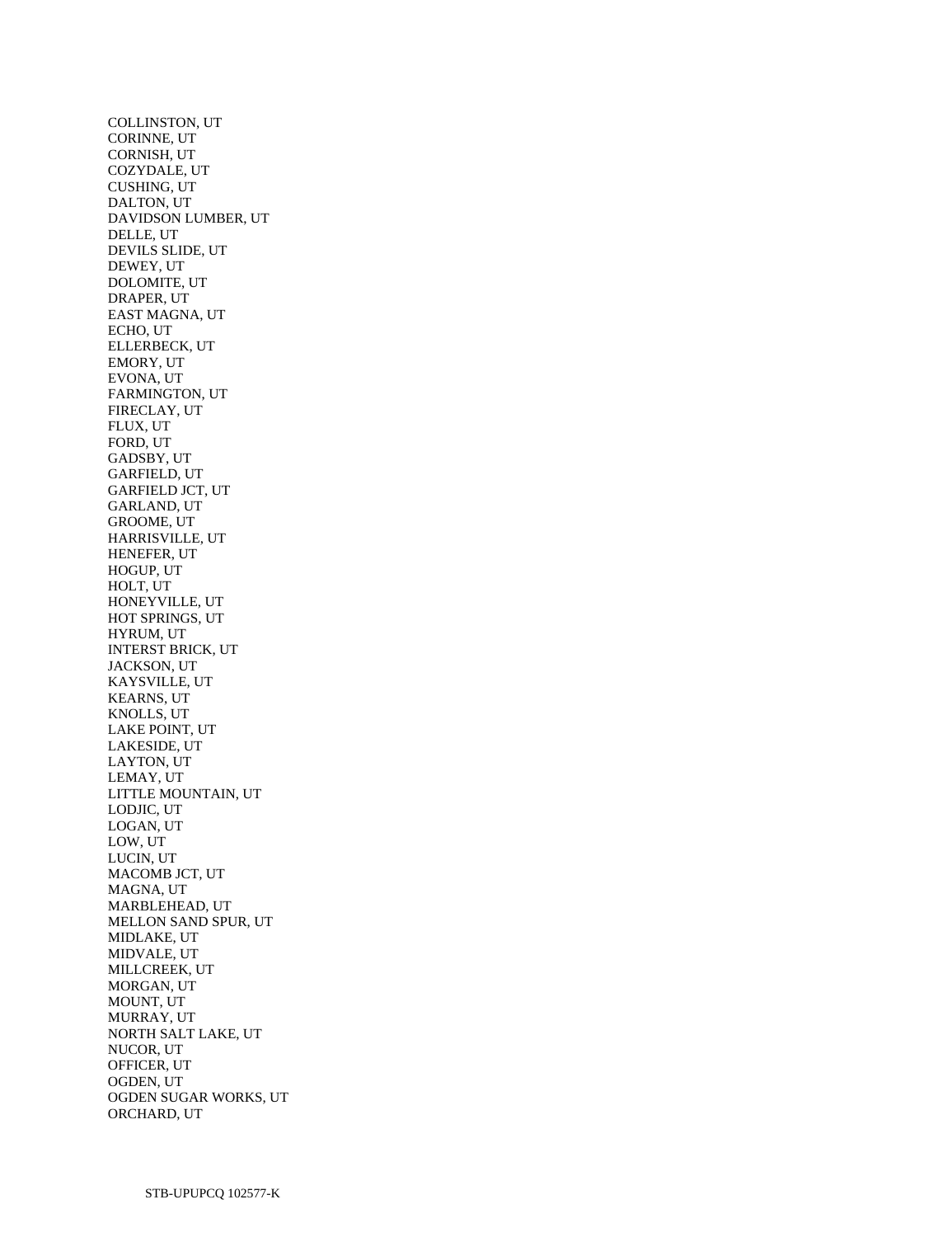COLLINSTON, UT
CORINNE, UT
CORNISH, UT
COZYDALE, UT
CUSHING, UT
DALTON, UT
DAVIDSON LUMBER, UT
DELLE, UT
DEVILS SLIDE, UT
DEWEY, UT
DOLOMITE, UT
DRAPER, UT
EAST MAGNA, UT
ECHO, UT
ELLERBECK, UT
EMORY, UT
EVONA, UT
FARMINGTON, UT
FIRECLAY, UT
FLUX, UT
FORD, UT
GADSBY, UT
GARFIELD, UT
GARFIELD JCT, UT
GARLAND, UT
GROOME, UT
HARRISVILLE, UT
HENEFER, UT
HOGUP, UT
HOLT, UT
HONEYVILLE, UT
HOT SPRINGS, UT
HYRUM, UT
INTERST BRICK, UT
JACKSON, UT
KAYSVILLE, UT
KEARNS, UT
KNOLLS, UT
LAKE POINT, UT
LAKESIDE, UT
LAYTON, UT
LEMAY, UT
LITTLE MOUNTAIN, UT
LODJIC, UT
LOGAN, UT
LOW, UT
LUCIN, UT
MACOMB JCT, UT
MAGNA, UT
MARBLEHEAD, UT
MELLON SAND SPUR, UT
MIDLAKE, UT
MIDVALE, UT
MILLCREEK, UT
MORGAN, UT
MOUNT, UT
MURRAY, UT
NORTH SALT LAKE, UT
NUCOR, UT
OFFICER, UT
OGDEN, UT
OGDEN SUGAR WORKS, UT
ORCHARD, UT

STB-UPUPCQ 102577-K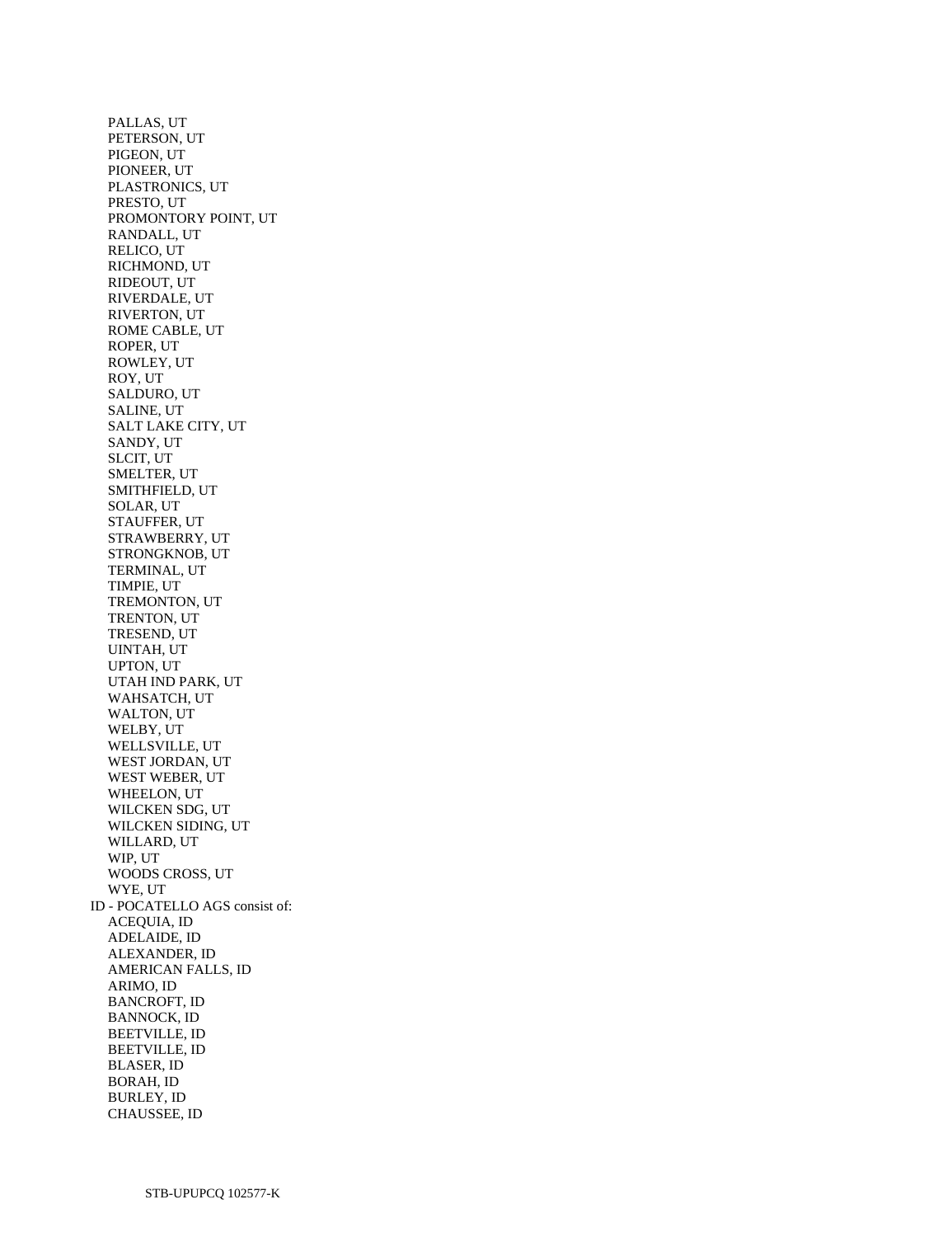PALLAS, UT
PETERSON, UT
PIGEON, UT
PIONEER, UT
PLASTRONICS, UT
PRESTO, UT
PROMONTORY POINT, UT
RANDALL, UT
RELICO, UT
RICHMOND, UT
RIDEOUT, UT
RIVERDALE, UT
RIVERTON, UT
ROME CABLE, UT
ROPER, UT
ROWLEY, UT
ROY, UT
SALDURO, UT
SALINE, UT
SALT LAKE CITY, UT
SANDY, UT
SLCIT, UT
SMELTER, UT
SMITHFIELD, UT
SOLAR, UT
STAUFFER, UT
STRAWBERRY, UT
STRONGKNOB, UT
TERMINAL, UT
TIMPIE, UT
TREMONTON, UT
TRENTON, UT
TRESEND, UT
UINTAH, UT
UPTON, UT
UTAH IND PARK, UT
WAHSATCH, UT
WALTON, UT
WELBY, UT
WELLSVILLE, UT
WEST JORDAN, UT
WEST WEBER, UT
WHEELON, UT
WILCKEN SDG, UT
WILCKEN SIDING, UT
WILLARD, UT
WIP, UT
WOODS CROSS, UT
WYE, UT

ID - POCATELLO AGS consist of:

ACEQUIA, ID
ADELAIDE, ID
ALEXANDER, ID
AMERICAN FALLS, ID
ARIMO, ID
BANCROFT, ID
BANNOCK, ID
BEETVILLE, ID
BEETVILLE, ID
BLASER, ID
BORAH, ID
BURLEY, ID
CHAUSSEE, ID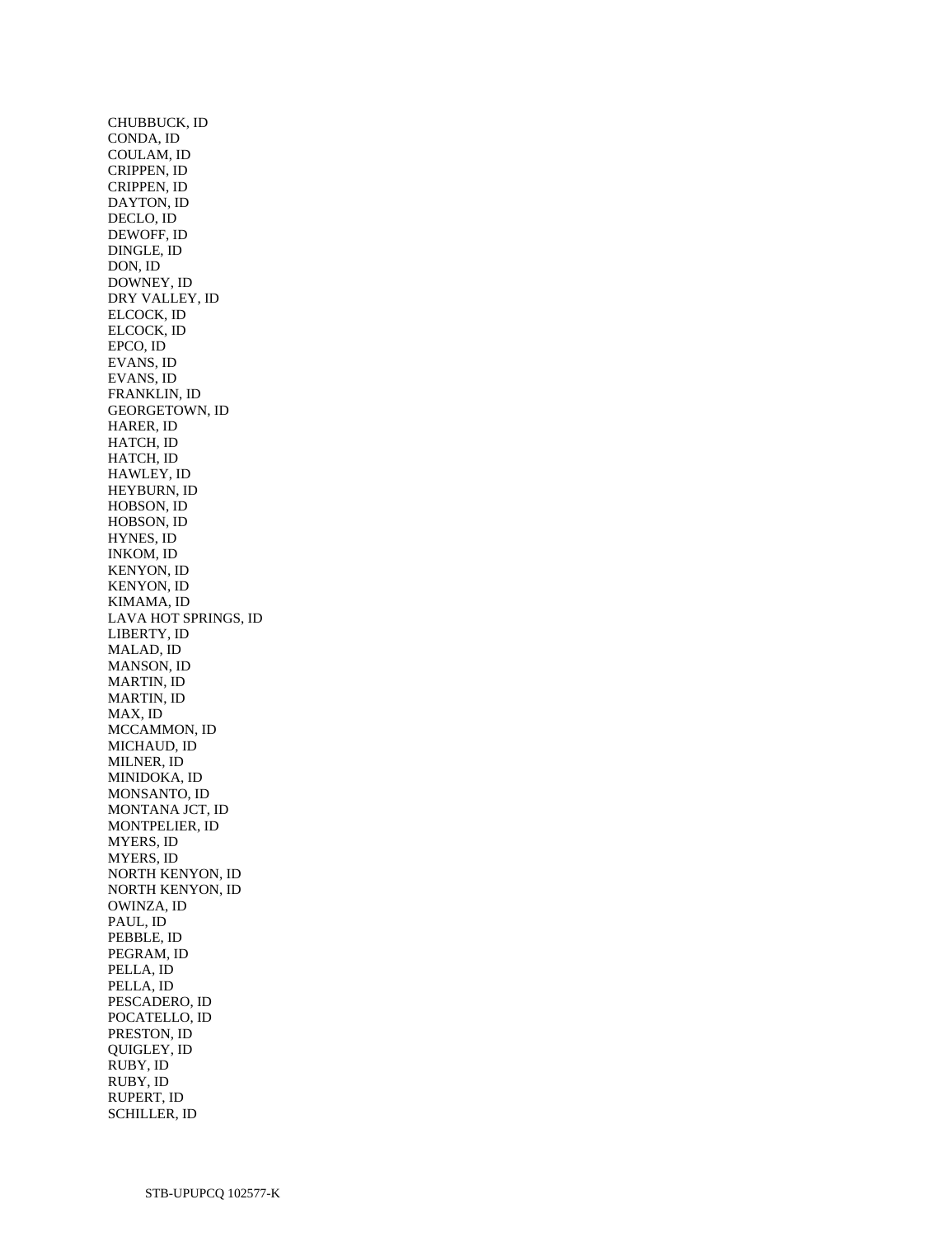CHUBBUCK, ID
CONDA, ID
COULAM, ID
CRIPPEN, ID
CRIPPEN, ID
DAYTON, ID
DECLO, ID
DEWOFF, ID
DINGLE, ID
DON, ID
DOWNEY, ID
DRY VALLEY, ID
ELCOCK, ID
ELCOCK, ID
EPCO, ID
EVANS, ID
EVANS, ID
FRANKLIN, ID
GEORGETOWN, ID
HARER, ID
HATCH, ID
HATCH, ID
HAWLEY, ID
HEYBURN, ID
HOBSON, ID
HOBSON, ID
HYNES, ID
INKOM, ID
KENYON, ID
KENYON, ID
KIMAMA, ID
LAVA HOT SPRINGS, ID
LIBERTY, ID
MALAD, ID
MANSON, ID
MARTIN, ID
MARTIN, ID
MAX, ID
MCCAMMON, ID
MICHAUD, ID
MILNER, ID
MINIDOKA, ID
MONSANTO, ID
MONTANA JCT, ID
MONTPELIER, ID
MYERS, ID
MYERS, ID
NORTH KENYON, ID
NORTH KENYON, ID
OWINZA, ID
PAUL, ID
PEBBLE, ID
PEGRAM, ID
PELLA, ID
PELLA, ID
PESCADERO, ID
POCATELLO, ID
PRESTON, ID
QUIGLEY, ID
RUBY, ID
RUBY, ID
RUPERT, ID
SCHILLER, ID

STB-UPUPCQ 102577-K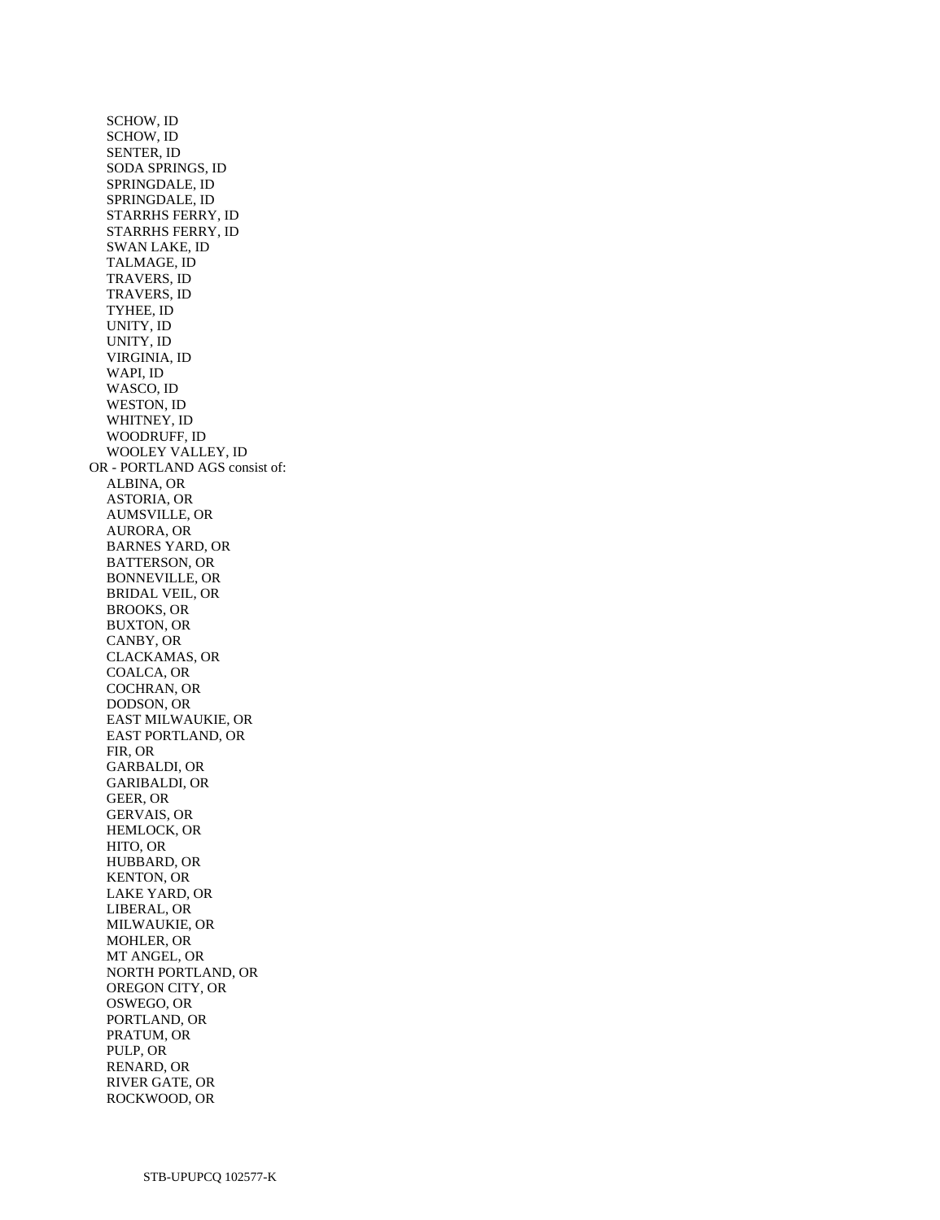SCHOW, ID
SCHOW, ID
SENTER, ID
SODA SPRINGS, ID
SPRINGDALE, ID
SPRINGDALE, ID
STARRHS FERRY, ID
STARRHS FERRY, ID
SWAN LAKE, ID
TALMAGE, ID
TRAVERS, ID
TRAVERS, ID
TYHEE, ID
UNITY, ID
UNITY, ID
VIRGINIA, ID
WAPI, ID
WASCO, ID
WESTON, ID
WHITNEY, ID
WOODRUFF, ID
WOOLEY VALLEY, ID

OR - PORTLAND AGS consist of:

ALBINA, OR
ASTORIA, OR
AUMSVILLE, OR
AURORA, OR
BARNES YARD, OR
BATTERSON, OR
BONNEVILLE, OR
BRIDAL VEIL, OR
BROOKS, OR
BUXTON, OR
CANBY, OR
CLACKAMAS, OR
COALCA, OR
COCHRAN, OR
DODSON, OR
EAST MILWAUKIE, OR
EAST PORTLAND, OR
FIR, OR
GARBALDI, OR
GARIBALDI, OR
GEER, OR
GERVAIS, OR
HEMLOCK, OR
HITO, OR
HUBBARD, OR
KENTON, OR
LAKE YARD, OR
LIBERAL, OR
MILWAUKIE, OR
MOHLER, OR
MT ANGEL, OR
NORTH PORTLAND, OR
OREGON CITY, OR
OSWEGO, OR
PORTLAND, OR
PRATUM, OR
PULP, OR
RENARD, OR
RIVER GATE, OR
ROCKWOOD, OR

STB-UPUPCQ 102577-K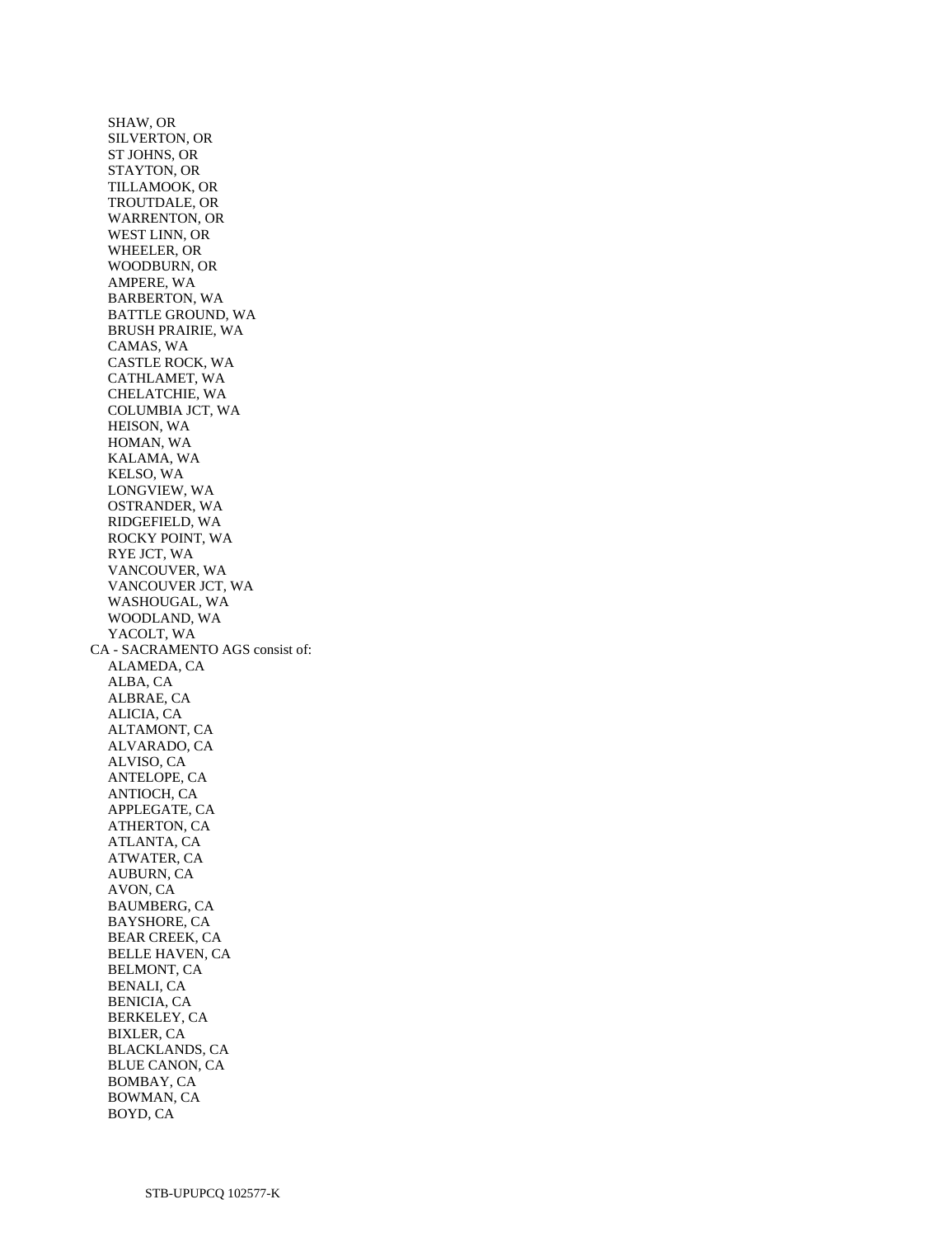SHAW, OR
SILVERTON, OR
ST JOHNS, OR
STAYTON, OR
TILLAMOOK, OR
TROUTDALE, OR
WARRENTON, OR
WEST LINN, OR
WHEELER, OR
WOODBURN, OR
AMPERE, WA
BARBERTON, WA
BATTLE GROUND, WA
BRUSH PRAIRIE, WA
CAMAS, WA
CASTLE ROCK, WA
CATHLAMET, WA
CHELATCHIE, WA
COLUMBIA JCT, WA
HEISON, WA
HOMAN, WA
KALAMA, WA
KELSO, WA
LONGVIEW, WA
OSTRANDER, WA
RIDGEFIELD, WA
ROCKY POINT, WA
RYE JCT, WA
VANCOUVER, WA
VANCOUVER JCT, WA
WASHOUGAL, WA
WOODLAND, WA
YACOLT, WA

CA - SACRAMENTO AGS consist of:

ALAMEDA, CA
ALBA, CA
ALBRAE, CA
ALICIA, CA
ALTAMONT, CA
ALVARADO, CA
ALVISO, CA
ANTELOPE, CA
ANTIOCH, CA
APPLEGATE, CA
ATHERTON, CA
ATLANTA, CA
ATWATER, CA
AUBURN, CA
AVON, CA
BAUMBERG, CA
BAYSHORE, CA
BEAR CREEK, CA
BELLE HAVEN, CA
BELMONT, CA
BENALI, CA
BENICIA, CA
BERKELEY, CA
BIXLER, CA
BLACKLANDS, CA
BLUE CANON, CA
BOMBAY, CA
BOWMAN, CA
BOYD, CA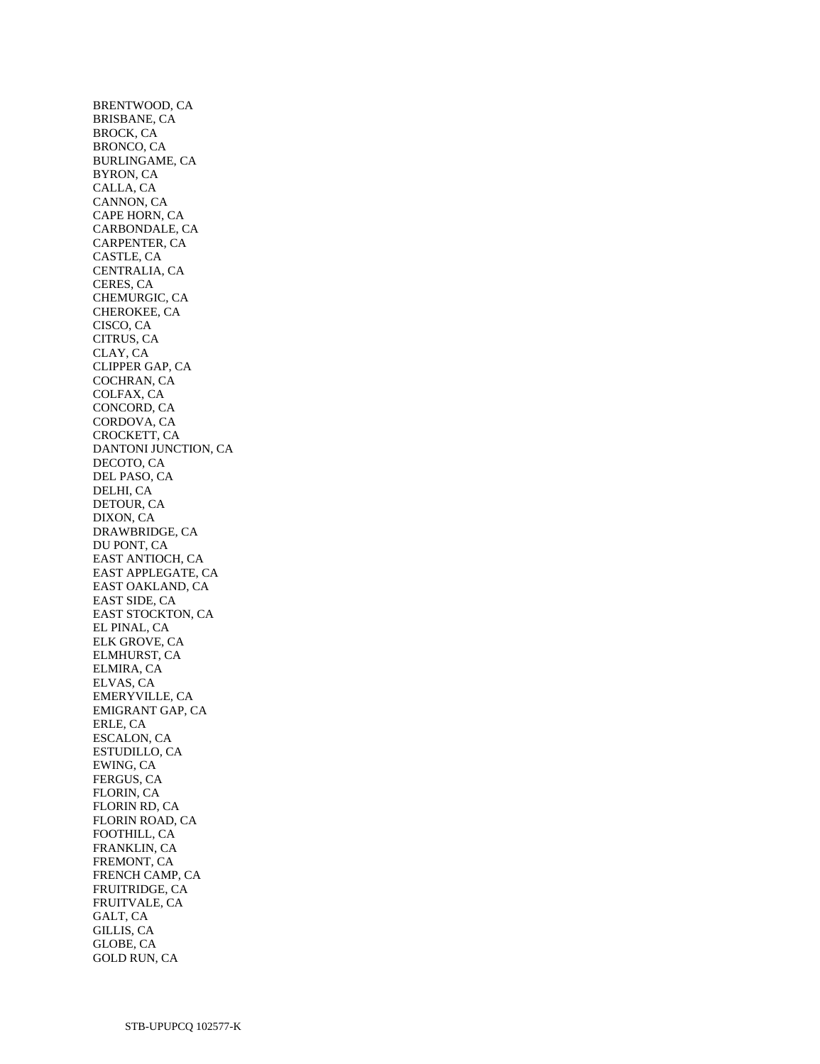BRENTWOOD, CA
BRISBANE, CA
BROCK, CA
BRONCO, CA
BURLINGAME, CA
BYRON, CA
CALLA, CA
CANNON, CA
CAPE HORN, CA
CARBONDALE, CA
CARPENTER, CA
CASTLE, CA
CENTRALIA, CA
CERES, CA
CHEMURGIC, CA
CHEROKEE, CA
CISCO, CA
CITRUS, CA
CLAY, CA
CLIPPER GAP, CA
COCHRAN, CA
COLFAX, CA
CONCORD, CA
CORDOVA, CA
CROCKETT, CA
DANTONI JUNCTION, CA
DECOTO, CA
DEL PASO, CA
DELHI, CA
DETOUR, CA
DIXON, CA
DRAWBRIDGE, CA
DU PONT, CA
EAST ANTIOCH, CA
EAST APPLEGATE, CA
EAST OAKLAND, CA
EAST SIDE, CA
EAST STOCKTON, CA
EL PINAL, CA
ELK GROVE, CA
ELMHURST, CA
ELMIRA, CA
ELVAS, CA
EMERYVILLE, CA
EMIGRANT GAP, CA
ERLE, CA
ESCALON, CA
ESTUDILLO, CA
EWING, CA
FERGUS, CA
FLORIN, CA
FLORIN RD, CA
FLORIN ROAD, CA
FOOTHILL, CA
FRANKLIN, CA
FREMONT, CA
FRENCH CAMP, CA
FRUITRIDGE, CA
FRUITVALE, CA
GALT, CA
GILLIS, CA
GLOBE, CA
GOLD RUN, CA

STB-UPUPCQ 102577-K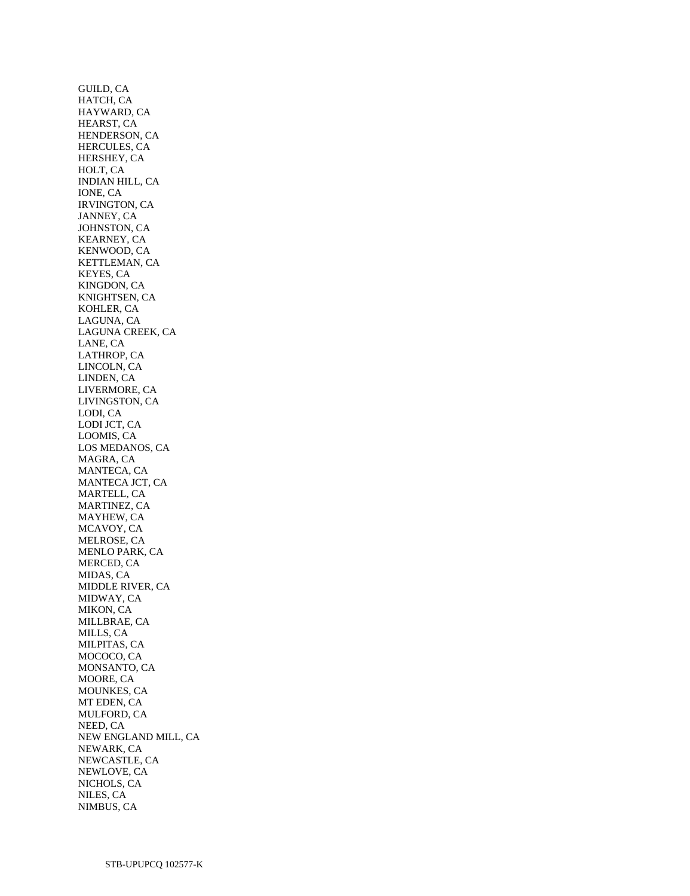GUILD, CA
HATCH, CA
HAYWARD, CA
HEARST, CA
HENDERSON, CA
HERCULES, CA
HERSHEY, CA
HOLT, CA
INDIAN HILL, CA
IONE, CA
IRVINGTON, CA
JANNEY, CA
JOHNSTON, CA
KEARNEY, CA
KENWOOD, CA
KETTLEMAN, CA
KEYES, CA
KINGDON, CA
KNIGHTSEN, CA
KOHLER, CA
LAGUNA, CA
LAGUNA CREEK, CA
LANE, CA
LATHROP, CA
LINCOLN, CA
LINDEN, CA
LIVERMORE, CA
LIVINGSTON, CA
LODI, CA
LODI JCT, CA
LOOMIS, CA
LOS MEDANOS, CA
MAGRA, CA
MANTECA, CA
MANTECA JCT, CA
MARTELL, CA
MARTINEZ, CA
MAYHEW, CA
MCAVOY, CA
MELROSE, CA
MENLO PARK, CA
MERCED, CA
MIDAS, CA
MIDDLE RIVER, CA
MIDWAY, CA
MIKON, CA
MILLBRAE, CA
MILLS, CA
MILPITAS, CA
MOCOCO, CA
MONSANTO, CA
MOORE, CA
MOUNKES, CA
MT EDEN, CA
MULFORD, CA
NEED, CA
NEW ENGLAND MILL, CA
NEWARK, CA
NEWCASTLE, CA
NEWLOVE, CA
NICHOLS, CA
NILES, CA
NIMBUS, CA

STB-UPUPCQ 102577-K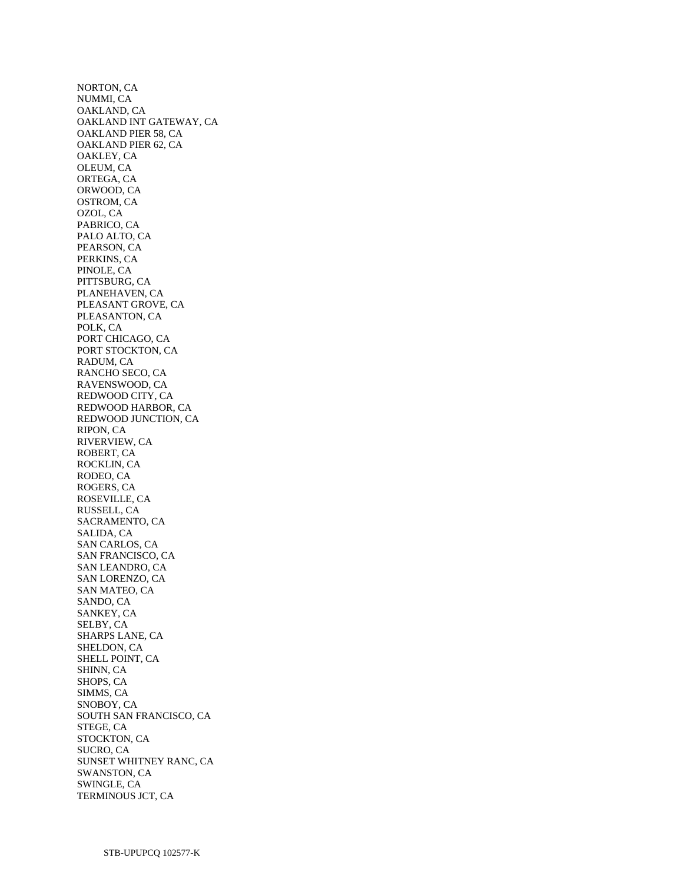NORTON, CA
NUMMI, CA
OAKLAND, CA
OAKLAND INT GATEWAY, CA
OAKLAND PIER 58, CA
OAKLAND PIER 62, CA
OAKLEY, CA
OLEUM, CA
ORTEGA, CA
ORWOOD, CA
OSTROM, CA
OZOL, CA
PABRICO, CA
PALO ALTO, CA
PEARSON, CA
PERKINS, CA
PINOLE, CA
PITTSBURG, CA
PLANEHAVEN, CA
PLEASANT GROVE, CA
PLEASANTON, CA
POLK, CA
PORT CHICAGO, CA
PORT STOCKTON, CA
RADUM, CA
RANCHO SECO, CA
RAVENSWOOD, CA
REDWOOD CITY, CA
REDWOOD HARBOR, CA
REDWOOD JUNCTION, CA
RIPON, CA
RIVERVIEW, CA
ROBERT, CA
ROCKLIN, CA
RODEO, CA
ROGERS, CA
ROSEVILLE, CA
RUSSELL, CA
SACRAMENTO, CA
SALIDA, CA
SAN CARLOS, CA
SAN FRANCISCO, CA
SAN LEANDRO, CA
SAN LORENZO, CA
SAN MATEO, CA
SANDO, CA
SANKEY, CA
SELBY, CA
SHARPS LANE, CA
SHELDON, CA
SHELL POINT, CA
SHINN, CA
SHOPS, CA
SIMMS, CA
SNOBOY, CA
SOUTH SAN FRANCISCO, CA
STEGE, CA
STOCKTON, CA
SUCRO, CA
SUNSET WHITNEY RANC, CA
SWANSTON, CA
SWINGLE, CA
TERMINOUS JCT, CA

STB-UPUPCQ 102577-K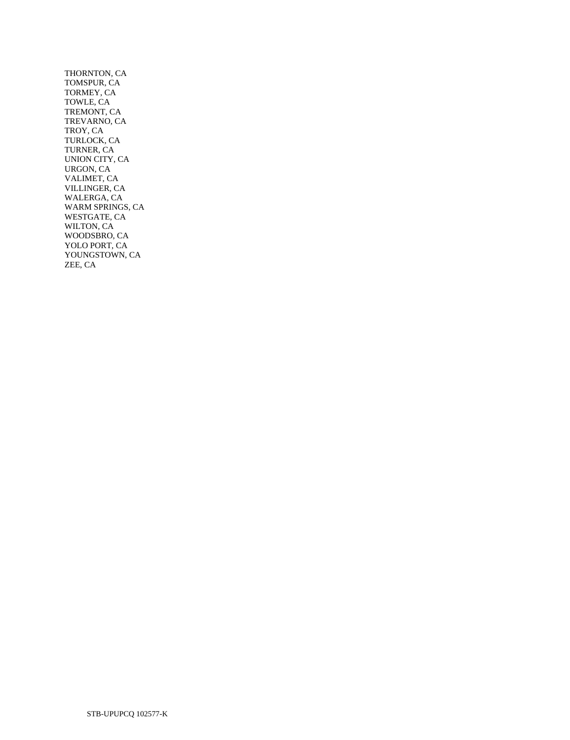THORNTON, CA
TOMSPUR, CA
TORMEY, CA
TOWLE, CA
TREMONT, CA
TREVARNO, CA
TROY, CA
TURLOCK, CA
TURNER, CA
UNION CITY, CA
URGON, CA
VALIMET, CA
VILLINGER, CA
WALERGA, CA
WARM SPRINGS, CA
WESTGATE, CA
WILTON, CA
WOODSBRO, CA
YOLO PORT, CA
YOUNGSTOWN, CA
ZEE, CA

STB-UPUPCQ 102577-K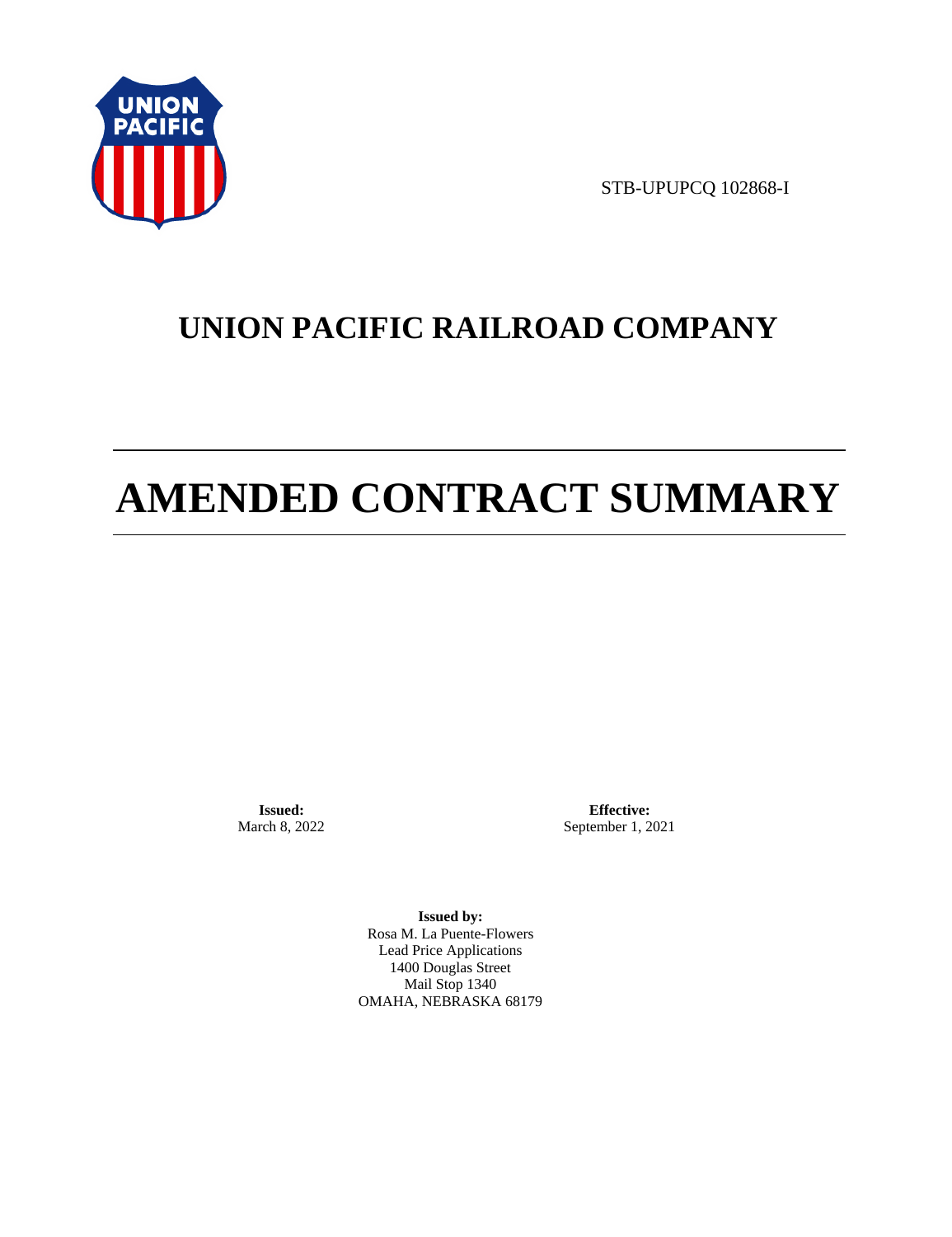STB-UPUPCQ 102868-I

# UNION PACIFIC RAILROAD COMPANY

# AMENDED CONTRACT SUMMARY

**Issued:**
March 8, 2022

**Effective:**
September 1, 2021

**Issued by:**
Rosa M. La Puente-Flowers
Lead Price Applications
1400 Douglas Street
Mail Stop 1340
OMAHA, NEBRASKA 68179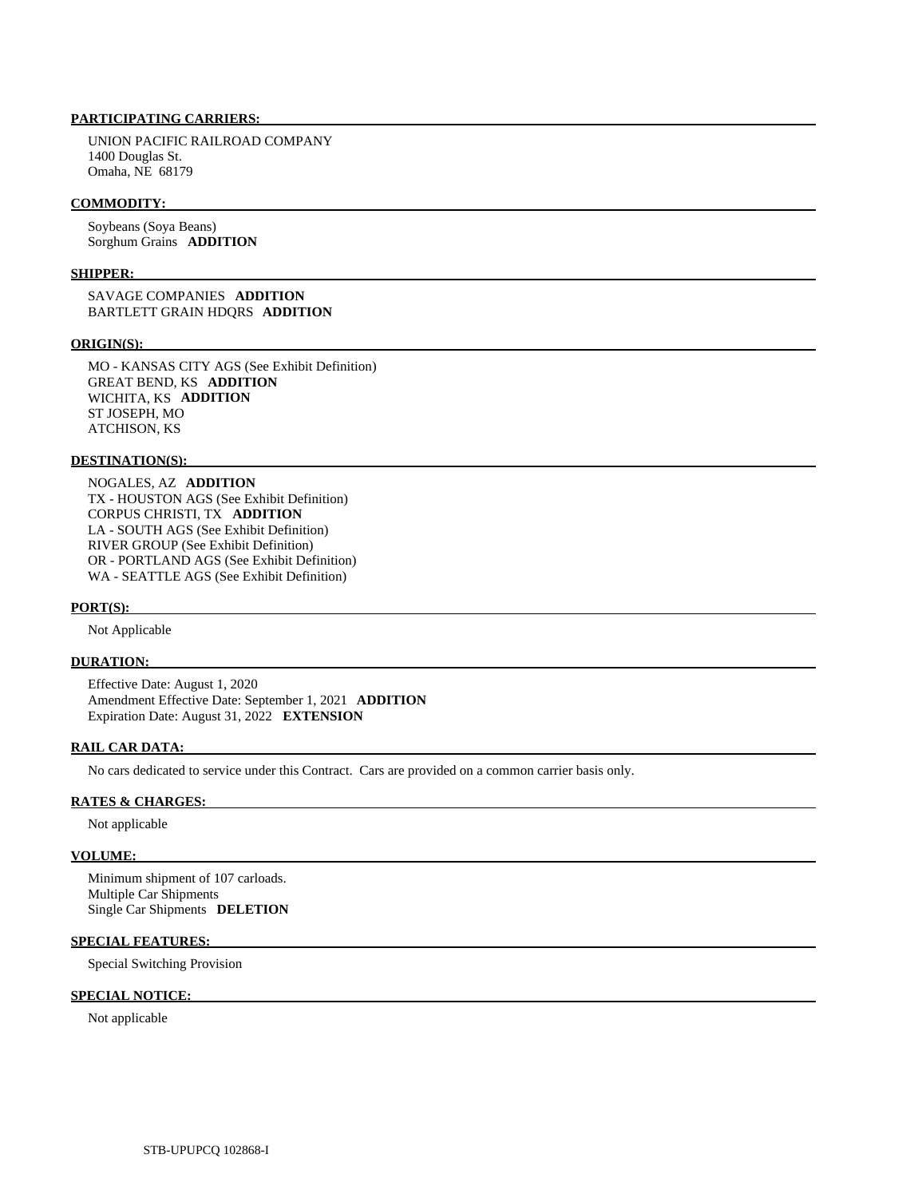**PARTICIPATING CARRIERS:**

UNION PACIFIC RAILROAD COMPANY
1400 Douglas St.
Omaha, NE 68179

**COMMODITY:**

Soybeans (Soya Beans)
Sorghum Grains **ADDITION**

**SHIPPER:**

SAVAGE COMPANIES **ADDITION**
BARTLETT GRAIN HDQRS **ADDITION**

**ORIGIN(S):**

MO - KANSAS CITY AGS (See Exhibit Definition)
GREAT BEND, KS **ADDITION**
WICHITA, KS **ADDITION**
ST JOSEPH, MO
ATCHISON, KS

**DESTINATION(S):**

NOGALES, AZ **ADDITION**
TX - HOUSTON AGS (See Exhibit Definition)
CORPUS CHRISTI, TX **ADDITION**
LA - SOUTH AGS (See Exhibit Definition)
RIVER GROUP (See Exhibit Definition)
OR - PORTLAND AGS (See Exhibit Definition)
WA - SEATTLE AGS (See Exhibit Definition)

**PORT(S):**

Not Applicable

**DURATION:**

Effective Date: August 1, 2020
Amendment Effective Date: September 1, 2021 **ADDITION**
Expiration Date: August 31, 2022 **EXTENSION**

**RAIL CAR DATA:**

No cars dedicated to service under this Contract. Cars are provided on a common carrier basis only.

**RATES & CHARGES:**

Not applicable

**VOLUME:**

Minimum shipment of 107 carloads.
Multiple Car Shipments
Single Car Shipments **DELETION**

**SPECIAL FEATURES:**

Special Switching Provision

**SPECIAL NOTICE:**

Not applicable

STB-UPUPCQ 102868-I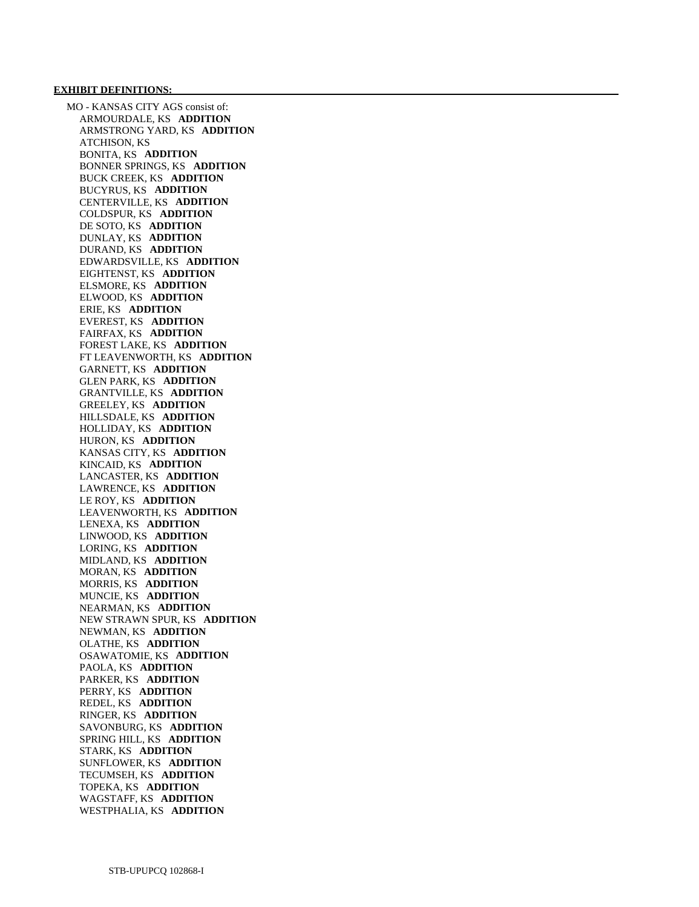**EXHIBIT DEFINITIONS:**

MO - KANSAS CITY AGS consist of:

- ARMOURDALE, KS **ADDITION**
- ARMSTRONG YARD, KS **ADDITION**
- ATCHISON, KS
- BONITA, KS **ADDITION**
- BONNER SPRINGS, KS **ADDITION**
- BUCK CREEK, KS **ADDITION**
- BUCYRUS, KS **ADDITION**
- CENTERVILLE, KS **ADDITION**
- COLDSPUR, KS **ADDITION**
- DE SOTO, KS **ADDITION**
- DUNLAY, KS **ADDITION**
- DURAND, KS **ADDITION**
- EDWARDSVILLE, KS **ADDITION**
- EIGHTENST, KS **ADDITION**
- ELSMORE, KS **ADDITION**
- ELWOOD, KS **ADDITION**
- ERIE, KS **ADDITION**
- EVEREST, KS **ADDITION**
- FAIRFAX, KS **ADDITION**
- FOREST LAKE, KS **ADDITION**
- FT LEAVENWORTH, KS **ADDITION**
- GARNETT, KS **ADDITION**
- GLEN PARK, KS **ADDITION**
- GRANTVILLE, KS **ADDITION**
- GREELEY, KS **ADDITION**
- HILLSDALE, KS **ADDITION**
- HOLLIDAY, KS **ADDITION**
- HURON, KS **ADDITION**
- KANSAS CITY, KS **ADDITION**
- KINCAID, KS **ADDITION**
- LANCASTER, KS **ADDITION**
- LAWRENCE, KS **ADDITION**
- LE ROY, KS **ADDITION**
- LEAVENWORTH, KS **ADDITION**
- LENEXA, KS **ADDITION**
- LINWOOD, KS **ADDITION**
- LORING, KS **ADDITION**
- MIDLAND, KS **ADDITION**
- MORAN, KS **ADDITION**
- MORRIS, KS **ADDITION**
- MUNCIE, KS **ADDITION**
- NEARMAN, KS **ADDITION**
- NEW STRAWN SPUR, KS **ADDITION**
- NEWMAN, KS **ADDITION**
- OLATHE, KS **ADDITION**
- OSAWATOMIE, KS **ADDITION**
- PAOLA, KS **ADDITION**
- PARKER, KS **ADDITION**
- PERRY, KS **ADDITION**
- REDEL, KS **ADDITION**
- RINGER, KS **ADDITION**
- SAVONBURG, KS **ADDITION**
- SPRING HILL, KS **ADDITION**
- STARK, KS **ADDITION**
- SUNFLOWER, KS **ADDITION**
- TECUMSEH, KS **ADDITION**
- TOPEKA, KS **ADDITION**
- WAGSTAFF, KS **ADDITION**
- WESTPHALIA, KS **ADDITION**

STB-UPUPCQ 102868-I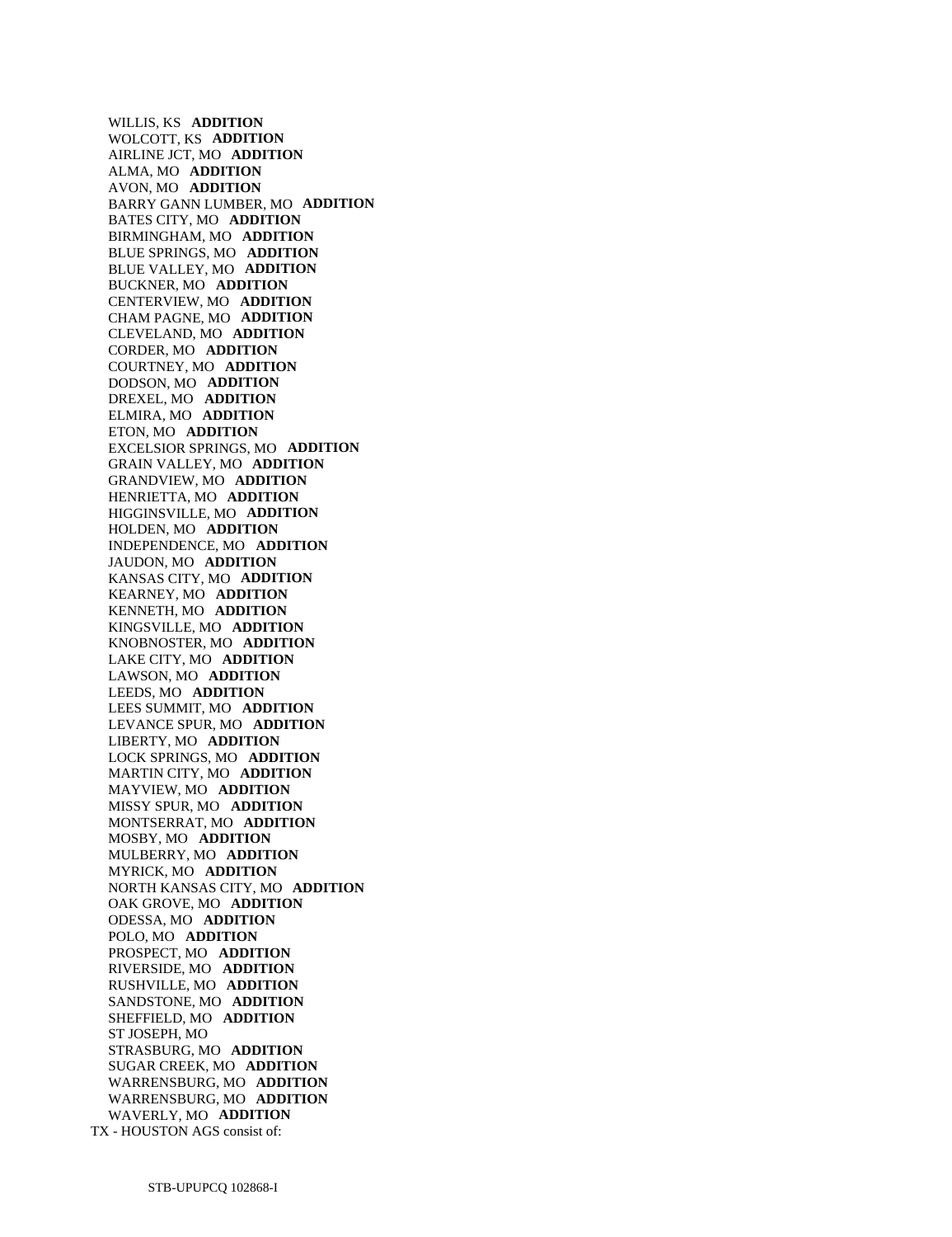WILLIS, KS **ADDITION**
WOLCOTT, KS **ADDITION**
AIRLINE JCT, MO **ADDITION**
ALMA, MO **ADDITION**
AVON, MO **ADDITION**
BARRY GANN LUMBER, MO **ADDITION**
BATES CITY, MO **ADDITION**
BIRMINGHAM, MO **ADDITION**
BLUE SPRINGS, MO **ADDITION**
BLUE VALLEY, MO **ADDITION**
BUCKNER, MO **ADDITION**
CENTERVIEW, MO **ADDITION**
CHAM PAGNE, MO **ADDITION**
CLEVELAND, MO **ADDITION**
CORDER, MO **ADDITION**
COURTNEY, MO **ADDITION**
DODSON, MO **ADDITION**
DREXEL, MO **ADDITION**
ELMIRA, MO **ADDITION**
ETON, MO **ADDITION**
EXCELSIOR SPRINGS, MO **ADDITION**
GRAIN VALLEY, MO **ADDITION**
GRANDVIEW, MO **ADDITION**
HENRIETTA, MO **ADDITION**
HIGGINSVILLE, MO **ADDITION**
HOLDEN, MO **ADDITION**
INDEPENDENCE, MO **ADDITION**
JAUDON, MO **ADDITION**
KANSAS CITY, MO **ADDITION**
KEARNEY, MO **ADDITION**
KENNETH, MO **ADDITION**
KINGSVILLE, MO **ADDITION**
KNOBNOSTER, MO **ADDITION**
LAKE CITY, MO **ADDITION**
LAWSON, MO **ADDITION**
LEEDS, MO **ADDITION**
LEES SUMMIT, MO **ADDITION**
LEVANCE SPUR, MO **ADDITION**
LIBERTY, MO **ADDITION**
LOCK SPRINGS, MO **ADDITION**
MARTIN CITY, MO **ADDITION**
MAYVIEW, MO **ADDITION**
MISSY SPUR, MO **ADDITION**
MONTSERRAT, MO **ADDITION**
MOSBY, MO **ADDITION**
MULBERRY, MO **ADDITION**
MYRICK, MO **ADDITION**
NORTH KANSAS CITY, MO **ADDITION**
OAK GROVE, MO **ADDITION**
ODESSA, MO **ADDITION**
POLO, MO **ADDITION**
PROSPECT, MO **ADDITION**
RIVERSIDE, MO **ADDITION**
RUSHVILLE, MO **ADDITION**
SANDSTONE, MO **ADDITION**
SHEFFIELD, MO **ADDITION**
ST JOSEPH, MO
STRASBURG, MO **ADDITION**
SUGAR CREEK, MO **ADDITION**
WARRENSBURG, MO **ADDITION**
WARRENSBURG, MO **ADDITION**
WAVERLY, MO **ADDITION**

TX - HOUSTON AGS consist of:

STB-UPUPCQ 102868-I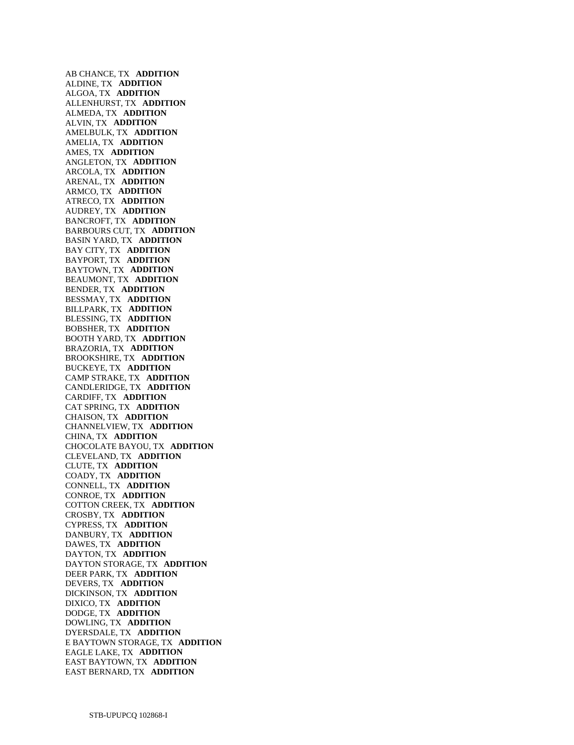AB CHANCE, TX **ADDITION**
ALDINE, TX **ADDITION**
ALGOA, TX **ADDITION**
ALLENHURST, TX **ADDITION**
ALMEDA, TX **ADDITION**
ALVIN, TX **ADDITION**
AMELBULK, TX **ADDITION**
AMELIA, TX **ADDITION**
AMES, TX **ADDITION**
ANGLETON, TX **ADDITION**
ARCOLA, TX **ADDITION**
ARENAL, TX **ADDITION**
ARMCO, TX **ADDITION**
ATRECO, TX **ADDITION**
AUDREY, TX **ADDITION**
BANCROFT, TX **ADDITION**
BARBOURS CUT, TX **ADDITION**
BASIN YARD, TX **ADDITION**
BAY CITY, TX **ADDITION**
BAYPORT, TX **ADDITION**
BAYTOWN, TX **ADDITION**
BEAUMONT, TX **ADDITION**
BENDER, TX **ADDITION**
BESSMAY, TX **ADDITION**
BILLPARK, TX **ADDITION**
BLESSING, TX **ADDITION**
BOBSHER, TX **ADDITION**
BOOTH YARD, TX **ADDITION**
BRAZORIA, TX **ADDITION**
BROOKSHIRE, TX **ADDITION**
BUCKEYE, TX **ADDITION**
CAMP STRAKE, TX **ADDITION**
CANDLERIDGE, TX **ADDITION**
CARDIFF, TX **ADDITION**
CAT SPRING, TX **ADDITION**
CHAISON, TX **ADDITION**
CHANNELVIEW, TX **ADDITION**
CHINA, TX **ADDITION**
CHOCOLATE BAYOU, TX **ADDITION**
CLEVELAND, TX **ADDITION**
CLUTE, TX **ADDITION**
COADY, TX **ADDITION**
CONNELL, TX **ADDITION**
CONROE, TX **ADDITION**
COTTON CREEK, TX **ADDITION**
CROSBY, TX **ADDITION**
CYPRESS, TX **ADDITION**
DANBURY, TX **ADDITION**
DAWES, TX **ADDITION**
DAYTON, TX **ADDITION**
DAYTON STORAGE, TX **ADDITION**
DEER PARK, TX **ADDITION**
DEVERS, TX **ADDITION**
DICKINSON, TX **ADDITION**
DIXICO, TX **ADDITION**
DODGE, TX **ADDITION**
DOWLING, TX **ADDITION**
DYERSDALE, TX **ADDITION**
E BAYTOWN STORAGE, TX **ADDITION**
EAGLE LAKE, TX **ADDITION**
EAST BAYTOWN, TX **ADDITION**
EAST BERNARD, TX **ADDITION**

STB-UPUPCQ 102868-I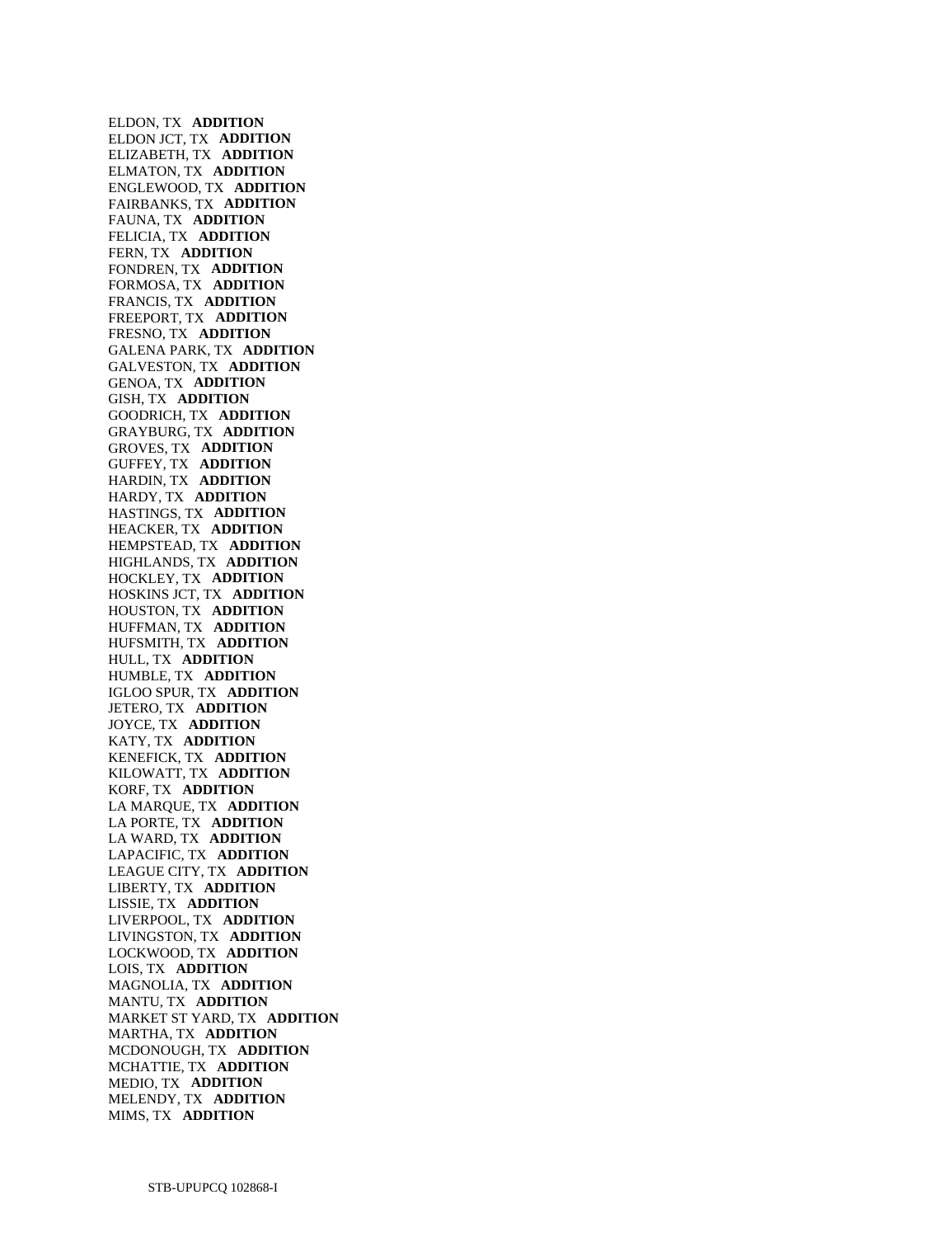ELDON, TX **ADDITION**
ELDON JCT, TX **ADDITION**
ELIZABETH, TX **ADDITION**
ELMATON, TX **ADDITION**
ENGLEWOOD, TX **ADDITION**
FAIRBANKS, TX **ADDITION**
FAUNA, TX **ADDITION**
FELICIA, TX **ADDITION**
FERN, TX **ADDITION**
FONDREN, TX **ADDITION**
FORMOSA, TX **ADDITION**
FRANCIS, TX **ADDITION**
FREEPORT, TX **ADDITION**
FRESNO, TX **ADDITION**
GALENA PARK, TX **ADDITION**
GALVESTON, TX **ADDITION**
GENOA, TX **ADDITION**
GISH, TX **ADDITION**
GOODRICH, TX **ADDITION**
GRAYBURG, TX **ADDITION**
GROVES, TX **ADDITION**
GUFFEY, TX **ADDITION**
HARDIN, TX **ADDITION**
HARDY, TX **ADDITION**
HASTINGS, TX **ADDITION**
HEACKER, TX **ADDITION**
HEMPSTEAD, TX **ADDITION**
HIGHLANDS, TX **ADDITION**
HOCKLEY, TX **ADDITION**
HOSKINS JCT, TX **ADDITION**
HOUSTON, TX **ADDITION**
HUFFMAN, TX **ADDITION**
HUFSMITH, TX **ADDITION**
HULL, TX **ADDITION**
HUMBLE, TX **ADDITION**
IGLOO SPUR, TX **ADDITION**
JETERO, TX **ADDITION**
JOYCE, TX **ADDITION**
KATY, TX **ADDITION**
KENEFICK, TX **ADDITION**
KILOWATT, TX **ADDITION**
KORF, TX **ADDITION**
LA MARQUE, TX **ADDITION**
LA PORTE, TX **ADDITION**
LA WARD, TX **ADDITION**
LAPACIFIC, TX **ADDITION**
LEAGUE CITY, TX **ADDITION**
LIBERTY, TX **ADDITION**
LISSIE, TX **ADDITION**
LIVERPOOL, TX **ADDITION**
LIVINGSTON, TX **ADDITION**
LOCKWOOD, TX **ADDITION**
LOIS, TX **ADDITION**
MAGNOLIA, TX **ADDITION**
MANTU, TX **ADDITION**
MARKET ST YARD, TX **ADDITION**
MARTHA, TX **ADDITION**
MCDONOUGH, TX **ADDITION**
MCHATTIE, TX **ADDITION**
MEDIO, TX **ADDITION**
MELENDY, TX **ADDITION**
MIMS, TX **ADDITION**

STB-UPUPCQ 102868-I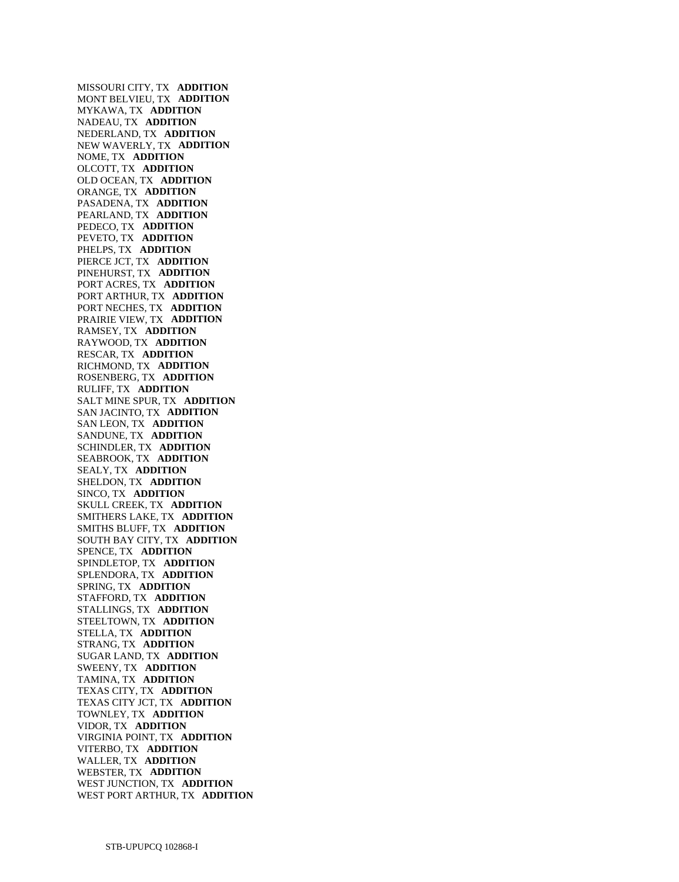MISSOURI CITY, TX **ADDITION**
MONT BELVIEU, TX **ADDITION**
MYKAWA, TX **ADDITION**
NADEAU, TX **ADDITION**
NEDERLAND, TX **ADDITION**
NEW WAVERLY, TX **ADDITION**
NOME, TX **ADDITION**
OLCOTT, TX **ADDITION**
OLD OCEAN, TX **ADDITION**
ORANGE, TX **ADDITION**
PASADENA, TX **ADDITION**
PEARLAND, TX **ADDITION**
PEDECO, TX **ADDITION**
PEVETO, TX **ADDITION**
PHELPS, TX **ADDITION**
PIERCE JCT, TX **ADDITION**
PINEHURST, TX **ADDITION**
PORT ACRES, TX **ADDITION**
PORT ARTHUR, TX **ADDITION**
PORT NECHES, TX **ADDITION**
PRAIRIE VIEW, TX **ADDITION**
RAMSEY, TX **ADDITION**
RAYWOOD, TX **ADDITION**
RESCAR, TX **ADDITION**
RICHMOND, TX **ADDITION**
ROSENBERG, TX **ADDITION**
RULIFF, TX **ADDITION**
SALT MINE SPUR, TX **ADDITION**
SAN JACINTO, TX **ADDITION**
SAN LEON, TX **ADDITION**
SANDUNE, TX **ADDITION**
SCHINDLER, TX **ADDITION**
SEABROOK, TX **ADDITION**
SEALY, TX **ADDITION**
SHELDON, TX **ADDITION**
SINCO, TX **ADDITION**
SKULL CREEK, TX **ADDITION**
SMITHERS LAKE, TX **ADDITION**
SMITHS BLUFF, TX **ADDITION**
SOUTH BAY CITY, TX **ADDITION**
SPENCE, TX **ADDITION**
SPINDLETOP, TX **ADDITION**
SPLENDORA, TX **ADDITION**
SPRING, TX **ADDITION**
STAFFORD, TX **ADDITION**
STALLINGS, TX **ADDITION**
STEELTOWN, TX **ADDITION**
STELLA, TX **ADDITION**
STRANG, TX **ADDITION**
SUGAR LAND, TX **ADDITION**
SWEENY, TX **ADDITION**
TAMINA, TX **ADDITION**
TEXAS CITY, TX **ADDITION**
TEXAS CITY JCT, TX **ADDITION**
TOWNLEY, TX **ADDITION**
VIDOR, TX **ADDITION**
VIRGINIA POINT, TX **ADDITION**
VITERBO, TX **ADDITION**
WALLER, TX **ADDITION**
WEBSTER, TX **ADDITION**
WEST JUNCTION, TX **ADDITION**
WEST PORT ARTHUR, TX **ADDITION**

STB-UPUPCQ 102868-I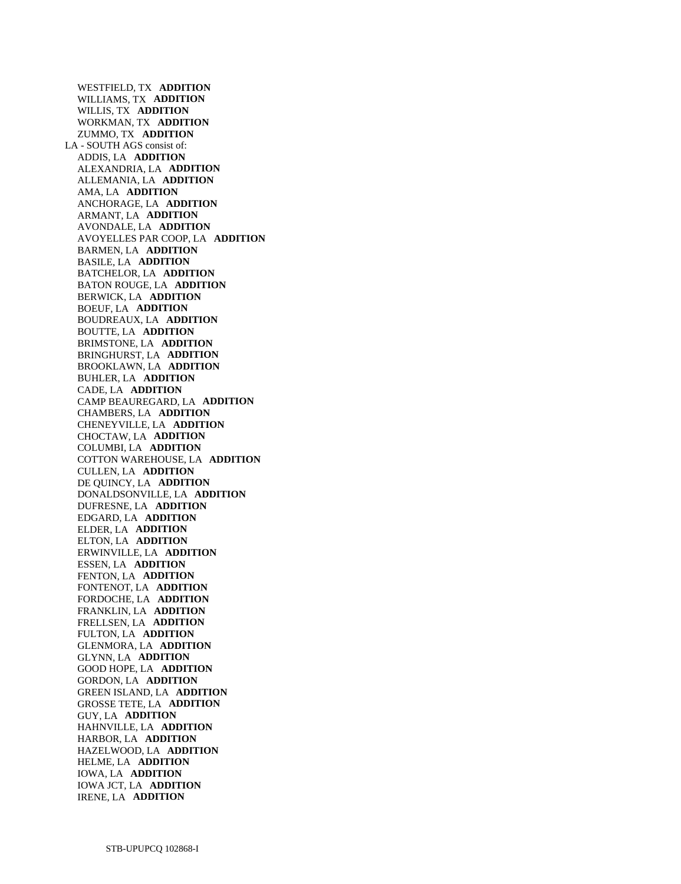WESTFIELD, TX **ADDITION**
WILLIAMS, TX **ADDITION**
WILLIS, TX **ADDITION**
WORKMAN, TX **ADDITION**
ZUMMO, TX **ADDITION**

LA - SOUTH AGS consist of:

ADDIS, LA **ADDITION**
ALEXANDRIA, LA **ADDITION**
ALLEMANIA, LA **ADDITION**
AMA, LA **ADDITION**
ANCHORAGE, LA **ADDITION**
ARMANT, LA **ADDITION**
AVONDALE, LA **ADDITION**
AVOYELLES PAR COOP, LA **ADDITION**
BARMEN, LA **ADDITION**
BASILE, LA **ADDITION**
BATCHELOR, LA **ADDITION**
BATON ROUGE, LA **ADDITION**
BERWICK, LA **ADDITION**
BOEUF, LA **ADDITION**
BOUDREAUX, LA **ADDITION**
BOUTTE, LA **ADDITION**
BRIMSTONE, LA **ADDITION**
BRINGHURST, LA **ADDITION**
BROOKLAWN, LA **ADDITION**
BUHLER, LA **ADDITION**
CADE, LA **ADDITION**
CAMP BEAUREGARD, LA **ADDITION**
CHAMBERS, LA **ADDITION**
CHENEYVILLE, LA **ADDITION**
CHOCTAW, LA **ADDITION**
COLUMBI, LA **ADDITION**
COTTON WAREHOUSE, LA **ADDITION**
CULLEN, LA **ADDITION**
DE QUINCY, LA **ADDITION**
DONALDSONVILLE, LA **ADDITION**
DUFRESNE, LA **ADDITION**
EDGARD, LA **ADDITION**
ELDER, LA **ADDITION**
ELTON, LA **ADDITION**
ERWINVILLE, LA **ADDITION**
ESSEN, LA **ADDITION**
FENTON, LA **ADDITION**
FONTENOT, LA **ADDITION**
FORDOCHE, LA **ADDITION**
FRANKLIN, LA **ADDITION**
FRELLSEN, LA **ADDITION**
FULTON, LA **ADDITION**
GLENMORA, LA **ADDITION**
GLYNN, LA **ADDITION**
GOOD HOPE, LA **ADDITION**
GORDON, LA **ADDITION**
GREEN ISLAND, LA **ADDITION**
GROSSE TETE, LA **ADDITION**
GUY, LA **ADDITION**
HAHNVILLE, LA **ADDITION**
HARBOR, LA **ADDITION**
HAZELWOOD, LA **ADDITION**
HELME, LA **ADDITION**
IOWA, LA **ADDITION**
IOWA JCT, LA **ADDITION**
IRENE, LA **ADDITION**

STB-UPUPCQ 102868-I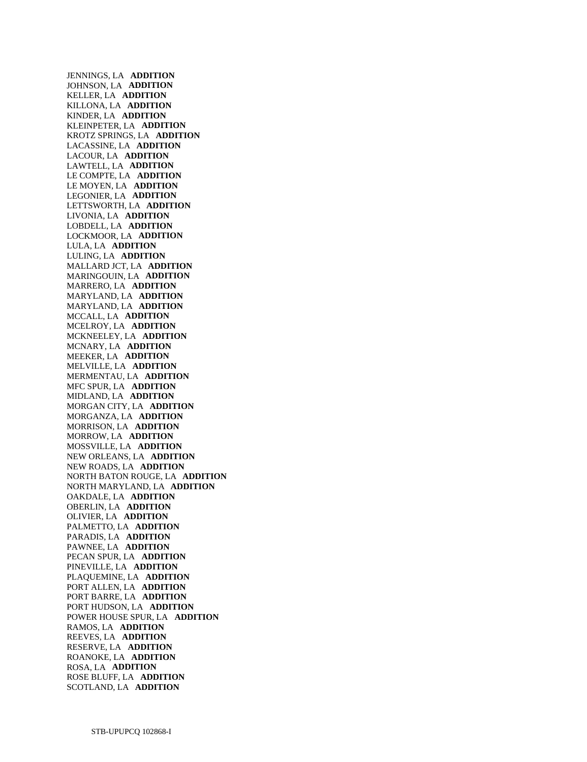JENNINGS, LA **ADDITION**
JOHNSON, LA **ADDITION**
KELLER, LA **ADDITION**
KILLONA, LA **ADDITION**
KINDER, LA **ADDITION**
KLEINPETER, LA **ADDITION**
KROTZ SPRINGS, LA **ADDITION**
LACASSINE, LA **ADDITION**
LACOUR, LA **ADDITION**
LAWTELL, LA **ADDITION**
LE COMPTE, LA **ADDITION**
LE MOYEN, LA **ADDITION**
LEGONIER, LA **ADDITION**
LETTSWORTH, LA **ADDITION**
LIVONIA, LA **ADDITION**
LOBDELL, LA **ADDITION**
LOCKMOOR, LA **ADDITION**
LULA, LA **ADDITION**
LULING, LA **ADDITION**
MALLARD JCT, LA **ADDITION**
MARINGOUIN, LA **ADDITION**
MARRERO, LA **ADDITION**
MARYLAND, LA **ADDITION**
MARYLAND, LA **ADDITION**
MCCALL, LA **ADDITION**
MCELROY, LA **ADDITION**
MCKNEELEY, LA **ADDITION**
MCNARY, LA **ADDITION**
MEEKER, LA **ADDITION**
MELVILLE, LA **ADDITION**
MERMENTAU, LA **ADDITION**
MFC SPUR, LA **ADDITION**
MIDLAND, LA **ADDITION**
MORGAN CITY, LA **ADDITION**
MORGANZA, LA **ADDITION**
MORRISON, LA **ADDITION**
MORROW, LA **ADDITION**
MOSSVILLE, LA **ADDITION**
NEW ORLEANS, LA **ADDITION**
NEW ROADS, LA **ADDITION**
NORTH BATON ROUGE, LA **ADDITION**
NORTH MARYLAND, LA **ADDITION**
OAKDALE, LA **ADDITION**
OBERLIN, LA **ADDITION**
OLIVIER, LA **ADDITION**
PALMETTO, LA **ADDITION**
PARADIS, LA **ADDITION**
PAWNEE, LA **ADDITION**
PECAN SPUR, LA **ADDITION**
PINEVILLE, LA **ADDITION**
PLAQUEMINE, LA **ADDITION**
PORT ALLEN, LA **ADDITION**
PORT BARRE, LA **ADDITION**
PORT HUDSON, LA **ADDITION**
POWER HOUSE SPUR, LA **ADDITION**
RAMOS, LA **ADDITION**
REEVES, LA **ADDITION**
RESERVE, LA **ADDITION**
ROANOKE, LA **ADDITION**
ROSA, LA **ADDITION**
ROSE BLUFF, LA **ADDITION**
SCOTLAND, LA **ADDITION**

STB-UPUPCQ 102868-I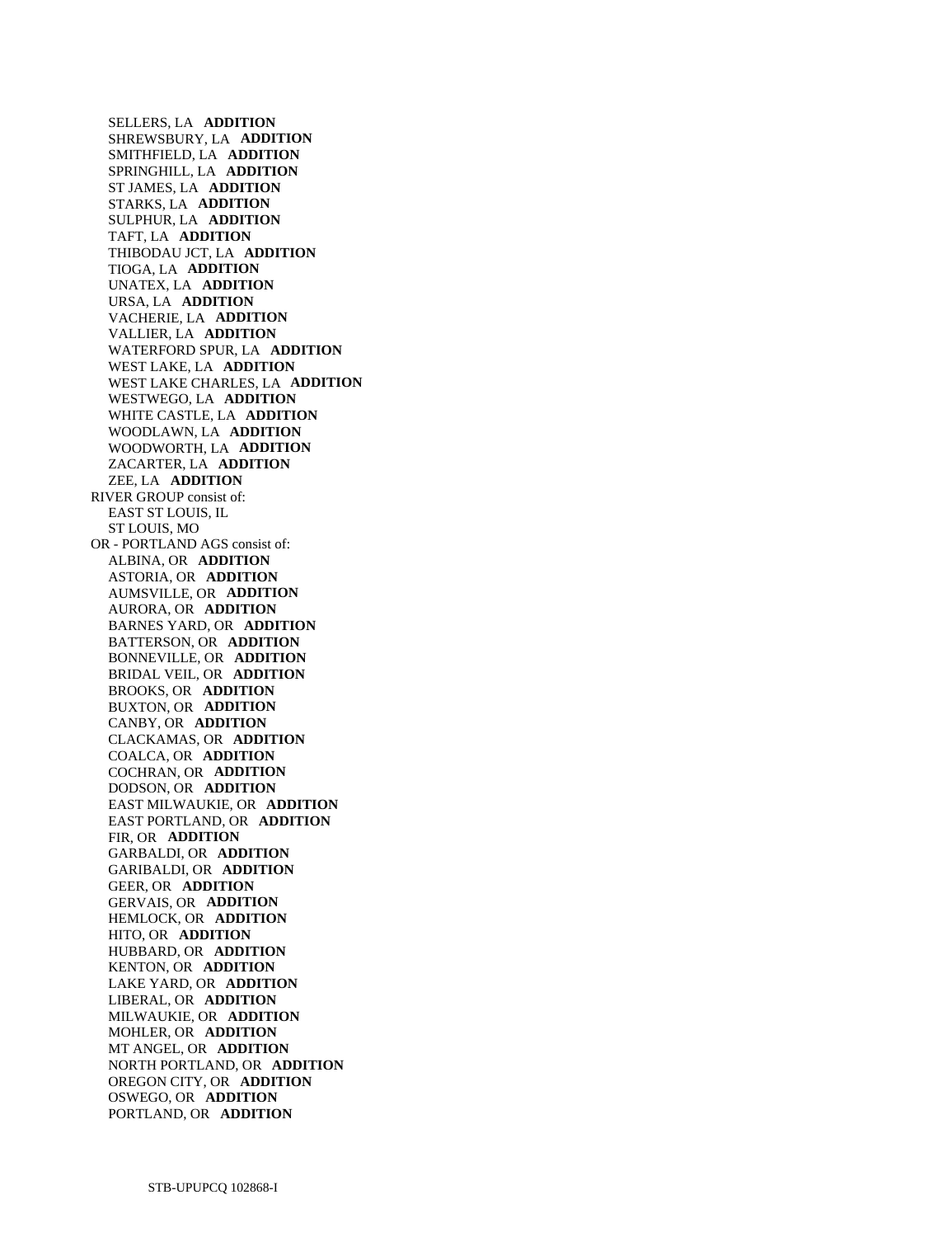SELLERS, LA **ADDITION**
SHREWSBURY, LA **ADDITION**
SMITHFIELD, LA **ADDITION**
SPRINGHILL, LA **ADDITION**
ST JAMES, LA **ADDITION**
STARKS, LA **ADDITION**
SULPHUR, LA **ADDITION**
TAFT, LA **ADDITION**
THIBODAU JCT, LA **ADDITION**
TIOGA, LA **ADDITION**
UNATEX, LA **ADDITION**
URSA, LA **ADDITION**
VACHERIE, LA **ADDITION**
VALLIER, LA **ADDITION**
WATERFORD SPUR, LA **ADDITION**
WEST LAKE, LA **ADDITION**
WEST LAKE CHARLES, LA **ADDITION**
WESTWEGO, LA **ADDITION**
WHITE CASTLE, LA **ADDITION**
WOODLAWN, LA **ADDITION**
WOODWORTH, LA **ADDITION**
ZACARTER, LA **ADDITION**
ZEE, LA **ADDITION**

RIVER GROUP consist of:
EAST ST LOUIS, IL
ST LOUIS, MO

OR - PORTLAND AGS consist of:
ALBINA, OR **ADDITION**
ASTORIA, OR **ADDITION**
AUMSVILLE, OR **ADDITION**
AURORA, OR **ADDITION**
BARNES YARD, OR **ADDITION**
BATTERSON, OR **ADDITION**
BONNEVILLE, OR **ADDITION**
BRIDAL VEIL, OR **ADDITION**
BROOKS, OR **ADDITION**
BUXTON, OR **ADDITION**
CANBY, OR **ADDITION**
CLACKAMAS, OR **ADDITION**
COALCA, OR **ADDITION**
COCHRAN, OR **ADDITION**
DODSON, OR **ADDITION**
EAST MILWAUKIE, OR **ADDITION**
EAST PORTLAND, OR **ADDITION**
FIR, OR **ADDITION**
GARBALDI, OR **ADDITION**
GARIBALDI, OR **ADDITION**
GEER, OR **ADDITION**
GERVAIS, OR **ADDITION**
HEMLOCK, OR **ADDITION**
HITO, OR **ADDITION**
HUBBARD, OR **ADDITION**
KENTON, OR **ADDITION**
LAKE YARD, OR **ADDITION**
LIBERAL, OR **ADDITION**
MILWAUKIE, OR **ADDITION**
MOHLER, OR **ADDITION**
MT ANGEL, OR **ADDITION**
NORTH PORTLAND, OR **ADDITION**
OREGON CITY, OR **ADDITION**
OSWEGO, OR **ADDITION**
PORTLAND, OR **ADDITION**

STB-UPUPCQ 102868-I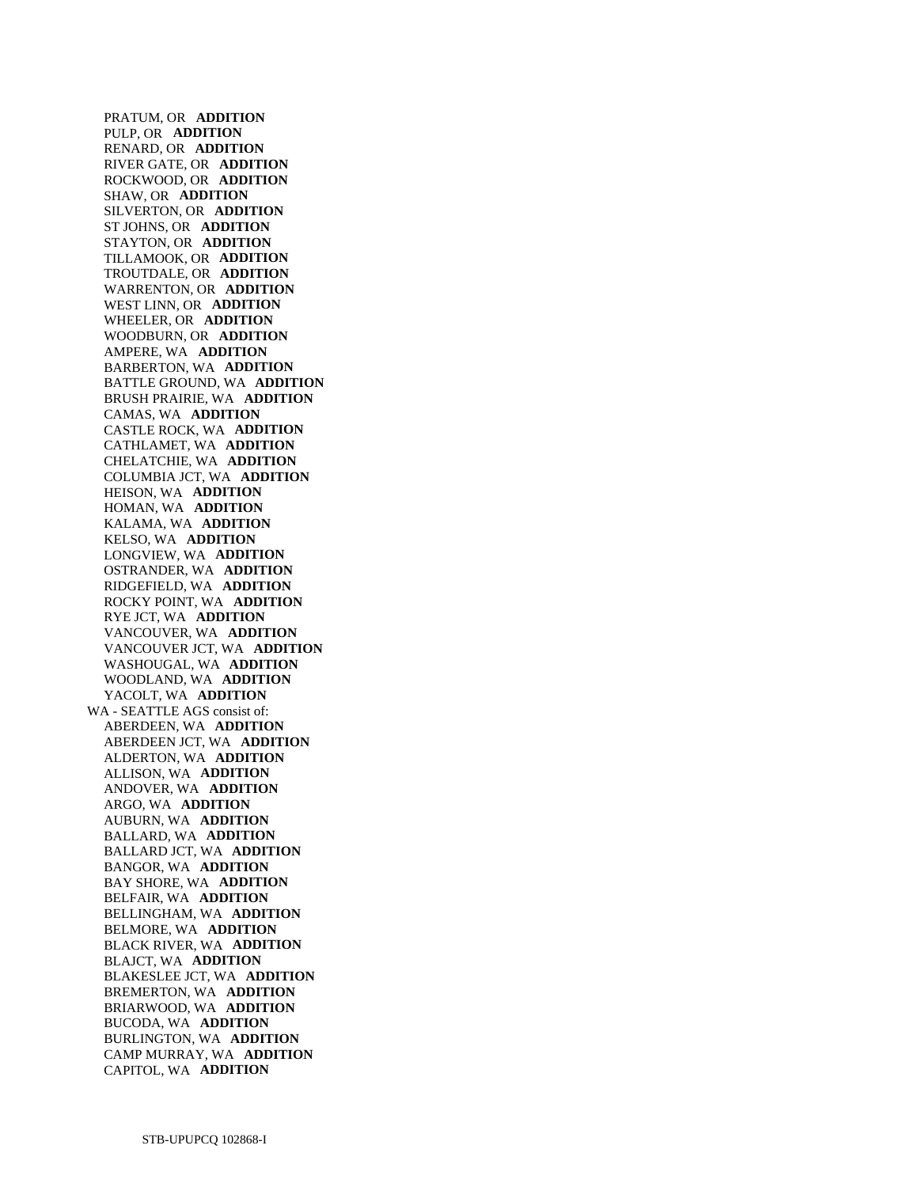PRATUM, OR **ADDITION**  
PULP, OR **ADDITION**  
RENARD, OR **ADDITION**  
RIVER GATE, OR **ADDITION**  
ROCKWOOD, OR **ADDITION**  
SHAW, OR **ADDITION**  
SILVERTON, OR **ADDITION**  
ST JOHNS, OR **ADDITION**  
STAYTON, OR **ADDITION**  
TILLAMOOK, OR **ADDITION**  
TROUTDALE, OR **ADDITION**  
WARRENTON, OR **ADDITION**  
WEST LINN, OR **ADDITION**  
WHEELER, OR **ADDITION**  
WOODBURN, OR **ADDITION**  
AMPERE, WA **ADDITION**  
BARBERTON, WA **ADDITION**  
BATTLE GROUND, WA **ADDITION**  
BRUSH PRAIRIE, WA **ADDITION**  
CAMAS, WA **ADDITION**  
CASTLE ROCK, WA **ADDITION**  
CATHLAMET, WA **ADDITION**  
CHELATCHIE, WA **ADDITION**  
COLUMBIA JCT, WA **ADDITION**  
HEISON, WA **ADDITION**  
HOMAN, WA **ADDITION**  
KALAMA, WA **ADDITION**  
KELSO, WA **ADDITION**  
LONGVIEW, WA **ADDITION**  
OSTRANDER, WA **ADDITION**  
RIDGEFIELD, WA **ADDITION**  
ROCKY POINT, WA **ADDITION**  
RYE JCT, WA **ADDITION**  
VANCOUVER, WA **ADDITION**  
VANCOUVER JCT, WA **ADDITION**  
WASHOUGAL, WA **ADDITION**  
WOODLAND, WA **ADDITION**  
YACOLT, WA **ADDITION**

WA - SEATTLE AGS consist of:

ABERDEEN, WA **ADDITION**  
ABERDEEN JCT, WA **ADDITION**  
ALDERTON, WA **ADDITION**  
ALLISON, WA **ADDITION**  
ANDOVER, WA **ADDITION**  
ARGO, WA **ADDITION**  
AUBURN, WA **ADDITION**  
BALLARD, WA **ADDITION**  
BALLARD JCT, WA **ADDITION**  
BANGOR, WA **ADDITION**  
BAY SHORE, WA **ADDITION**  
BELFAIR, WA **ADDITION**  
BELLINGHAM, WA **ADDITION**  
BELMORE, WA **ADDITION**  
BLACK RIVER, WA **ADDITION**  
BLAJCT, WA **ADDITION**  
BLAKESLEE JCT, WA **ADDITION**  
BREMERTON, WA **ADDITION**  
BRIARWOOD, WA **ADDITION**  
BUCODA, WA **ADDITION**  
BURLINGTON, WA **ADDITION**  
CAMP MURRAY, WA **ADDITION**  
CAPITOL, WA **ADDITION**

STB-UPUPCQ 102868-I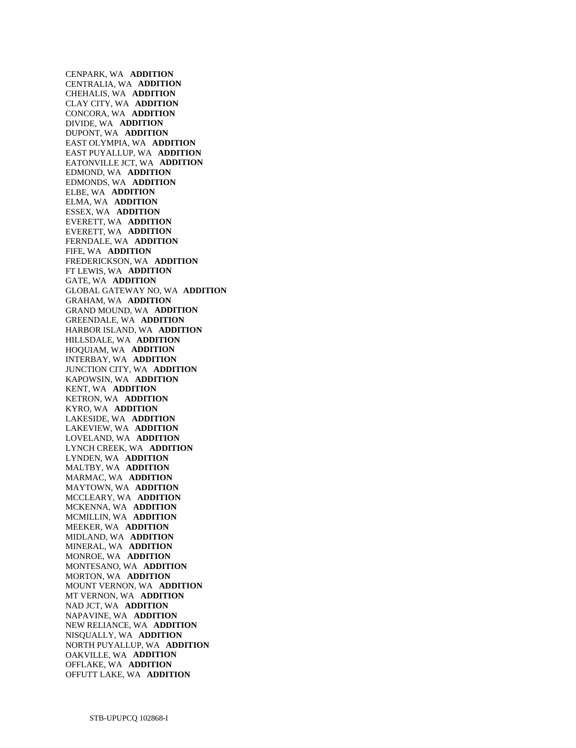CENPARK, WA **ADDITION**
CENTRALIA, WA **ADDITION**
CHEHALIS, WA **ADDITION**
CLAY CITY, WA **ADDITION**
CONCORA, WA **ADDITION**
DIVIDE, WA **ADDITION**
DUPONT, WA **ADDITION**
EAST OLYMPIA, WA **ADDITION**
EAST PUYALLUP, WA **ADDITION**
EATONVILLE JCT, WA **ADDITION**
EDMOND, WA **ADDITION**
EDMONDS, WA **ADDITION**
ELBE, WA **ADDITION**
ELMA, WA **ADDITION**
ESSEX, WA **ADDITION**
EVERETT, WA **ADDITION**
EVERETT, WA **ADDITION**
FERNDALE, WA **ADDITION**
FIFE, WA **ADDITION**
FREDERICKSON, WA **ADDITION**
FT LEWIS, WA **ADDITION**
GATE, WA **ADDITION**
GLOBAL GATEWAY NO, WA **ADDITION**
GRAHAM, WA **ADDITION**
GRAND MOUND, WA **ADDITION**
GREENDALE, WA **ADDITION**
HARBOR ISLAND, WA **ADDITION**
HILLSDALE, WA **ADDITION**
HOQUIAM, WA **ADDITION**
INTERBAY, WA **ADDITION**
JUNCTION CITY, WA **ADDITION**
KAPOWSIN, WA **ADDITION**
KENT, WA **ADDITION**
KETRON, WA **ADDITION**
KYRO, WA **ADDITION**
LAKESIDE, WA **ADDITION**
LAKEVIEW, WA **ADDITION**
LOVELAND, WA **ADDITION**
LYNCH CREEK, WA **ADDITION**
LYNDEN, WA **ADDITION**
MALTBY, WA **ADDITION**
MARMAC, WA **ADDITION**
MAYTOWN, WA **ADDITION**
MCCLEARY, WA **ADDITION**
MCKENNA, WA **ADDITION**
MCMILLIN, WA **ADDITION**
MEEKER, WA **ADDITION**
MIDLAND, WA **ADDITION**
MINERAL, WA **ADDITION**
MONROE, WA **ADDITION**
MONTESANO, WA **ADDITION**
MORTON, WA **ADDITION**
MOUNT VERNON, WA **ADDITION**
MT VERNON, WA **ADDITION**
NAD JCT, WA **ADDITION**
NAPAVINE, WA **ADDITION**
NEW RELIANCE, WA **ADDITION**
NISQUALLY, WA **ADDITION**
NORTH PUYALLUP, WA **ADDITION**
OAKVILLE, WA **ADDITION**
OFFLAKE, WA **ADDITION**
OFFUTT LAKE, WA **ADDITION**

STB-UPUPCQ 102868-I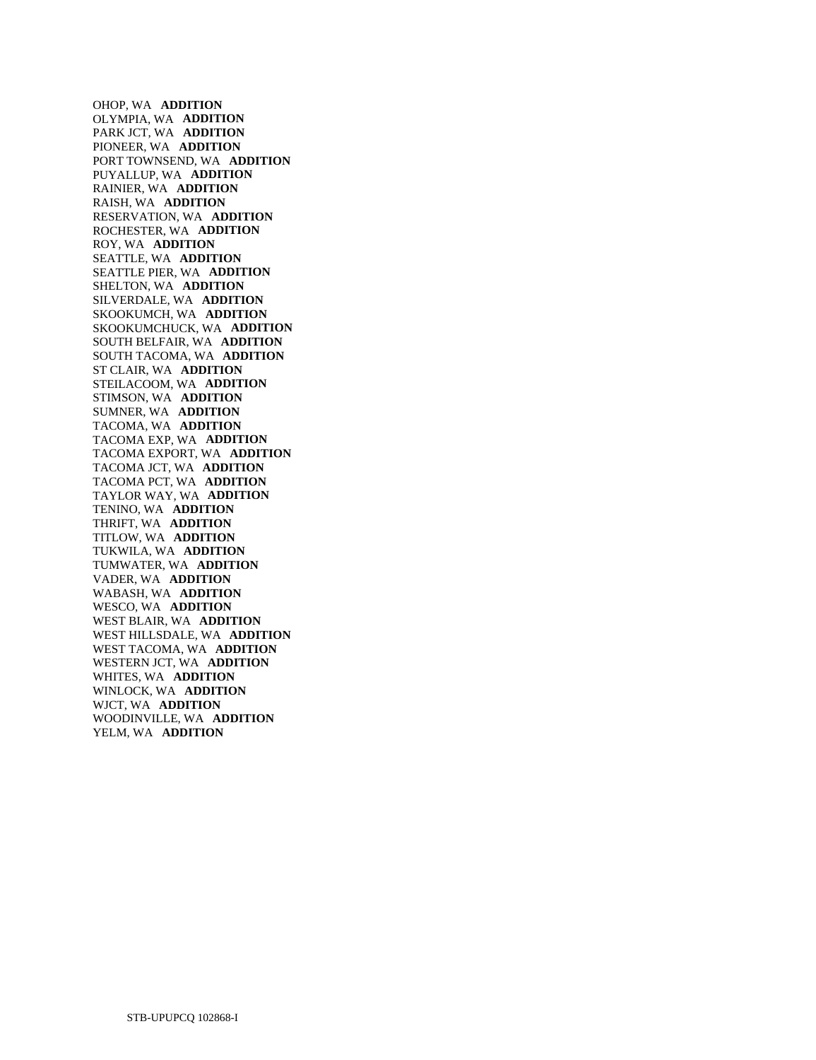OHOP, WA **ADDITION**
OLYMPIA, WA **ADDITION**
PARK JCT, WA **ADDITION**
PIONEER, WA **ADDITION**
PORT TOWNSEND, WA **ADDITION**
PUYALLUP, WA **ADDITION**
RAINIER, WA **ADDITION**
RAISH, WA **ADDITION**
RESERVATION, WA **ADDITION**
ROCHESTER, WA **ADDITION**
ROY, WA **ADDITION**
SEATTLE, WA **ADDITION**
SEATTLE PIER, WA **ADDITION**
SHELTON, WA **ADDITION**
SILVERDALE, WA **ADDITION**
SKOOKUMCH, WA **ADDITION**
SKOOKUMCHUCK, WA **ADDITION**
SOUTH BELFAIR, WA **ADDITION**
SOUTH TACOMA, WA **ADDITION**
ST CLAIR, WA **ADDITION**
STEILACOOM, WA **ADDITION**
STIMSON, WA **ADDITION**
SUMNER, WA **ADDITION**
TACOMA, WA **ADDITION**
TACOMA EXP, WA **ADDITION**
TACOMA EXPORT, WA **ADDITION**
TACOMA JCT, WA **ADDITION**
TACOMA PCT, WA **ADDITION**
TAYLOR WAY, WA **ADDITION**
TENINO, WA **ADDITION**
THRIFT, WA **ADDITION**
TITLOW, WA **ADDITION**
TUKWILA, WA **ADDITION**
TUMWATER, WA **ADDITION**
VADER, WA **ADDITION**
WABASH, WA **ADDITION**
WESCO, WA **ADDITION**
WEST BLAIR, WA **ADDITION**
WEST HILLSDALE, WA **ADDITION**
WEST TACOMA, WA **ADDITION**
WESTERN JCT, WA **ADDITION**
WHITES, WA **ADDITION**
WINLOCK, WA **ADDITION**
WJCT, WA **ADDITION**
WOODINVILLE, WA **ADDITION**
YELM, WA **ADDITION**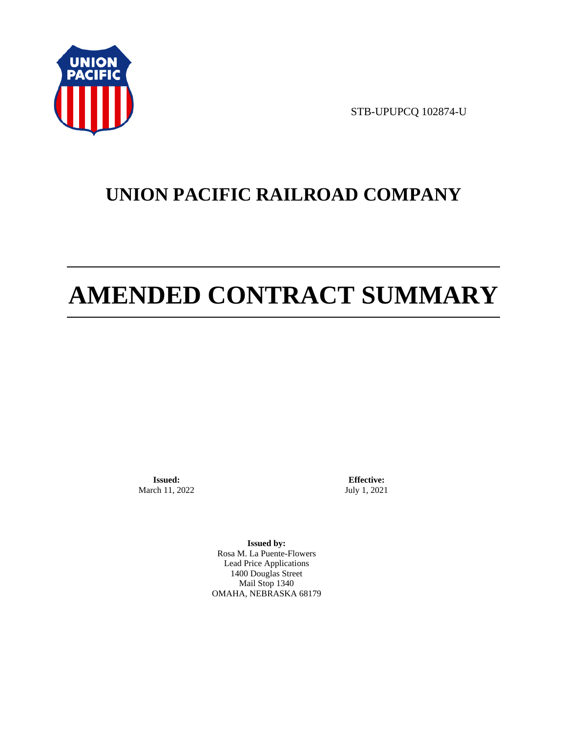STB-UPUPCQ 102874-U

# UNION PACIFIC RAILROAD COMPANY

# AMENDED CONTRACT SUMMARY

**Issued:**
March 11, 2022

**Effective:**
July 1, 2021

**Issued by:**
Rosa M. La Puente-Flowers
Lead Price Applications
1400 Douglas Street
Mail Stop 1340
OMAHA, NEBRASKA 68179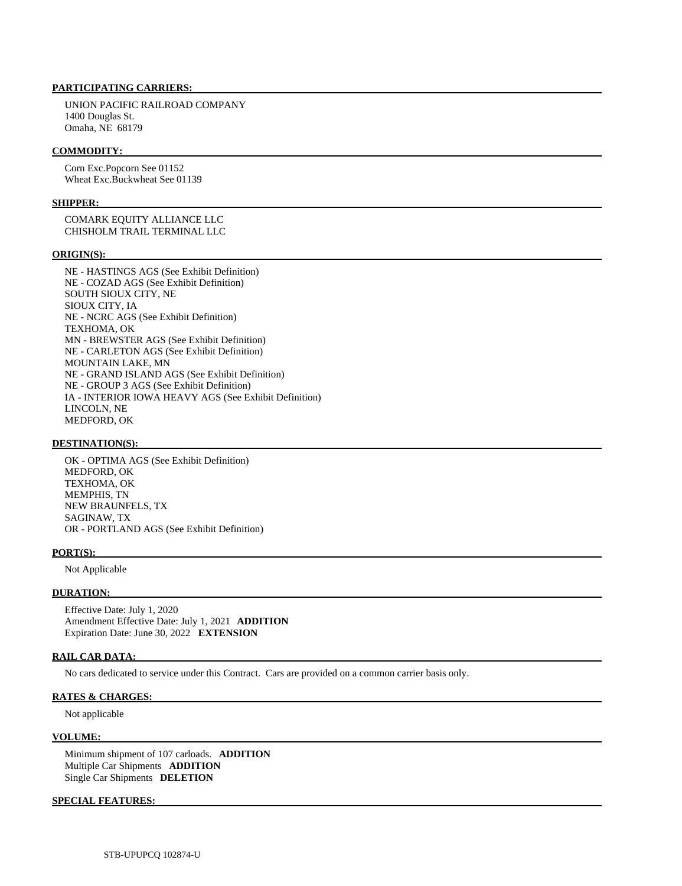**PARTICIPATING CARRIERS:**

UNION PACIFIC RAILROAD COMPANY
1400 Douglas St.
Omaha, NE 68179

**COMMODITY:**

Corn Exc.Popcorn See 01152
Wheat Exc.Buckwheat See 01139

**SHIPPER:**

COMARK EQUITY ALLIANCE LLC
CHISHOLM TRAIL TERMINAL LLC

**ORIGIN(S):**

NE - HASTINGS AGS (See Exhibit Definition)
NE - COZAD AGS (See Exhibit Definition)
SOUTH SIOUX CITY, NE
SIOUX CITY, IA
NE - NCRC AGS (See Exhibit Definition)
TEXHOMA, OK
MN - BREWSTER AGS (See Exhibit Definition)
NE - CARLETON AGS (See Exhibit Definition)
MOUNTAIN LAKE, MN
NE - GRAND ISLAND AGS (See Exhibit Definition)
NE - GROUP 3 AGS (See Exhibit Definition)
IA - INTERIOR IOWA HEAVY AGS (See Exhibit Definition)
LINCOLN, NE
MEDFORD, OK

**DESTINATION(S):**

OK - OPTIMA AGS (See Exhibit Definition)
MEDFORD, OK
TEXHOMA, OK
MEMPHIS, TN
NEW BRAUNFELS, TX
SAGINAW, TX
OR - PORTLAND AGS (See Exhibit Definition)

**PORT(S):**

Not Applicable

**DURATION:**

Effective Date: July 1, 2020
Amendment Effective Date: July 1, 2021 **ADDITION**
Expiration Date: June 30, 2022 **EXTENSION**

**RAIL CAR DATA:**

No cars dedicated to service under this Contract. Cars are provided on a common carrier basis only.

**RATES & CHARGES:**

Not applicable

**VOLUME:**

Minimum shipment of 107 carloads. **ADDITION**
Multiple Car Shipments **ADDITION**
Single Car Shipments **DELETION**

**SPECIAL FEATURES:**

STB-UPUPCQ 102874-U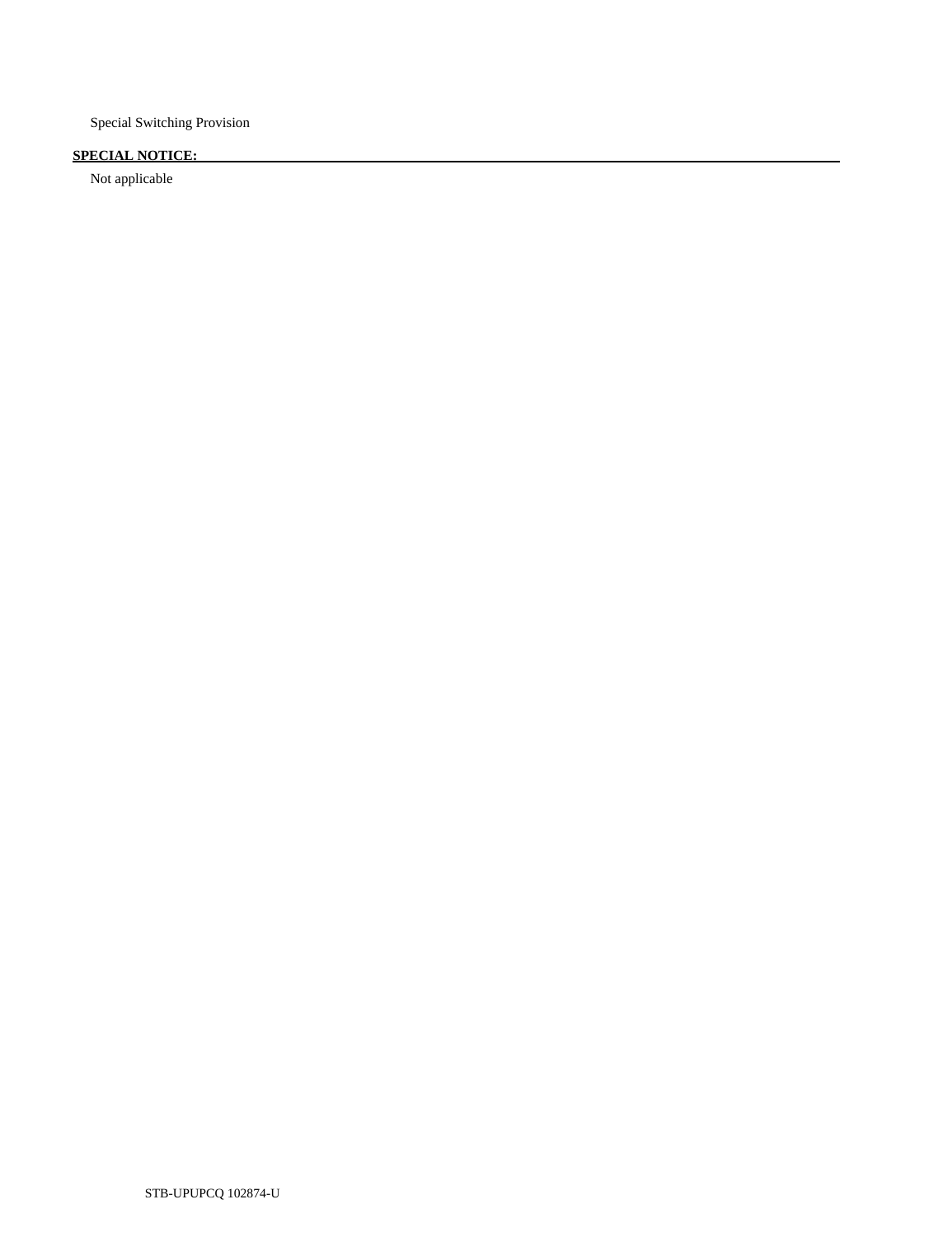Special Switching Provision

**SPECIAL NOTICE:**

Not applicable

STB-UPUPCQ 102874-U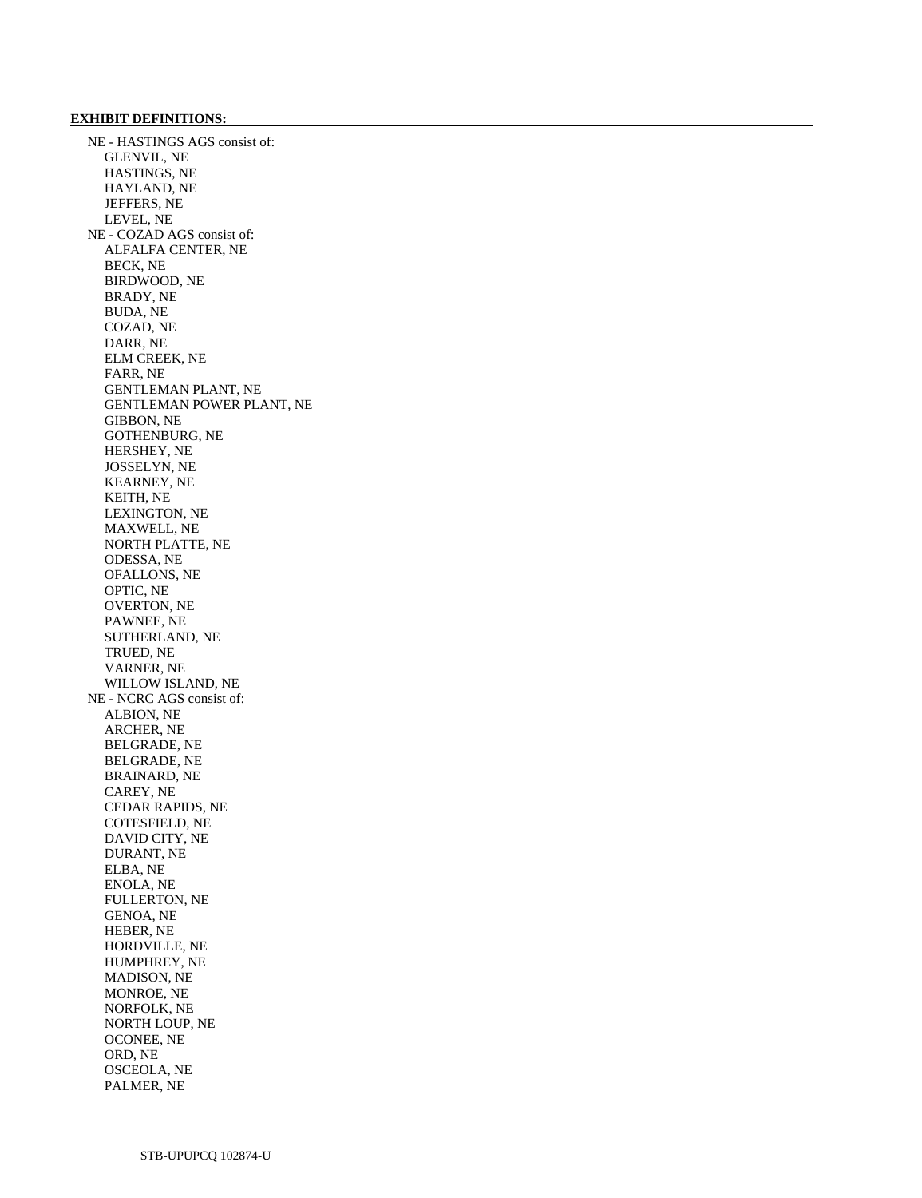**EXHIBIT DEFINITIONS:**

- NE - HASTINGS AGS consist of:
  - GLENVIL, NE
  - HASTINGS, NE
  - HAYLAND, NE
  - JEFFERS, NE
  - LEVEL, NE
- NE - COZAD AGS consist of:
  - ALFALFA CENTER, NE
  - BECK, NE
  - BIRDWOOD, NE
  - BRADY, NE
  - BUDA, NE
  - COZAD, NE
  - DARR, NE
  - ELM CREEK, NE
  - FARR, NE
  - GENTLEMAN PLANT, NE
  - GENTLEMAN POWER PLANT, NE
  - GIBBON, NE
  - GOTHENBURG, NE
  - HERSHEY, NE
  - JOSSELYN, NE
  - KEARNEY, NE
  - KEITH, NE
  - LEXINGTON, NE
  - MAXWELL, NE
  - NORTH PLATTE, NE
  - ODESSA, NE
  - OFALLONS, NE
  - OPTIC, NE
  - OVERTON, NE
  - PAWNEE, NE
  - SUTHERLAND, NE
  - TRUED, NE
  - VARNER, NE
  - WILLOW ISLAND, NE
- NE - NCRC AGS consist of:
  - ALBION, NE
  - ARCHER, NE
  - BELGRADE, NE
  - BELGRADE, NE
  - BRAINARD, NE
  - CAREY, NE
  - CEDAR RAPIDS, NE
  - COTESFIELD, NE
  - DAVID CITY, NE
  - DURANT, NE
  - ELBA, NE
  - ENOLA, NE
  - FULLERTON, NE
  - GENOA, NE
  - HEBER, NE
  - HORDVILLE, NE
  - HUMPHREY, NE
  - MADISON, NE
  - MONROE, NE
  - NORFOLK, NE
  - NORTH LOUP, NE
  - OCONEE, NE
  - ORD, NE
  - OSCEOLA, NE
  - PALMER, NE

STB-UPUPCQ 102874-U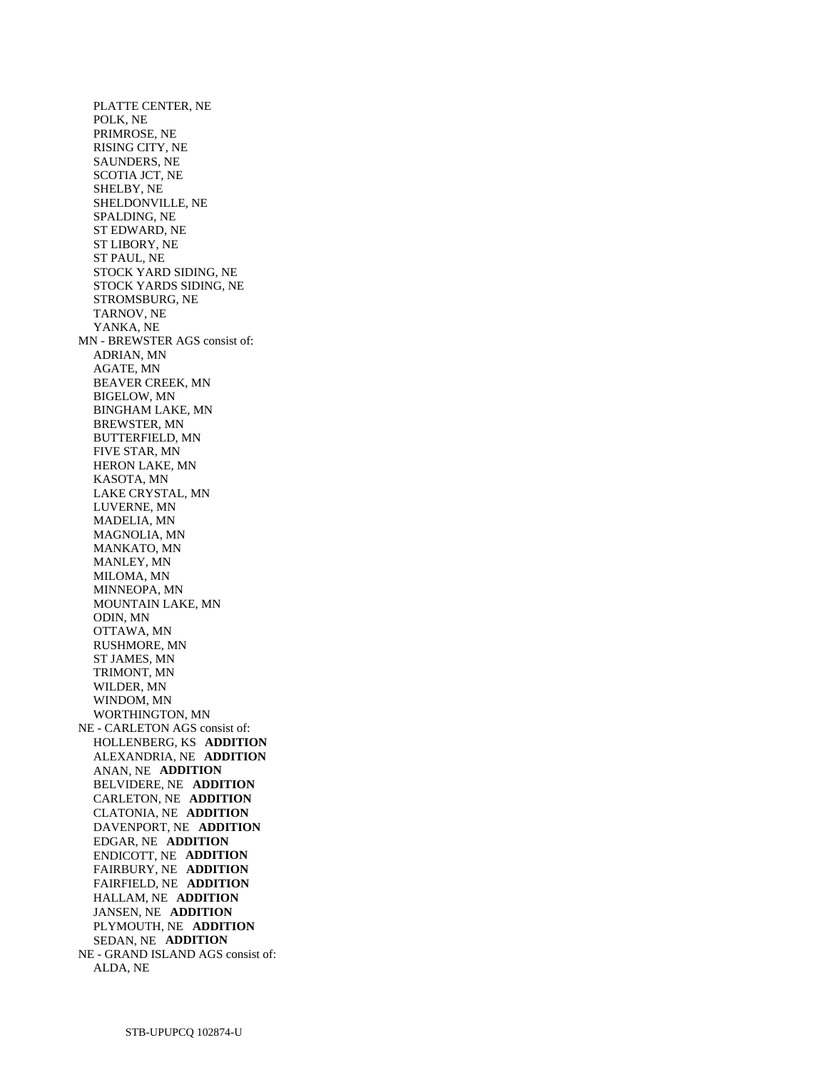PLATTE CENTER, NE
POLK, NE
PRIMROSE, NE
RISING CITY, NE
SAUNDERS, NE
SCOTIA JCT, NE
SHELBY, NE
SHELDONVILLE, NE
SPALDING, NE
ST EDWARD, NE
ST LIBORY, NE
ST PAUL, NE
STOCK YARD SIDING, NE
STOCK YARDS SIDING, NE
STROMSBURG, NE
TARNOV, NE
YANKA, NE

MN - BREWSTER AGS consist of:
ADRIAN, MN
AGATE, MN
BEAVER CREEK, MN
BIGELOW, MN
BINGHAM LAKE, MN
BREWSTER, MN
BUTTERFIELD, MN
FIVE STAR, MN
HERON LAKE, MN
KASOTA, MN
LAKE CRYSTAL, MN
LUVERNE, MN
MADELIA, MN
MAGNOLIA, MN
MANKATO, MN
MANLEY, MN
MILOMA, MN
MINNEOPA, MN
MOUNTAIN LAKE, MN
ODIN, MN
OTTAWA, MN
RUSHMORE, MN
ST JAMES, MN
TRIMONT, MN
WILDER, MN
WINDOM, MN
WORTHINGTON, MN

NE - CARLETON AGS consist of:
HOLLENBERG, KS **ADDITION**
ALEXANDRIA, NE **ADDITION**
ANAN, NE **ADDITION**
BELVIDERE, NE **ADDITION**
CARLETON, NE **ADDITION**
CLATONIA, NE **ADDITION**
DAVENPORT, NE **ADDITION**
EDGAR, NE **ADDITION**
ENDICOTT, NE **ADDITION**
FAIRBURY, NE **ADDITION**
FAIRFIELD, NE **ADDITION**
HALLAM, NE **ADDITION**
JANSEN, NE **ADDITION**
PLYMOUTH, NE **ADDITION**
SEDAN, NE **ADDITION**

NE - GRAND ISLAND AGS consist of:
ALDA, NE

STB-UPUPCQ 102874-U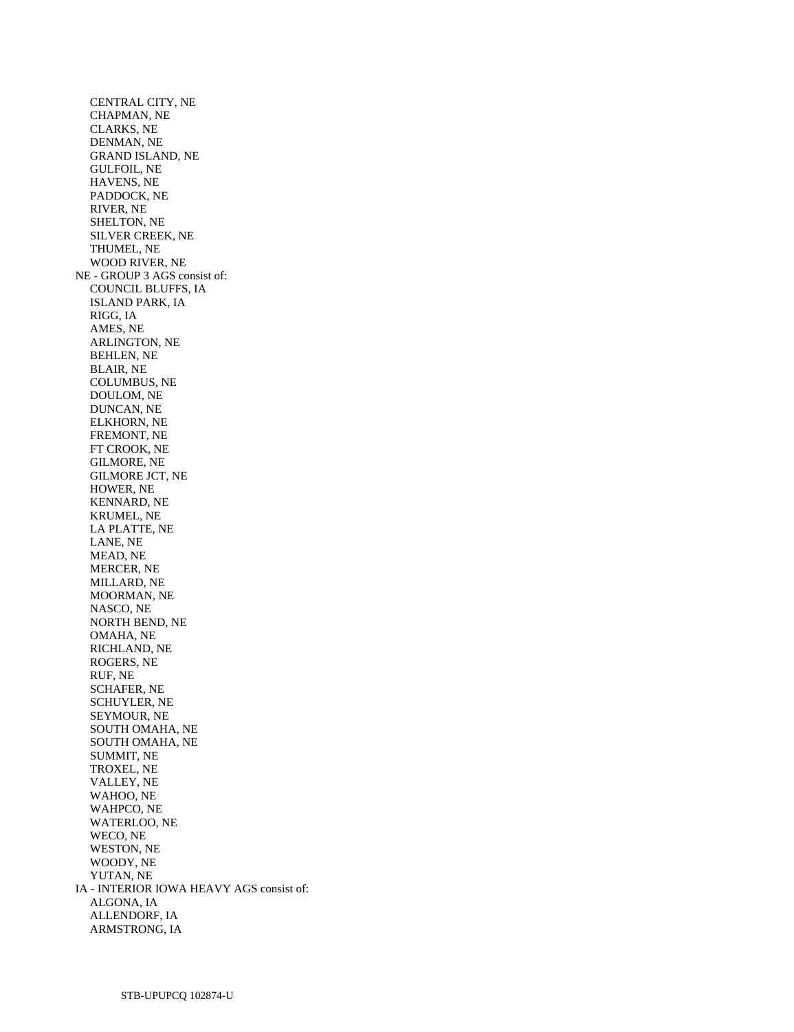CENTRAL CITY, NE
CHAPMAN, NE
CLARKS, NE
DENMAN, NE
GRAND ISLAND, NE
GULFOIL, NE
HAVENS, NE
PADDOCK, NE
RIVER, NE
SHELTON, NE
SILVER CREEK, NE
THUMEL, NE
WOOD RIVER, NE

NE - GROUP 3 AGS consist of:
COUNCIL BLUFFS, IA
ISLAND PARK, IA
RIGG, IA
AMES, NE
ARLINGTON, NE
BEHLEN, NE
BLAIR, NE
COLUMBUS, NE
DOULOM, NE
DUNCAN, NE
ELKHORN, NE
FREMONT, NE
FT CROOK, NE
GILMORE, NE
GILMORE JCT, NE
HOWER, NE
KENNARD, NE
KRUMEL, NE
LA PLATTE, NE
LANE, NE
MEAD, NE
MERCER, NE
MILLARD, NE
MOORMAN, NE
NASCO, NE
NORTH BEND, NE
OMAHA, NE
RICHLAND, NE
ROGERS, NE
RUF, NE
SCHAFER, NE
SCHUYLER, NE
SEYMOUR, NE
SOUTH OMAHA, NE
SOUTH OMAHA, NE
SUMMIT, NE
TROXEL, NE
VALLEY, NE
WAHOO, NE
WAHPCO, NE
WATERLOO, NE
WECO, NE
WESTON, NE
WOODY, NE
YUTAN, NE

IA - INTERIOR IOWA HEAVY AGS consist of:
ALGONA, IA
ALLENDORF, IA
ARMSTRONG, IA

STB-UPUPCQ 102874-U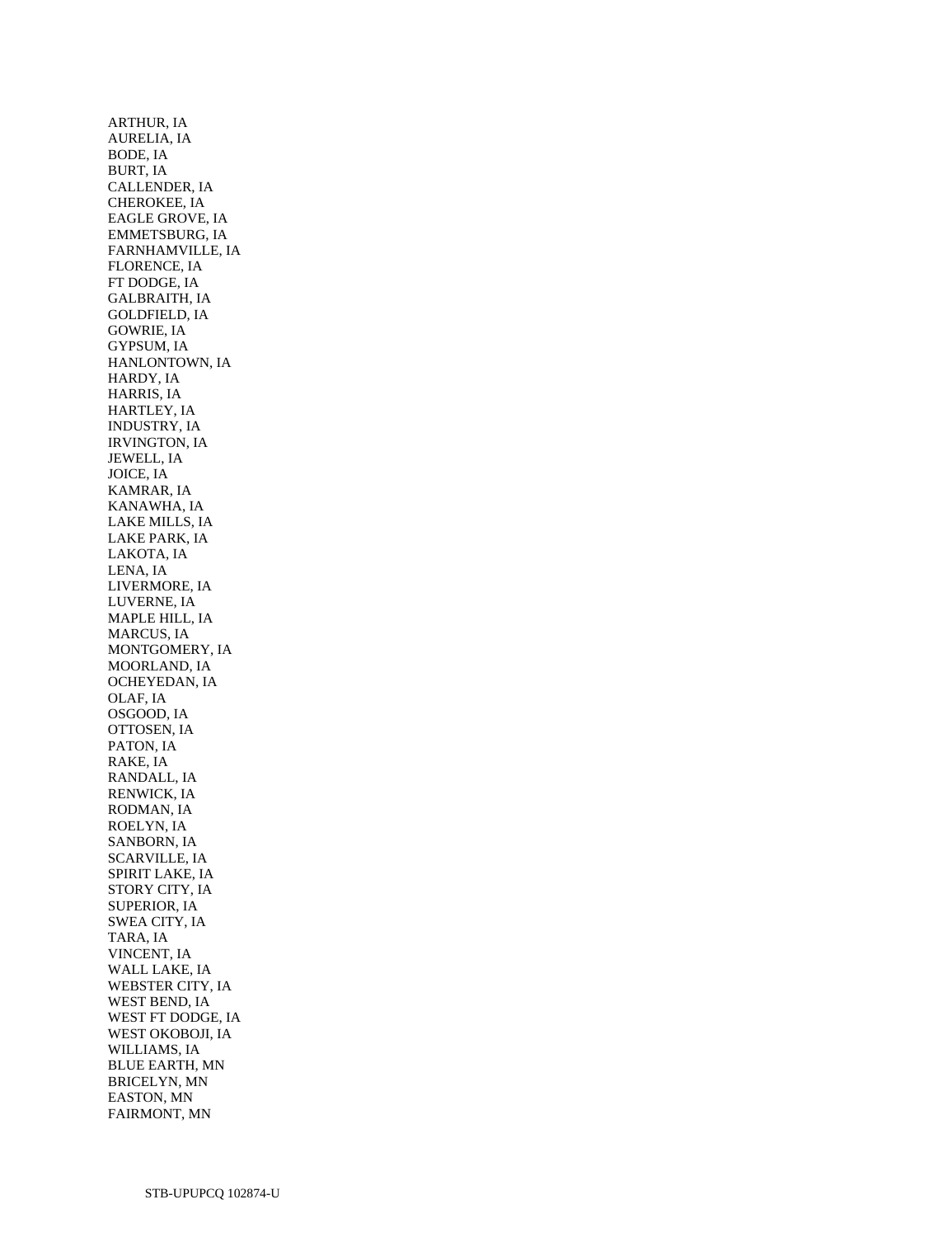ARTHUR, IA
AURELIA, IA
BODE, IA
BURT, IA
CALLENDER, IA
CHEROKEE, IA
EAGLE GROVE, IA
EMMETSBURG, IA
FARNHAMVILLE, IA
FLORENCE, IA
FT DODGE, IA
GALBRAITH, IA
GOLDFIELD, IA
GOWRIE, IA
GYPSUM, IA
HANLONTOWN, IA
HARDY, IA
HARRIS, IA
HARTLEY, IA
INDUSTRY, IA
IRVINGTON, IA
JEWELL, IA
JOICE, IA
KAMRAR, IA
KANAWHA, IA
LAKE MILLS, IA
LAKE PARK, IA
LAKOTA, IA
LENA, IA
LIVERMORE, IA
LUVERNE, IA
MAPLE HILL, IA
MARCUS, IA
MONTGOMERY, IA
MOORLAND, IA
OCHEYEDAN, IA
OLAF, IA
OSGOOD, IA
OTTOSEN, IA
PATON, IA
RAKE, IA
RANDALL, IA
RENWICK, IA
RODMAN, IA
ROELYN, IA
SANBORN, IA
SCARVILLE, IA
SPIRIT LAKE, IA
STORY CITY, IA
SUPERIOR, IA
SWEA CITY, IA
TARA, IA
VINCENT, IA
WALL LAKE, IA
WEBSTER CITY, IA
WEST BEND, IA
WEST FT DODGE, IA
WEST OKOBOJI, IA
WILLIAMS, IA
BLUE EARTH, MN
BRICELYN, MN
EASTON, MN
FAIRMONT, MN

STB-UPUPCQ 102874-U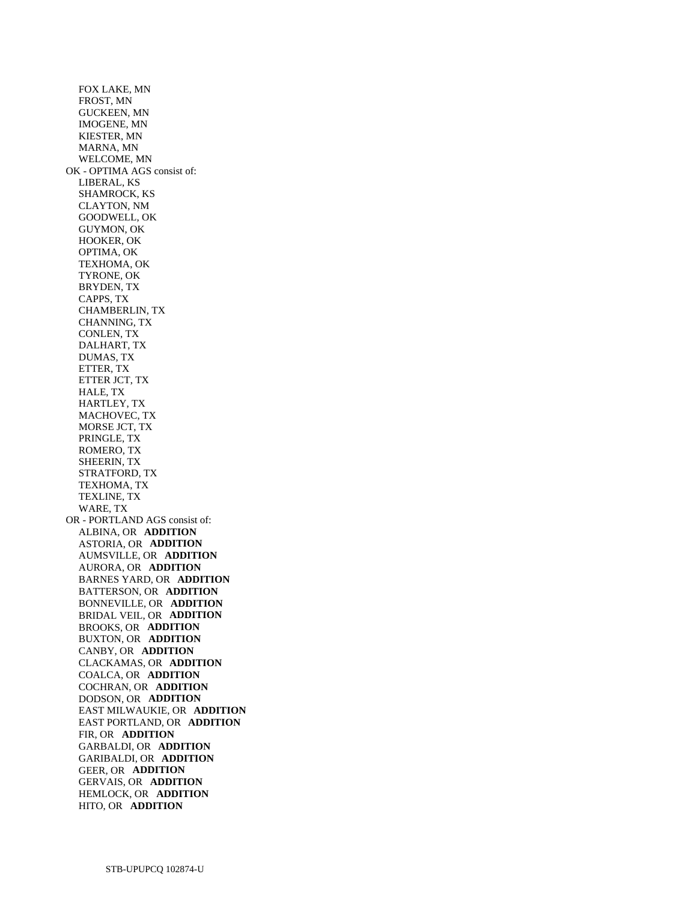FOX LAKE, MN
FROST, MN
GUCKEEN, MN
IMOGENE, MN
KIESTER, MN
MARNA, MN
WELCOME, MN

OK - OPTIMA AGS consist of:
LIBERAL, KS
SHAMROCK, KS
CLAYTON, NM
GOODWELL, OK
GUYMON, OK
HOOKER, OK
OPTIMA, OK
TEXHOMA, OK
TYRONE, OK
BRYDEN, TX
CAPPS, TX
CHAMBERLIN, TX
CHANNING, TX
CONLEN, TX
DALHART, TX
DUMAS, TX
ETTER, TX
ETTER JCT, TX
HALE, TX
HARTLEY, TX
MACHOVEC, TX
MORSE JCT, TX
PRINGLE, TX
ROMERO, TX
SHEERIN, TX
STRATFORD, TX
TEXHOMA, TX
TEXLINE, TX
WARE, TX

OR - PORTLAND AGS consist of:
ALBINA, OR **ADDITION**
ASTORIA, OR **ADDITION**
AUMSVILLE, OR **ADDITION**
AURORA, OR **ADDITION**
BARNES YARD, OR **ADDITION**
BATTERSON, OR **ADDITION**
BONNEVILLE, OR **ADDITION**
BRIDAL VEIL, OR **ADDITION**
BROOKS, OR **ADDITION**
BUXTON, OR **ADDITION**
CANBY, OR **ADDITION**
CLACKAMAS, OR **ADDITION**
COALCA, OR **ADDITION**
COCHRAN, OR **ADDITION**
DODSON, OR **ADDITION**
EAST MILWAUKIE, OR **ADDITION**
EAST PORTLAND, OR **ADDITION**
FIR, OR **ADDITION**
GARBALDI, OR **ADDITION**
GARIBALDI, OR **ADDITION**
GEER, OR **ADDITION**
GERVAIS, OR **ADDITION**
HEMLOCK, OR **ADDITION**
HITO, OR **ADDITION**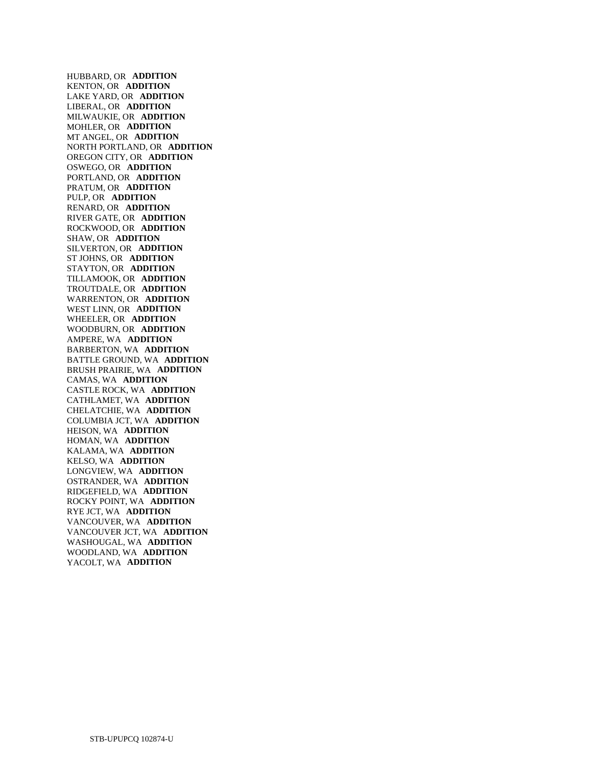HUBBARD, OR **ADDITION**
KENTON, OR **ADDITION**
LAKE YARD, OR **ADDITION**
LIBERAL, OR **ADDITION**
MILWAUKIE, OR **ADDITION**
MOHLER, OR **ADDITION**
MT ANGEL, OR **ADDITION**
NORTH PORTLAND, OR **ADDITION**
OREGON CITY, OR **ADDITION**
OSWEGO, OR **ADDITION**
PORTLAND, OR **ADDITION**
PRATUM, OR **ADDITION**
PULP, OR **ADDITION**
RENARD, OR **ADDITION**
RIVER GATE, OR **ADDITION**
ROCKWOOD, OR **ADDITION**
SHAW, OR **ADDITION**
SILVERTON, OR **ADDITION**
ST JOHNS, OR **ADDITION**
STAYTON, OR **ADDITION**
TILLAMOOK, OR **ADDITION**
TROUTDALE, OR **ADDITION**
WARRENTON, OR **ADDITION**
WEST LINN, OR **ADDITION**
WHEELER, OR **ADDITION**
WOODBURN, OR **ADDITION**
AMPERE, WA **ADDITION**
BARBERTON, WA **ADDITION**
BATTLE GROUND, WA **ADDITION**
BRUSH PRAIRIE, WA **ADDITION**
CAMAS, WA **ADDITION**
CASTLE ROCK, WA **ADDITION**
CATHLAMET, WA **ADDITION**
CHELATCHIE, WA **ADDITION**
COLUMBIA JCT, WA **ADDITION**
HEISON, WA **ADDITION**
HOMAN, WA **ADDITION**
KALAMA, WA **ADDITION**
KELSO, WA **ADDITION**
LONGVIEW, WA **ADDITION**
OSTRANDER, WA **ADDITION**
RIDGEFIELD, WA **ADDITION**
ROCKY POINT, WA **ADDITION**
RYE JCT, WA **ADDITION**
VANCOUVER, WA **ADDITION**
VANCOUVER JCT, WA **ADDITION**
WASHOUGAL, WA **ADDITION**
WOODLAND, WA **ADDITION**
YACOLT, WA **ADDITION**

STB-UPUPCQ 102874-U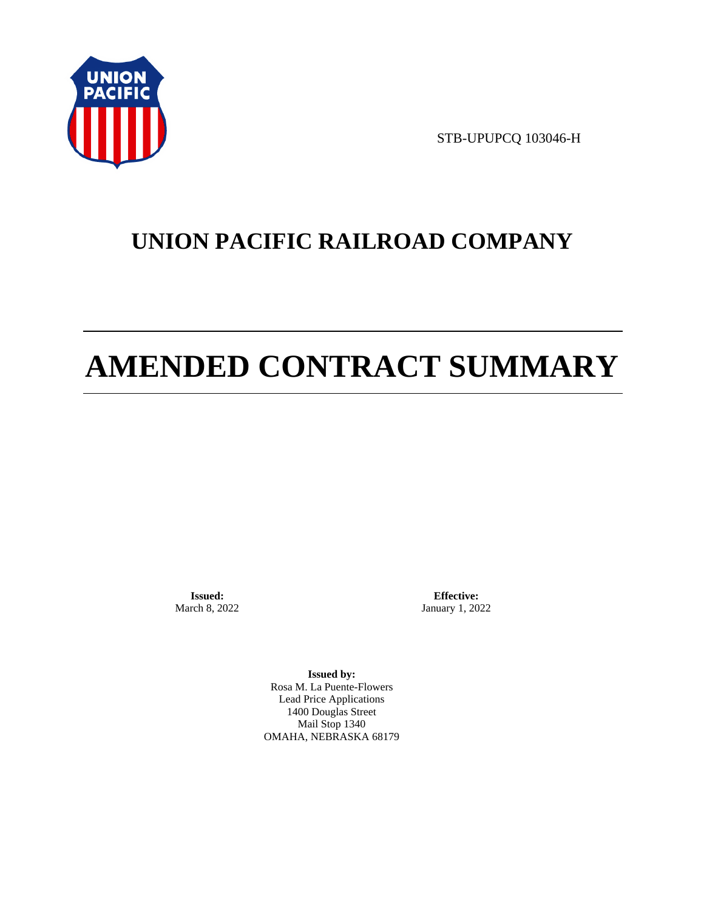STB-UPUPCQ 103046-H

# UNION PACIFIC RAILROAD COMPANY

# AMENDED CONTRACT SUMMARY

**Issued:**
March 8, 2022

**Effective:**
January 1, 2022

**Issued by:**
Rosa M. La Puente-Flowers
Lead Price Applications
1400 Douglas Street
Mail Stop 1340
OMAHA, NEBRASKA 68179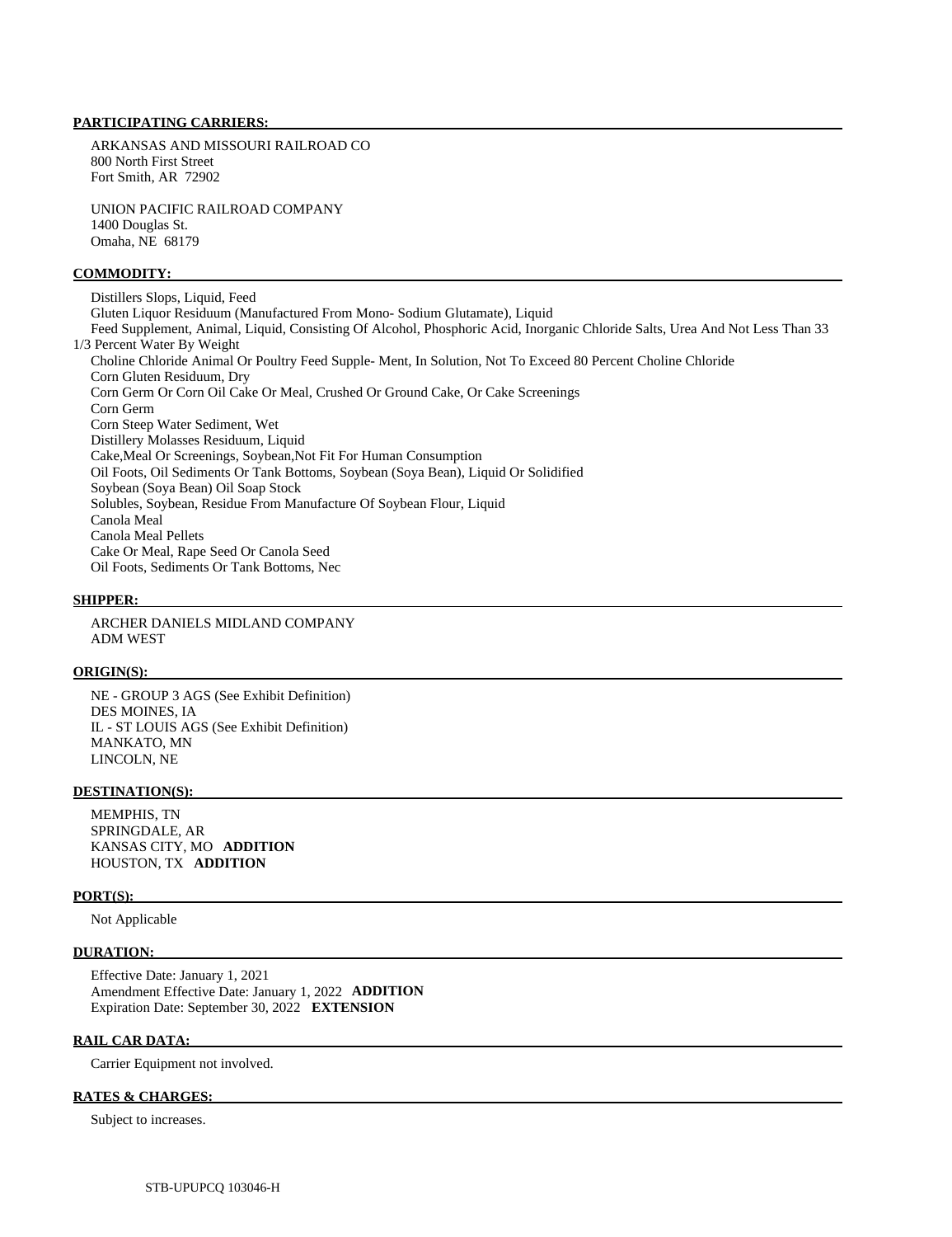**PARTICIPATING CARRIERS:**

ARKANSAS AND MISSOURI RAILROAD CO
800 North First Street
Fort Smith, AR 72902

UNION PACIFIC RAILROAD COMPANY
1400 Douglas St.
Omaha, NE 68179

**COMMODITY:**

Distillers Slops, Liquid, Feed
Gluten Liquor Residuum (Manufactured From Mono- Sodium Glutamate), Liquid
Feed Supplement, Animal, Liquid, Consisting Of Alcohol, Phosphoric Acid, Inorganic Chloride Salts, Urea And Not Less Than 33 1/3 Percent Water By Weight
Choline Chloride Animal Or Poultry Feed Supple- Ment, In Solution, Not To Exceed 80 Percent Choline Chloride
Corn Gluten Residuum, Dry
Corn Germ Or Corn Oil Cake Or Meal, Crushed Or Ground Cake, Or Cake Screenings
Corn Germ
Corn Steep Water Sediment, Wet
Distillery Molasses Residuum, Liquid
Cake,Meal Or Screenings, Soybean,Not Fit For Human Consumption
Oil Foots, Oil Sediments Or Tank Bottoms, Soybean (Soya Bean), Liquid Or Solidified
Soybean (Soya Bean) Oil Soap Stock
Solubles, Soybean, Residue From Manufacture Of Soybean Flour, Liquid
Canola Meal
Canola Meal Pellets
Cake Or Meal, Rape Seed Or Canola Seed
Oil Foots, Sediments Or Tank Bottoms, Nec

**SHIPPER:**

ARCHER DANIELS MIDLAND COMPANY
ADM WEST

**ORIGIN(S):**

NE - GROUP 3 AGS (See Exhibit Definition)
DES MOINES, IA
IL - ST LOUIS AGS (See Exhibit Definition)
MANKATO, MN
LINCOLN, NE

**DESTINATION(S):**

MEMPHIS, TN
SPRINGDALE, AR
KANSAS CITY, MO **ADDITION**
HOUSTON, TX **ADDITION**

**PORT(S):**

Not Applicable

**DURATION:**

Effective Date: January 1, 2021
Amendment Effective Date: January 1, 2022 **ADDITION**
Expiration Date: September 30, 2022 **EXTENSION**

**RAIL CAR DATA:**

Carrier Equipment not involved.

**RATES & CHARGES:**

Subject to increases.

STB-UPUPCQ 103046-H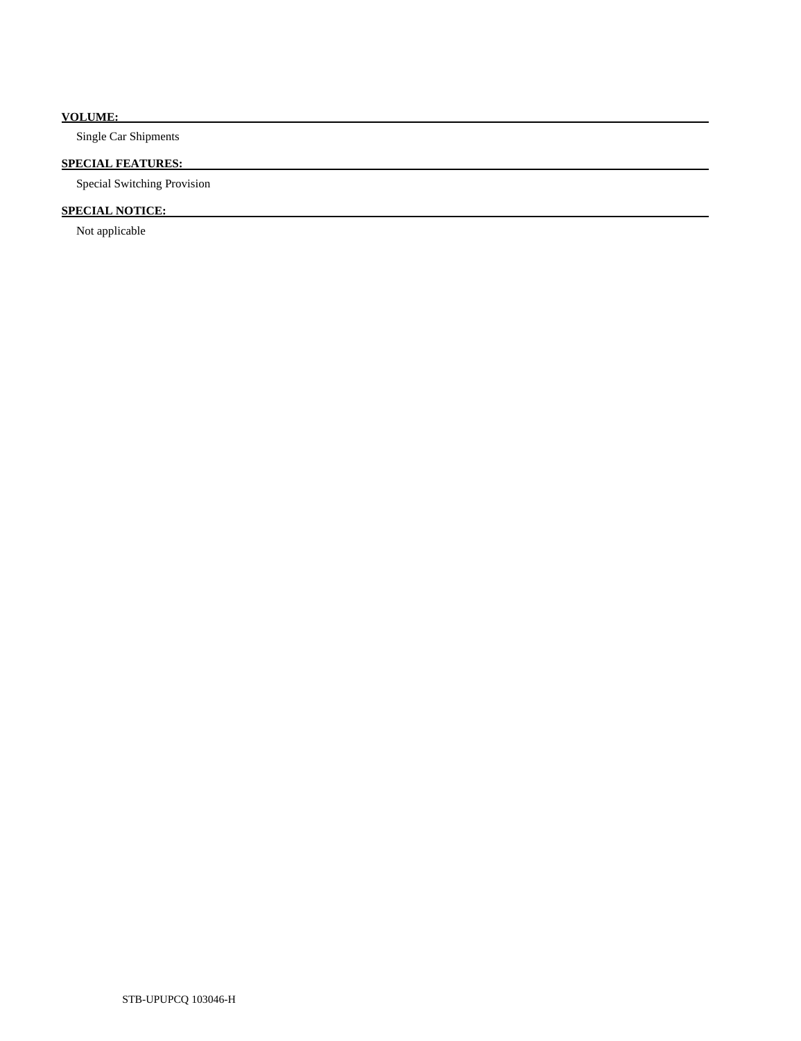**VOLUME:**

Single Car Shipments

**SPECIAL FEATURES:**

Special Switching Provision

**SPECIAL NOTICE:**

Not applicable

STB-UPUPCQ 103046-H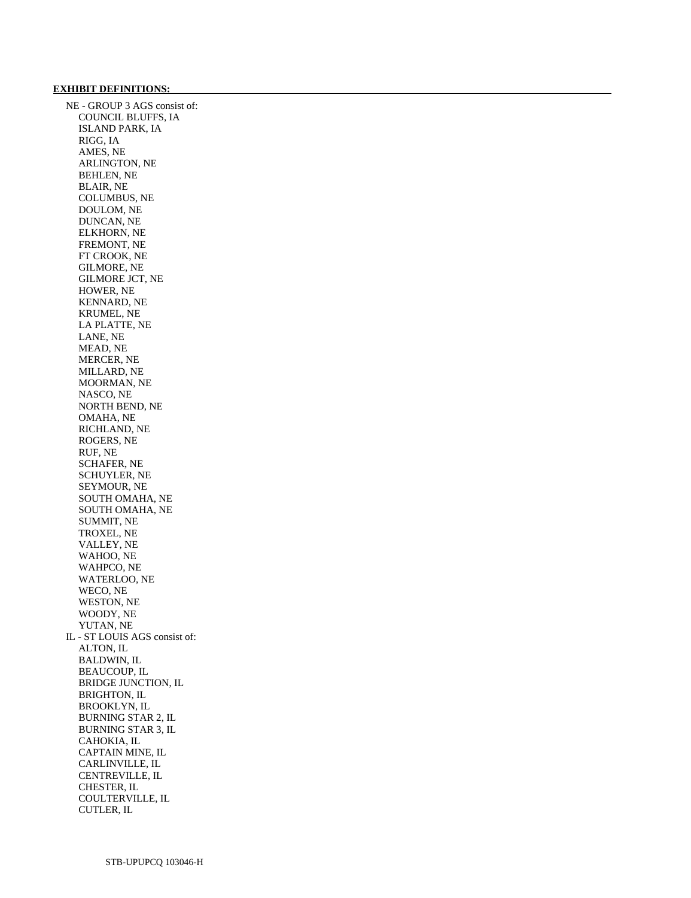**EXHIBIT DEFINITIONS:**

NE - GROUP 3 AGS consist of:
- COUNCIL BLUFFS, IA
- ISLAND PARK, IA
- RIGG, IA
- AMES, NE
- ARLINGTON, NE
- BEHLEN, NE
- BLAIR, NE
- COLUMBUS, NE
- DOULOM, NE
- DUNCAN, NE
- ELKHORN, NE
- FREMONT, NE
- FT CROOK, NE
- GILMORE, NE
- GILMORE JCT, NE
- HOWER, NE
- KENNARD, NE
- KRUMEL, NE
- LA PLATTE, NE
- LANE, NE
- MEAD, NE
- MERCER, NE
- MILLARD, NE
- MOORMAN, NE
- NASCO, NE
- NORTH BEND, NE
- OMAHA, NE
- RICHLAND, NE
- ROGERS, NE
- RUF, NE
- SCHAFER, NE
- SCHUYLER, NE
- SEYMOUR, NE
- SOUTH OMAHA, NE
- SOUTH OMAHA, NE
- SUMMIT, NE
- TROXEL, NE
- VALLEY, NE
- WAHOO, NE
- WAHPCO, NE
- WATERLOO, NE
- WECO, NE
- WESTON, NE
- WOODY, NE
- YUTAN, NE

IL - ST LOUIS AGS consist of:
- ALTON, IL
- BALDWIN, IL
- BEAUCOUP, IL
- BRIDGE JUNCTION, IL
- BRIGHTON, IL
- BROOKLYN, IL
- BURNING STAR 2, IL
- BURNING STAR 3, IL
- CAHOKIA, IL
- CAPTAIN MINE, IL
- CARLINVILLE, IL
- CENTREVILLE, IL
- CHESTER, IL
- COULTERVILLE, IL
- CUTLER, IL

STB-UPUPCQ 103046-H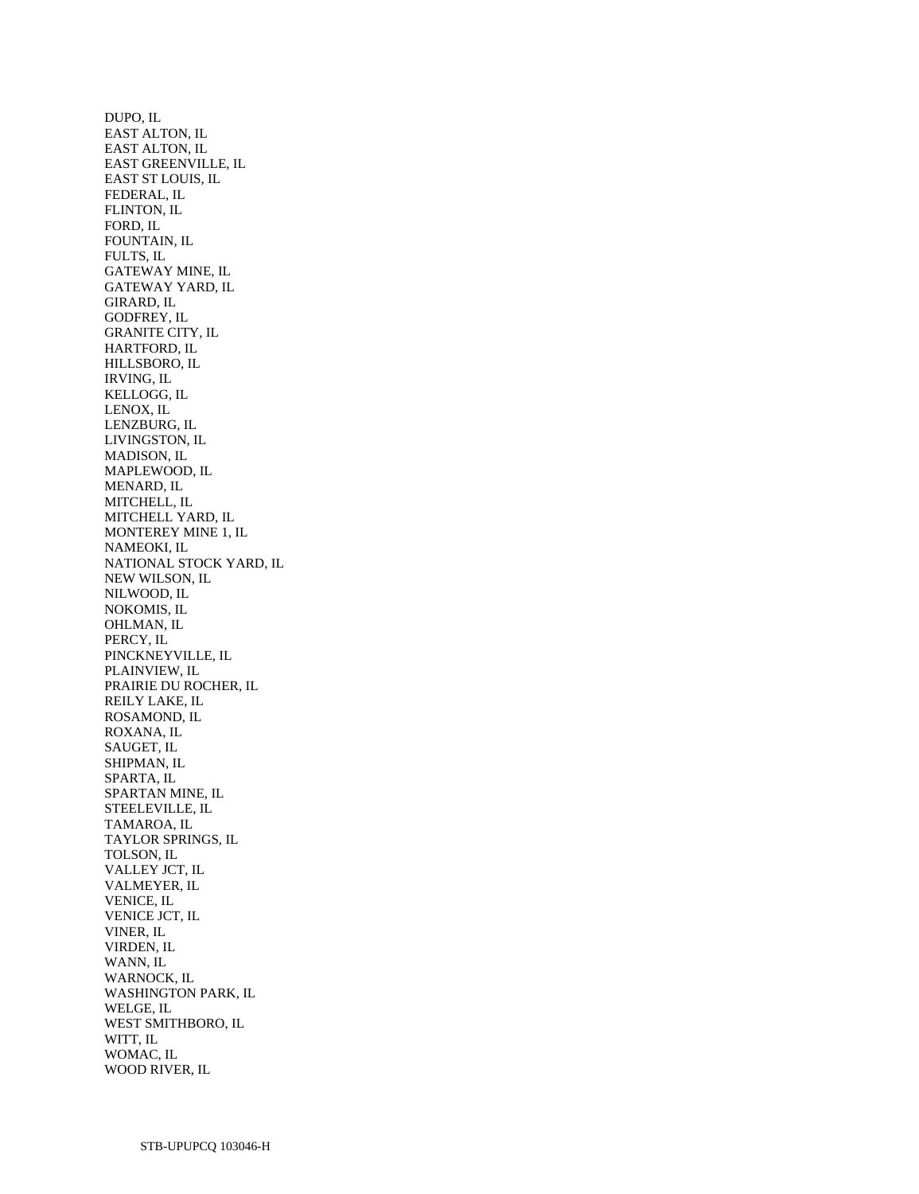DUPO, IL
EAST ALTON, IL
EAST ALTON, IL
EAST GREENVILLE, IL
EAST ST LOUIS, IL
FEDERAL, IL
FLINTON, IL
FORD, IL
FOUNTAIN, IL
FULTS, IL
GATEWAY MINE, IL
GATEWAY YARD, IL
GIRARD, IL
GODFREY, IL
GRANITE CITY, IL
HARTFORD, IL
HILLSBORO, IL
IRVING, IL
KELLOGG, IL
LENOX, IL
LENZBURG, IL
LIVINGSTON, IL
MADISON, IL
MAPLEWOOD, IL
MENARD, IL
MITCHELL, IL
MITCHELL YARD, IL
MONTEREY MINE 1, IL
NAMEOKI, IL
NATIONAL STOCK YARD, IL
NEW WILSON, IL
NILWOOD, IL
NOKOMIS, IL
OHLMAN, IL
PERCY, IL
PINCKNEYVILLE, IL
PLAINVIEW, IL
PRAIRIE DU ROCHER, IL
REILY LAKE, IL
ROSAMOND, IL
ROXANA, IL
SAUGET, IL
SHIPMAN, IL
SPARTA, IL
SPARTAN MINE, IL
STEELEVILLE, IL
TAMAROA, IL
TAYLOR SPRINGS, IL
TOLSON, IL
VALLEY JCT, IL
VALMEYER, IL
VENICE, IL
VENICE JCT, IL
VINER, IL
VIRDEN, IL
WANN, IL
WARNOCK, IL
WASHINGTON PARK, IL
WELGE, IL
WEST SMITHBORO, IL
WITT, IL
WOMAC, IL
WOOD RIVER, IL

STB-UPUPCQ 103046-H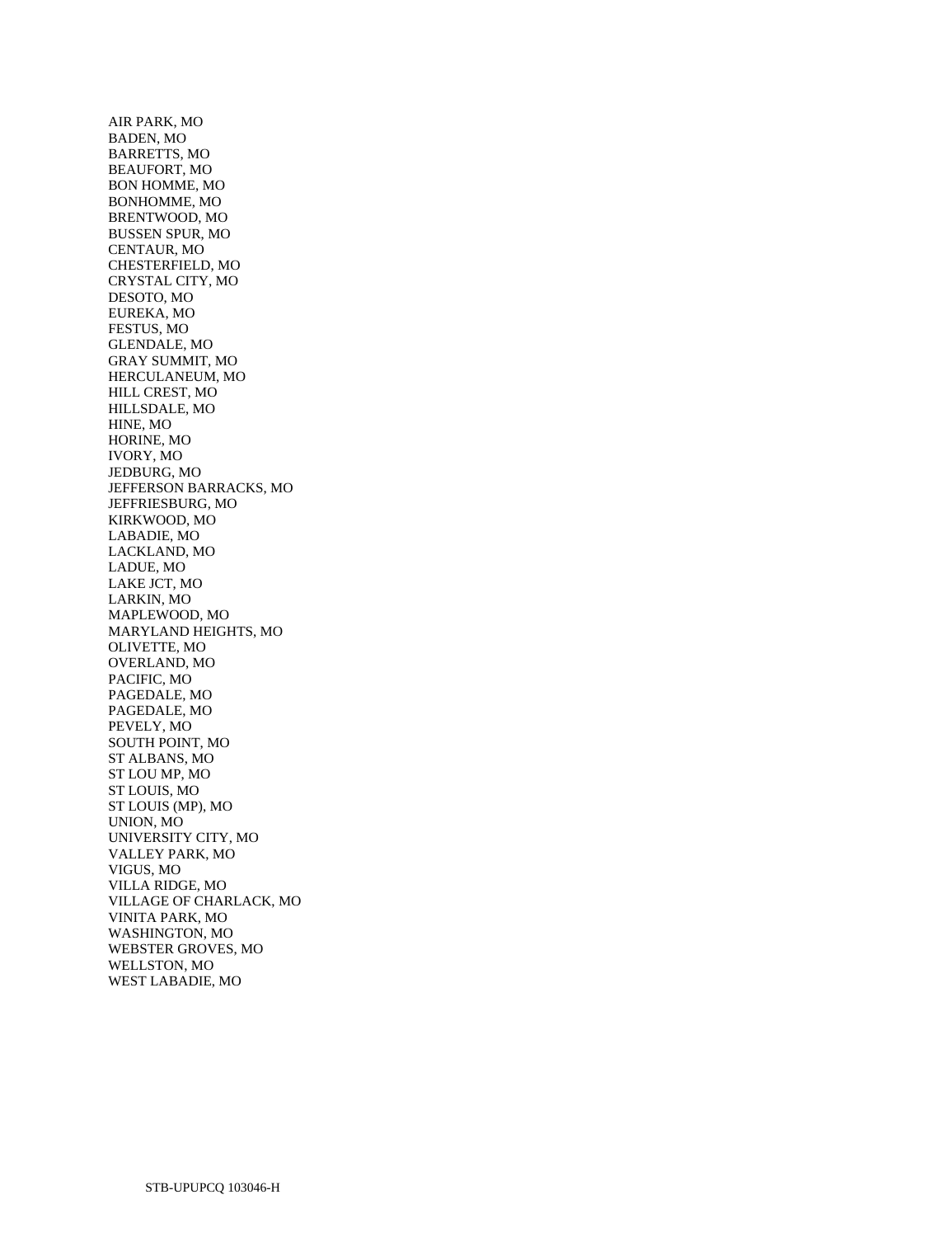AIR PARK, MO
BADEN, MO
BARRETTS, MO
BEAUFORT, MO
BON HOMME, MO
BONHOMME, MO
BRENTWOOD, MO
BUSSEN SPUR, MO
CENTAUR, MO
CHESTERFIELD, MO
CRYSTAL CITY, MO
DESOTO, MO
EUREKA, MO
FESTUS, MO
GLENDALE, MO
GRAY SUMMIT, MO
HERCULANEUM, MO
HILL CREST, MO
HILLSDALE, MO
HINE, MO
HORINE, MO
IVORY, MO
JEDBURG, MO
JEFFERSON BARRACKS, MO
JEFFRIESBURG, MO
KIRKWOOD, MO
LABADIE, MO
LACKLAND, MO
LADUE, MO
LAKE JCT, MO
LARKIN, MO
MAPLEWOOD, MO
MARYLAND HEIGHTS, MO
OLIVETTE, MO
OVERLAND, MO
PACIFIC, MO
PAGEDALE, MO
PAGEDALE, MO
PEVELY, MO
SOUTH POINT, MO
ST ALBANS, MO
ST LOU MP, MO
ST LOUIS, MO
ST LOUIS (MP), MO
UNION, MO
UNIVERSITY CITY, MO
VALLEY PARK, MO
VIGUS, MO
VILLA RIDGE, MO
VILLAGE OF CHARLACK, MO
VINITA PARK, MO
WASHINGTON, MO
WEBSTER GROVES, MO
WELLSTON, MO
WEST LABADIE, MO

STB-UPUPCQ 103046-H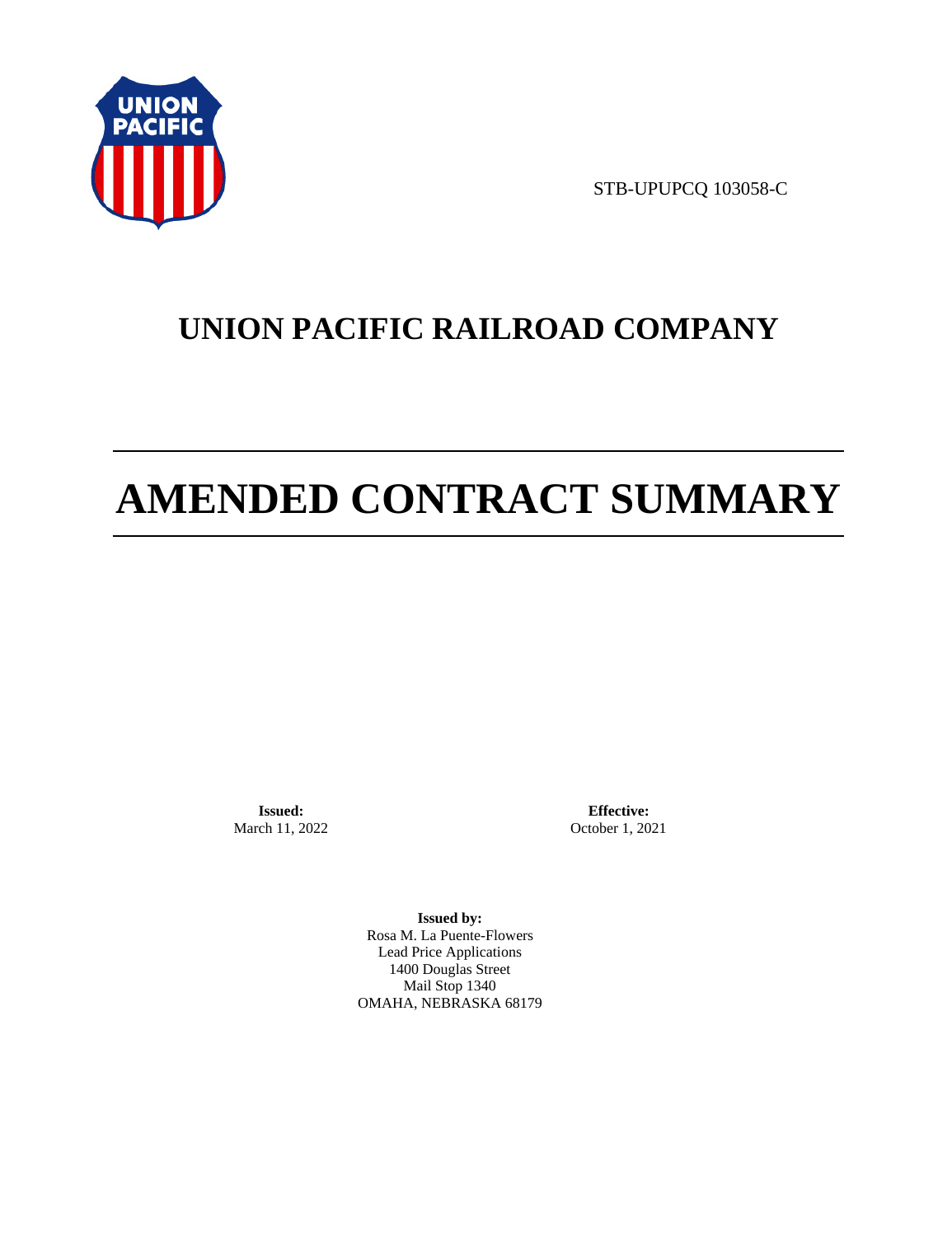STB-UPUPCQ 103058-C

# UNION PACIFIC RAILROAD COMPANY

# AMENDED CONTRACT SUMMARY

**Issued:**
March 11, 2022

**Effective:**
October 1, 2021

**Issued by:**
Rosa M. La Puente-Flowers
Lead Price Applications
1400 Douglas Street
Mail Stop 1340
OMAHA, NEBRASKA 68179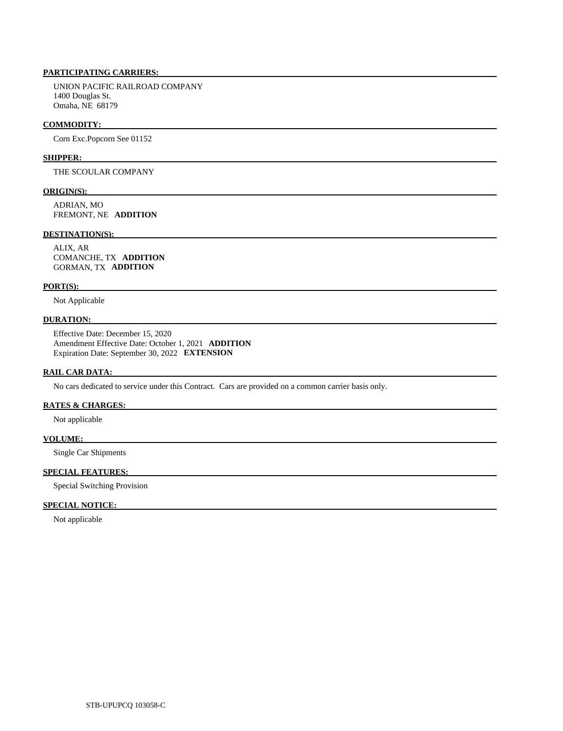**PARTICIPATING CARRIERS:**

UNION PACIFIC RAILROAD COMPANY
1400 Douglas St.
Omaha, NE 68179

**COMMODITY:**

Corn Exc.Popcorn See 01152

**SHIPPER:**

THE SCOULAR COMPANY

**ORIGIN(S):**

ADRIAN, MO
FREMONT, NE **ADDITION**

**DESTINATION(S):**

ALIX, AR
COMANCHE, TX **ADDITION**
GORMAN, TX **ADDITION**

**PORT(S):**

Not Applicable

**DURATION:**

Effective Date: December 15, 2020
Amendment Effective Date: October 1, 2021 **ADDITION**
Expiration Date: September 30, 2022 **EXTENSION**

**RAIL CAR DATA:**

No cars dedicated to service under this Contract. Cars are provided on a common carrier basis only.

**RATES & CHARGES:**

Not applicable

**VOLUME:**

Single Car Shipments

**SPECIAL FEATURES:**

Special Switching Provision

**SPECIAL NOTICE:**

Not applicable

STB-UPUPCQ 103058-C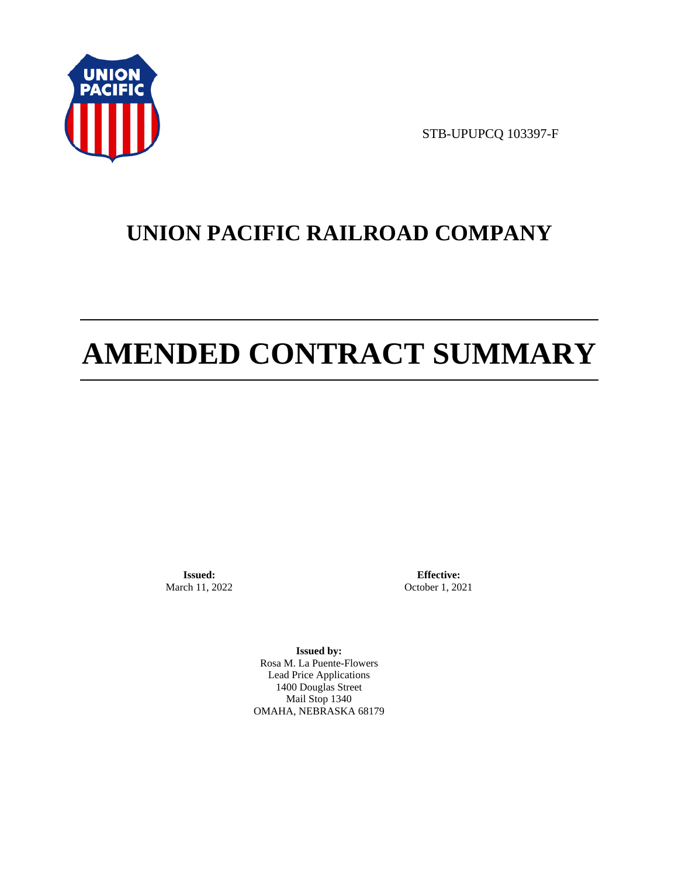STB-UPUPCQ 103397-F

# UNION PACIFIC RAILROAD COMPANY

# AMENDED CONTRACT SUMMARY

**Issued:**
March 11, 2022

**Effective:**
October 1, 2021

**Issued by:**
Rosa M. La Puente-Flowers
Lead Price Applications
1400 Douglas Street
Mail Stop 1340
OMAHA, NEBRASKA 68179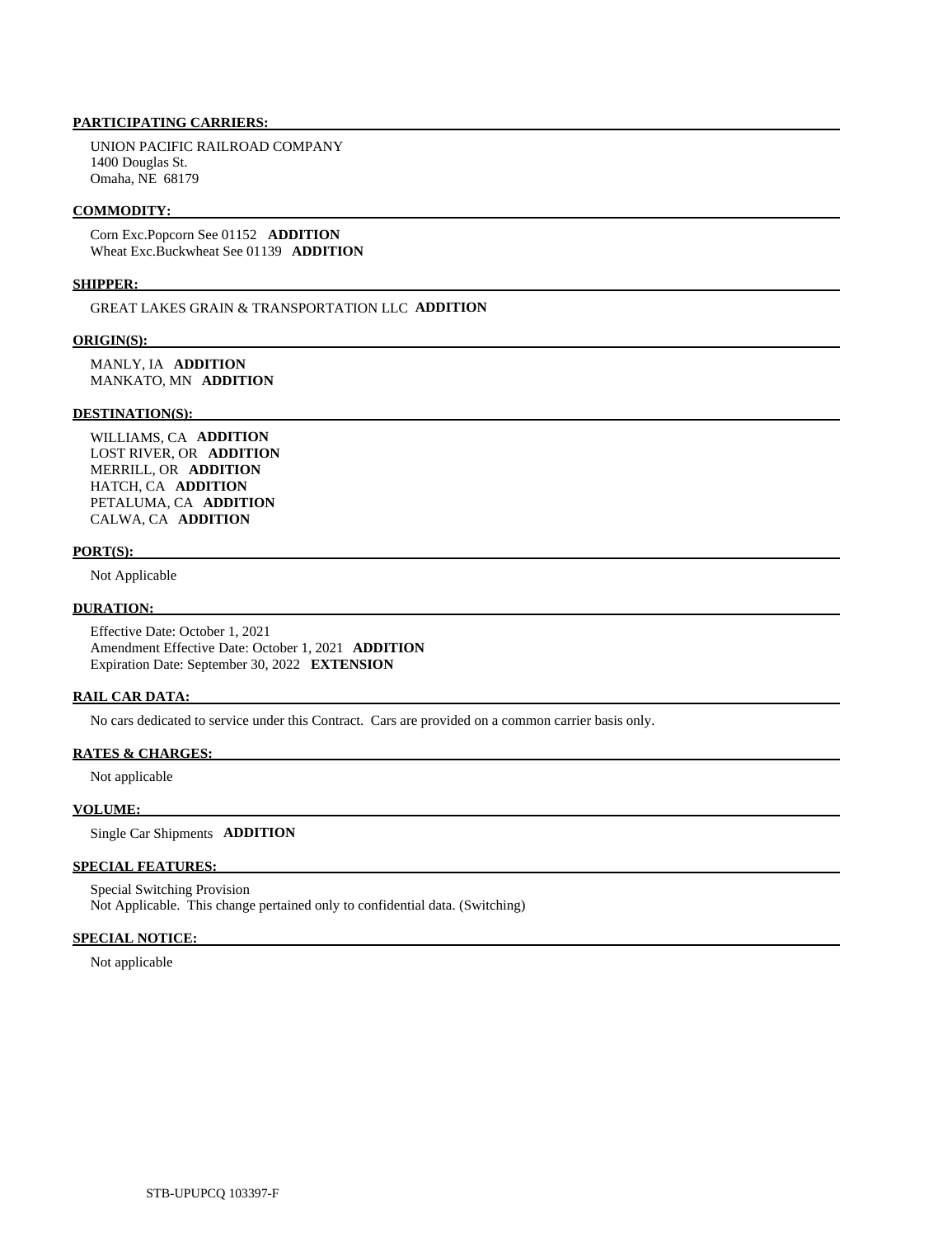**PARTICIPATING CARRIERS:**

UNION PACIFIC RAILROAD COMPANY
1400 Douglas St.
Omaha, NE 68179

**COMMODITY:**

Corn Exc.Popcorn See 01152 **ADDITION**
Wheat Exc.Buckwheat See 01139 **ADDITION**

**SHIPPER:**

GREAT LAKES GRAIN & TRANSPORTATION LLC **ADDITION**

**ORIGIN(S):**

MANLY, IA **ADDITION**
MANKATO, MN **ADDITION**

**DESTINATION(S):**

WILLIAMS, CA **ADDITION**
LOST RIVER, OR **ADDITION**
MERRILL, OR **ADDITION**
HATCH, CA **ADDITION**
PETALUMA, CA **ADDITION**
CALWA, CA **ADDITION**

**PORT(S):**

Not Applicable

**DURATION:**

Effective Date: October 1, 2021
Amendment Effective Date: October 1, 2021 **ADDITION**
Expiration Date: September 30, 2022 **EXTENSION**

**RAIL CAR DATA:**

No cars dedicated to service under this Contract. Cars are provided on a common carrier basis only.

**RATES & CHARGES:**

Not applicable

**VOLUME:**

Single Car Shipments **ADDITION**

**SPECIAL FEATURES:**

Special Switching Provision
Not Applicable. This change pertained only to confidential data. (Switching)

**SPECIAL NOTICE:**

Not applicable

STB-UPUPCQ 103397-F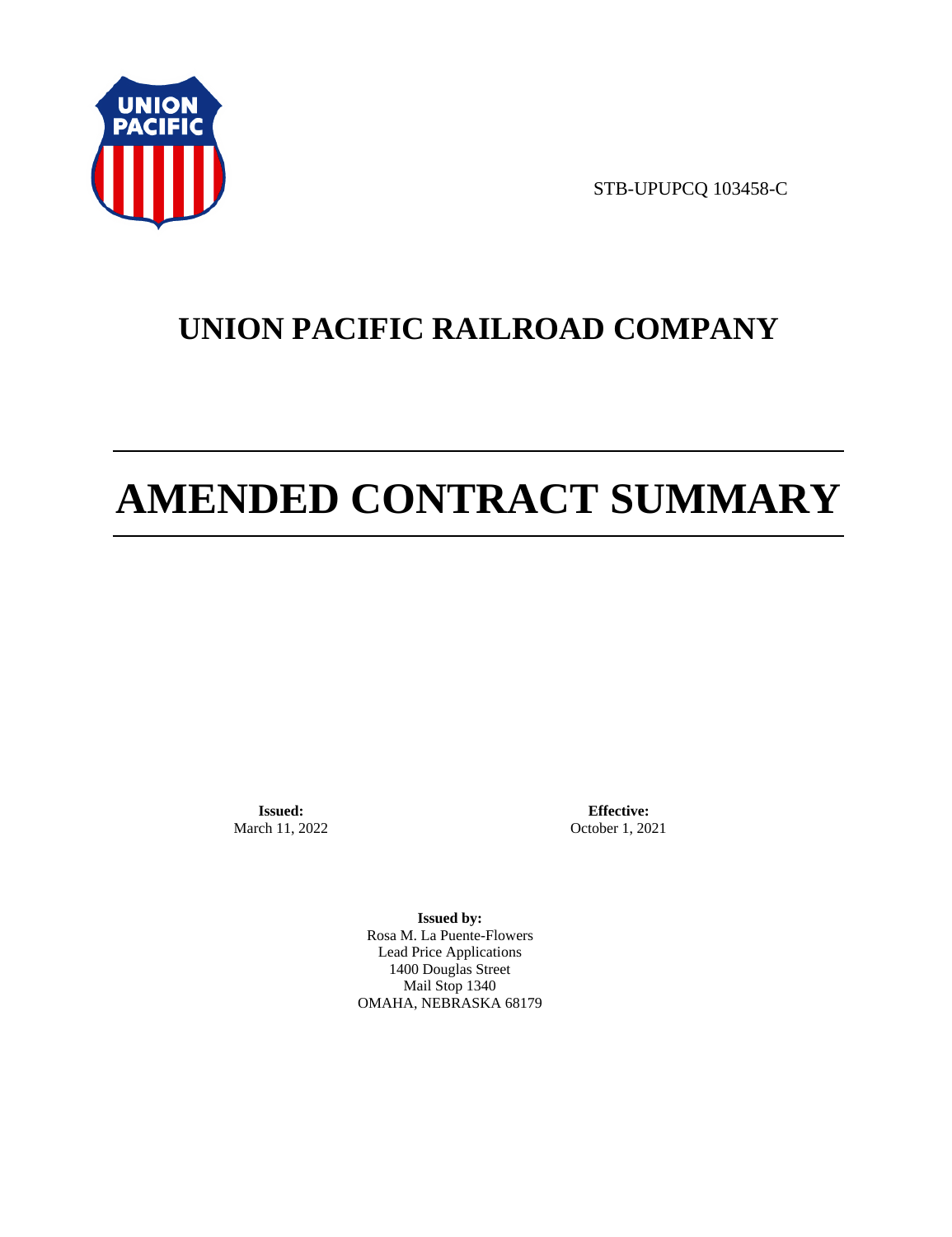STB-UPUPCQ 103458-C

# UNION PACIFIC RAILROAD COMPANY

# AMENDED CONTRACT SUMMARY

**Issued:**
March 11, 2022

**Effective:**
October 1, 2021

**Issued by:**
Rosa M. La Puente-Flowers
Lead Price Applications
1400 Douglas Street
Mail Stop 1340
OMAHA, NEBRASKA 68179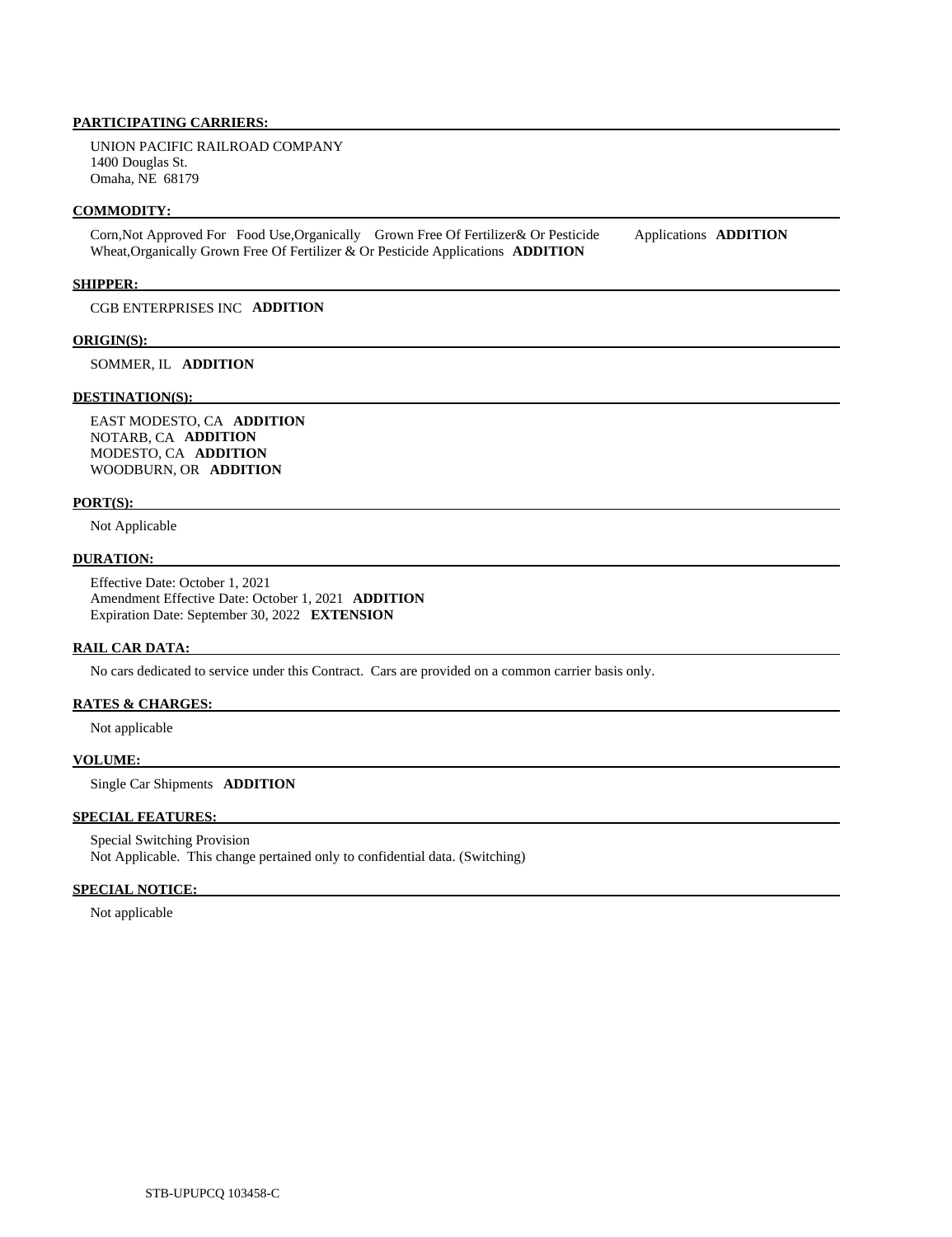**PARTICIPATING CARRIERS:**

UNION PACIFIC RAILROAD COMPANY
1400 Douglas St.
Omaha, NE 68179

**COMMODITY:**

Corn,Not Approved For Food Use,Organically Grown Free Of Fertilizer& Or Pesticide Applications **ADDITION**
Wheat,Organically Grown Free Of Fertilizer & Or Pesticide Applications **ADDITION**

**SHIPPER:**

CGB ENTERPRISES INC **ADDITION**

**ORIGIN(S):**

SOMMER, IL **ADDITION**

**DESTINATION(S):**

EAST MODESTO, CA **ADDITION**
NOTARB, CA **ADDITION**
MODESTO, CA **ADDITION**
WOODBURN, OR **ADDITION**

**PORT(S):**

Not Applicable

**DURATION:**

Effective Date: October 1, 2021
Amendment Effective Date: October 1, 2021 **ADDITION**
Expiration Date: September 30, 2022 **EXTENSION**

**RAIL CAR DATA:**

No cars dedicated to service under this Contract. Cars are provided on a common carrier basis only.

**RATES & CHARGES:**

Not applicable

**VOLUME:**

Single Car Shipments **ADDITION**

**SPECIAL FEATURES:**

Special Switching Provision
Not Applicable. This change pertained only to confidential data. (Switching)

**SPECIAL NOTICE:**

Not applicable

STB-UPUPCQ 103458-C